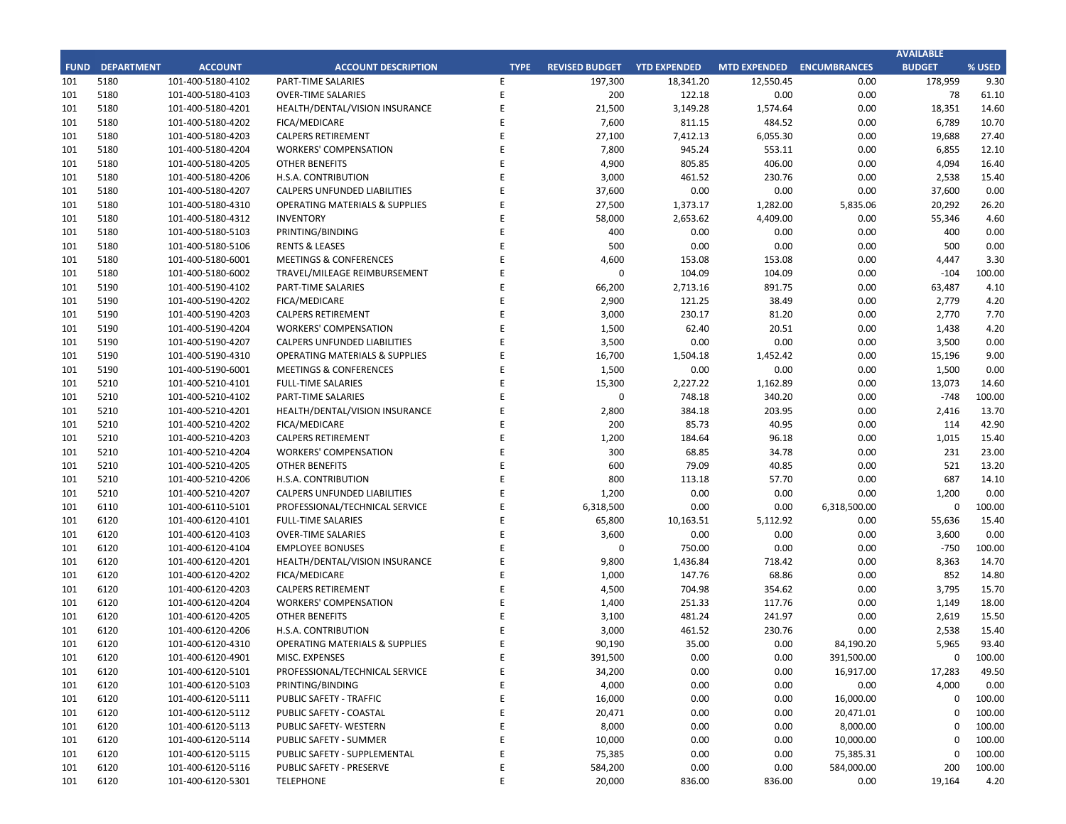| FUND | DEPARTMENT | ACCOUNT | ACCOUNT DESCRIPTION | TYPE | REVISED BUDGET | YTD EXPENDED | MTD EXPENDED | ENCUMBRANCES | AVAILABLE BUDGET | % USED |
|---|---|---|---|---|---|---|---|---|---|---|
| 101 | 5180 | 101-400-5180-4102 | PART-TIME SALARIES | E | 197,300 | 18,341.20 | 12,550.45 | 0.00 | 178,959 | 9.30 |
| 101 | 5180 | 101-400-5180-4103 | OVER-TIME SALARIES | E | 200 | 122.18 | 0.00 | 0.00 | 78 | 61.10 |
| 101 | 5180 | 101-400-5180-4201 | HEALTH/DENTAL/VISION INSURANCE | E | 21,500 | 3,149.28 | 1,574.64 | 0.00 | 18,351 | 14.60 |
| 101 | 5180 | 101-400-5180-4202 | FICA/MEDICARE | E | 7,600 | 811.15 | 484.52 | 0.00 | 6,789 | 10.70 |
| 101 | 5180 | 101-400-5180-4203 | CALPERS RETIREMENT | E | 27,100 | 7,412.13 | 6,055.30 | 0.00 | 19,688 | 27.40 |
| 101 | 5180 | 101-400-5180-4204 | WORKERS' COMPENSATION | E | 7,800 | 945.24 | 553.11 | 0.00 | 6,855 | 12.10 |
| 101 | 5180 | 101-400-5180-4205 | OTHER BENEFITS | E | 4,900 | 805.85 | 406.00 | 0.00 | 4,094 | 16.40 |
| 101 | 5180 | 101-400-5180-4206 | H.S.A. CONTRIBUTION | E | 3,000 | 461.52 | 230.76 | 0.00 | 2,538 | 15.40 |
| 101 | 5180 | 101-400-5180-4207 | CALPERS UNFUNDED LIABILITIES | E | 37,600 | 0.00 | 0.00 | 0.00 | 37,600 | 0.00 |
| 101 | 5180 | 101-400-5180-4310 | OPERATING MATERIALS & SUPPLIES | E | 27,500 | 1,373.17 | 1,282.00 | 5,835.06 | 20,292 | 26.20 |
| 101 | 5180 | 101-400-5180-4312 | INVENTORY | E | 58,000 | 2,653.62 | 4,409.00 | 0.00 | 55,346 | 4.60 |
| 101 | 5180 | 101-400-5180-5103 | PRINTING/BINDING | E | 400 | 0.00 | 0.00 | 0.00 | 400 | 0.00 |
| 101 | 5180 | 101-400-5180-5106 | RENTS & LEASES | E | 500 | 0.00 | 0.00 | 0.00 | 500 | 0.00 |
| 101 | 5180 | 101-400-5180-6001 | MEETINGS & CONFERENCES | E | 4,600 | 153.08 | 153.08 | 0.00 | 4,447 | 3.30 |
| 101 | 5180 | 101-400-5180-6002 | TRAVEL/MILEAGE REIMBURSEMENT | E | 0 | 104.09 | 104.09 | 0.00 | -104 | 100.00 |
| 101 | 5190 | 101-400-5190-4102 | PART-TIME SALARIES | E | 66,200 | 2,713.16 | 891.75 | 0.00 | 63,487 | 4.10 |
| 101 | 5190 | 101-400-5190-4202 | FICA/MEDICARE | E | 2,900 | 121.25 | 38.49 | 0.00 | 2,779 | 4.20 |
| 101 | 5190 | 101-400-5190-4203 | CALPERS RETIREMENT | E | 3,000 | 230.17 | 81.20 | 0.00 | 2,770 | 7.70 |
| 101 | 5190 | 101-400-5190-4204 | WORKERS' COMPENSATION | E | 1,500 | 62.40 | 20.51 | 0.00 | 1,438 | 4.20 |
| 101 | 5190 | 101-400-5190-4207 | CALPERS UNFUNDED LIABILITIES | E | 3,500 | 0.00 | 0.00 | 0.00 | 3,500 | 0.00 |
| 101 | 5190 | 101-400-5190-4310 | OPERATING MATERIALS & SUPPLIES | E | 16,700 | 1,504.18 | 1,452.42 | 0.00 | 15,196 | 9.00 |
| 101 | 5190 | 101-400-5190-6001 | MEETINGS & CONFERENCES | E | 1,500 | 0.00 | 0.00 | 0.00 | 1,500 | 0.00 |
| 101 | 5210 | 101-400-5210-4101 | FULL-TIME SALARIES | E | 15,300 | 2,227.22 | 1,162.89 | 0.00 | 13,073 | 14.60 |
| 101 | 5210 | 101-400-5210-4102 | PART-TIME SALARIES | E | 0 | 748.18 | 340.20 | 0.00 | -748 | 100.00 |
| 101 | 5210 | 101-400-5210-4201 | HEALTH/DENTAL/VISION INSURANCE | E | 2,800 | 384.18 | 203.95 | 0.00 | 2,416 | 13.70 |
| 101 | 5210 | 101-400-5210-4202 | FICA/MEDICARE | E | 200 | 85.73 | 40.95 | 0.00 | 114 | 42.90 |
| 101 | 5210 | 101-400-5210-4203 | CALPERS RETIREMENT | E | 1,200 | 184.64 | 96.18 | 0.00 | 1,015 | 15.40 |
| 101 | 5210 | 101-400-5210-4204 | WORKERS' COMPENSATION | E | 300 | 68.85 | 34.78 | 0.00 | 231 | 23.00 |
| 101 | 5210 | 101-400-5210-4205 | OTHER BENEFITS | E | 600 | 79.09 | 40.85 | 0.00 | 521 | 13.20 |
| 101 | 5210 | 101-400-5210-4206 | H.S.A. CONTRIBUTION | E | 800 | 113.18 | 57.70 | 0.00 | 687 | 14.10 |
| 101 | 5210 | 101-400-5210-4207 | CALPERS UNFUNDED LIABILITIES | E | 1,200 | 0.00 | 0.00 | 0.00 | 1,200 | 0.00 |
| 101 | 6110 | 101-400-6110-5101 | PROFESSIONAL/TECHNICAL SERVICE | E | 6,318,500 | 0.00 | 0.00 | 6,318,500.00 | 0 | 100.00 |
| 101 | 6120 | 101-400-6120-4101 | FULL-TIME SALARIES | E | 65,800 | 10,163.51 | 5,112.92 | 0.00 | 55,636 | 15.40 |
| 101 | 6120 | 101-400-6120-4103 | OVER-TIME SALARIES | E | 3,600 | 0.00 | 0.00 | 0.00 | 3,600 | 0.00 |
| 101 | 6120 | 101-400-6120-4104 | EMPLOYEE BONUSES | E | 0 | 750.00 | 0.00 | 0.00 | -750 | 100.00 |
| 101 | 6120 | 101-400-6120-4201 | HEALTH/DENTAL/VISION INSURANCE | E | 9,800 | 1,436.84 | 718.42 | 0.00 | 8,363 | 14.70 |
| 101 | 6120 | 101-400-6120-4202 | FICA/MEDICARE | E | 1,000 | 147.76 | 68.86 | 0.00 | 852 | 14.80 |
| 101 | 6120 | 101-400-6120-4203 | CALPERS RETIREMENT | E | 4,500 | 704.98 | 354.62 | 0.00 | 3,795 | 15.70 |
| 101 | 6120 | 101-400-6120-4204 | WORKERS' COMPENSATION | E | 1,400 | 251.33 | 117.76 | 0.00 | 1,149 | 18.00 |
| 101 | 6120 | 101-400-6120-4205 | OTHER BENEFITS | E | 3,100 | 481.24 | 241.97 | 0.00 | 2,619 | 15.50 |
| 101 | 6120 | 101-400-6120-4206 | H.S.A. CONTRIBUTION | E | 3,000 | 461.52 | 230.76 | 0.00 | 2,538 | 15.40 |
| 101 | 6120 | 101-400-6120-4310 | OPERATING MATERIALS & SUPPLIES | E | 90,190 | 35.00 | 0.00 | 84,190.20 | 5,965 | 93.40 |
| 101 | 6120 | 101-400-6120-4901 | MISC. EXPENSES | E | 391,500 | 0.00 | 0.00 | 391,500.00 | 0 | 100.00 |
| 101 | 6120 | 101-400-6120-5101 | PROFESSIONAL/TECHNICAL SERVICE | E | 34,200 | 0.00 | 0.00 | 16,917.00 | 17,283 | 49.50 |
| 101 | 6120 | 101-400-6120-5103 | PRINTING/BINDING | E | 4,000 | 0.00 | 0.00 | 0.00 | 4,000 | 0.00 |
| 101 | 6120 | 101-400-6120-5111 | PUBLIC SAFETY - TRAFFIC | E | 16,000 | 0.00 | 0.00 | 16,000.00 | 0 | 100.00 |
| 101 | 6120 | 101-400-6120-5112 | PUBLIC SAFETY - COASTAL | E | 20,471 | 0.00 | 0.00 | 20,471.01 | 0 | 100.00 |
| 101 | 6120 | 101-400-6120-5113 | PUBLIC SAFETY- WESTERN | E | 8,000 | 0.00 | 0.00 | 8,000.00 | 0 | 100.00 |
| 101 | 6120 | 101-400-6120-5114 | PUBLIC SAFETY - SUMMER | E | 10,000 | 0.00 | 0.00 | 10,000.00 | 0 | 100.00 |
| 101 | 6120 | 101-400-6120-5115 | PUBLIC SAFETY - SUPPLEMENTAL | E | 75,385 | 0.00 | 0.00 | 75,385.31 | 0 | 100.00 |
| 101 | 6120 | 101-400-6120-5116 | PUBLIC SAFETY - PRESERVE | E | 584,200 | 0.00 | 0.00 | 584,000.00 | 200 | 100.00 |
| 101 | 6120 | 101-400-6120-5301 | TELEPHONE | E | 20,000 | 836.00 | 836.00 | 0.00 | 19,164 | 4.20 |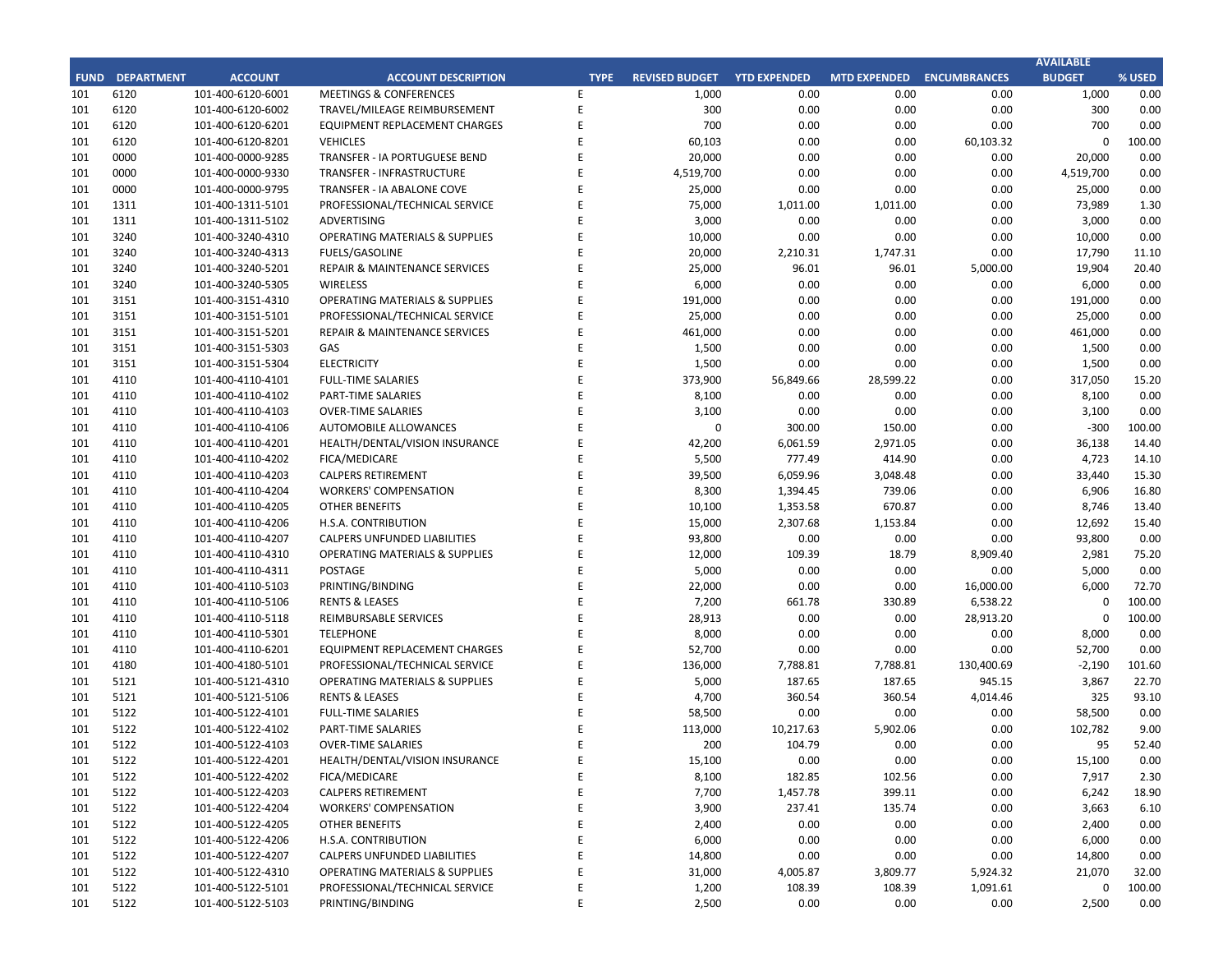| FUND | DEPARTMENT | ACCOUNT | ACCOUNT DESCRIPTION | TYPE | REVISED BUDGET | YTD EXPENDED | MTD EXPENDED | ENCUMBRANCES | AVAILABLE BUDGET | % USED |
|---|---|---|---|---|---|---|---|---|---|---|
| 101 | 6120 | 101-400-6120-6001 | MEETINGS & CONFERENCES | E | 1,000 | 0.00 | 0.00 | 0.00 | 1,000 | 0.00 |
| 101 | 6120 | 101-400-6120-6002 | TRAVEL/MILEAGE REIMBURSEMENT | E | 300 | 0.00 | 0.00 | 0.00 | 300 | 0.00 |
| 101 | 6120 | 101-400-6120-6201 | EQUIPMENT REPLACEMENT CHARGES | E | 700 | 0.00 | 0.00 | 0.00 | 700 | 0.00 |
| 101 | 6120 | 101-400-6120-8201 | VEHICLES | E | 60,103 | 0.00 | 0.00 | 60,103.32 | 0 | 100.00 |
| 101 | 0000 | 101-400-0000-9285 | TRANSFER - IA PORTUGUESE BEND | E | 20,000 | 0.00 | 0.00 | 0.00 | 20,000 | 0.00 |
| 101 | 0000 | 101-400-0000-9330 | TRANSFER - INFRASTRUCTURE | E | 4,519,700 | 0.00 | 0.00 | 0.00 | 4,519,700 | 0.00 |
| 101 | 0000 | 101-400-0000-9795 | TRANSFER - IA ABALONE COVE | E | 25,000 | 0.00 | 0.00 | 0.00 | 25,000 | 0.00 |
| 101 | 1311 | 101-400-1311-5101 | PROFESSIONAL/TECHNICAL SERVICE | E | 75,000 | 1,011.00 | 1,011.00 | 0.00 | 73,989 | 1.30 |
| 101 | 1311 | 101-400-1311-5102 | ADVERTISING | E | 3,000 | 0.00 | 0.00 | 0.00 | 3,000 | 0.00 |
| 101 | 3240 | 101-400-3240-4310 | OPERATING MATERIALS & SUPPLIES | E | 10,000 | 0.00 | 0.00 | 0.00 | 10,000 | 0.00 |
| 101 | 3240 | 101-400-3240-4313 | FUELS/GASOLINE | E | 20,000 | 2,210.31 | 1,747.31 | 0.00 | 17,790 | 11.10 |
| 101 | 3240 | 101-400-3240-5201 | REPAIR & MAINTENANCE SERVICES | E | 25,000 | 96.01 | 96.01 | 5,000.00 | 19,904 | 20.40 |
| 101 | 3240 | 101-400-3240-5305 | WIRELESS | E | 6,000 | 0.00 | 0.00 | 0.00 | 6,000 | 0.00 |
| 101 | 3151 | 101-400-3151-4310 | OPERATING MATERIALS & SUPPLIES | E | 191,000 | 0.00 | 0.00 | 0.00 | 191,000 | 0.00 |
| 101 | 3151 | 101-400-3151-5101 | PROFESSIONAL/TECHNICAL SERVICE | E | 25,000 | 0.00 | 0.00 | 0.00 | 25,000 | 0.00 |
| 101 | 3151 | 101-400-3151-5201 | REPAIR & MAINTENANCE SERVICES | E | 461,000 | 0.00 | 0.00 | 0.00 | 461,000 | 0.00 |
| 101 | 3151 | 101-400-3151-5303 | GAS | E | 1,500 | 0.00 | 0.00 | 0.00 | 1,500 | 0.00 |
| 101 | 3151 | 101-400-3151-5304 | ELECTRICITY | E | 1,500 | 0.00 | 0.00 | 0.00 | 1,500 | 0.00 |
| 101 | 4110 | 101-400-4110-4101 | FULL-TIME SALARIES | E | 373,900 | 56,849.66 | 28,599.22 | 0.00 | 317,050 | 15.20 |
| 101 | 4110 | 101-400-4110-4102 | PART-TIME SALARIES | E | 8,100 | 0.00 | 0.00 | 0.00 | 8,100 | 0.00 |
| 101 | 4110 | 101-400-4110-4103 | OVER-TIME SALARIES | E | 3,100 | 0.00 | 0.00 | 0.00 | 3,100 | 0.00 |
| 101 | 4110 | 101-400-4110-4106 | AUTOMOBILE ALLOWANCES | E | 0 | 300.00 | 150.00 | 0.00 | -300 | 100.00 |
| 101 | 4110 | 101-400-4110-4201 | HEALTH/DENTAL/VISION INSURANCE | E | 42,200 | 6,061.59 | 2,971.05 | 0.00 | 36,138 | 14.40 |
| 101 | 4110 | 101-400-4110-4202 | FICA/MEDICARE | E | 5,500 | 777.49 | 414.90 | 0.00 | 4,723 | 14.10 |
| 101 | 4110 | 101-400-4110-4203 | CALPERS RETIREMENT | E | 39,500 | 6,059.96 | 3,048.48 | 0.00 | 33,440 | 15.30 |
| 101 | 4110 | 101-400-4110-4204 | WORKERS' COMPENSATION | E | 8,300 | 1,394.45 | 739.06 | 0.00 | 6,906 | 16.80 |
| 101 | 4110 | 101-400-4110-4205 | OTHER BENEFITS | E | 10,100 | 1,353.58 | 670.87 | 0.00 | 8,746 | 13.40 |
| 101 | 4110 | 101-400-4110-4206 | H.S.A. CONTRIBUTION | E | 15,000 | 2,307.68 | 1,153.84 | 0.00 | 12,692 | 15.40 |
| 101 | 4110 | 101-400-4110-4207 | CALPERS UNFUNDED LIABILITIES | E | 93,800 | 0.00 | 0.00 | 0.00 | 93,800 | 0.00 |
| 101 | 4110 | 101-400-4110-4310 | OPERATING MATERIALS & SUPPLIES | E | 12,000 | 109.39 | 18.79 | 8,909.40 | 2,981 | 75.20 |
| 101 | 4110 | 101-400-4110-4311 | POSTAGE | E | 5,000 | 0.00 | 0.00 | 0.00 | 5,000 | 0.00 |
| 101 | 4110 | 101-400-4110-5103 | PRINTING/BINDING | E | 22,000 | 0.00 | 0.00 | 16,000.00 | 6,000 | 72.70 |
| 101 | 4110 | 101-400-4110-5106 | RENTS & LEASES | E | 7,200 | 661.78 | 330.89 | 6,538.22 | 0 | 100.00 |
| 101 | 4110 | 101-400-4110-5118 | REIMBURSABLE SERVICES | E | 28,913 | 0.00 | 0.00 | 28,913.20 | 0 | 100.00 |
| 101 | 4110 | 101-400-4110-5301 | TELEPHONE | E | 8,000 | 0.00 | 0.00 | 0.00 | 8,000 | 0.00 |
| 101 | 4110 | 101-400-4110-6201 | EQUIPMENT REPLACEMENT CHARGES | E | 52,700 | 0.00 | 0.00 | 0.00 | 52,700 | 0.00 |
| 101 | 4180 | 101-400-4180-5101 | PROFESSIONAL/TECHNICAL SERVICE | E | 136,000 | 7,788.81 | 7,788.81 | 130,400.69 | -2,190 | 101.60 |
| 101 | 5121 | 101-400-5121-4310 | OPERATING MATERIALS & SUPPLIES | E | 5,000 | 187.65 | 187.65 | 945.15 | 3,867 | 22.70 |
| 101 | 5121 | 101-400-5121-5106 | RENTS & LEASES | E | 4,700 | 360.54 | 360.54 | 4,014.46 | 325 | 93.10 |
| 101 | 5122 | 101-400-5122-4101 | FULL-TIME SALARIES | E | 58,500 | 0.00 | 0.00 | 0.00 | 58,500 | 0.00 |
| 101 | 5122 | 101-400-5122-4102 | PART-TIME SALARIES | E | 113,000 | 10,217.63 | 5,902.06 | 0.00 | 102,782 | 9.00 |
| 101 | 5122 | 101-400-5122-4103 | OVER-TIME SALARIES | E | 200 | 104.79 | 0.00 | 0.00 | 95 | 52.40 |
| 101 | 5122 | 101-400-5122-4201 | HEALTH/DENTAL/VISION INSURANCE | E | 15,100 | 0.00 | 0.00 | 0.00 | 15,100 | 0.00 |
| 101 | 5122 | 101-400-5122-4202 | FICA/MEDICARE | E | 8,100 | 182.85 | 102.56 | 0.00 | 7,917 | 2.30 |
| 101 | 5122 | 101-400-5122-4203 | CALPERS RETIREMENT | E | 7,700 | 1,457.78 | 399.11 | 0.00 | 6,242 | 18.90 |
| 101 | 5122 | 101-400-5122-4204 | WORKERS' COMPENSATION | E | 3,900 | 237.41 | 135.74 | 0.00 | 3,663 | 6.10 |
| 101 | 5122 | 101-400-5122-4205 | OTHER BENEFITS | E | 2,400 | 0.00 | 0.00 | 0.00 | 2,400 | 0.00 |
| 101 | 5122 | 101-400-5122-4206 | H.S.A. CONTRIBUTION | E | 6,000 | 0.00 | 0.00 | 0.00 | 6,000 | 0.00 |
| 101 | 5122 | 101-400-5122-4207 | CALPERS UNFUNDED LIABILITIES | E | 14,800 | 0.00 | 0.00 | 0.00 | 14,800 | 0.00 |
| 101 | 5122 | 101-400-5122-4310 | OPERATING MATERIALS & SUPPLIES | E | 31,000 | 4,005.87 | 3,809.77 | 5,924.32 | 21,070 | 32.00 |
| 101 | 5122 | 101-400-5122-5101 | PROFESSIONAL/TECHNICAL SERVICE | E | 1,200 | 108.39 | 108.39 | 1,091.61 | 0 | 100.00 |
| 101 | 5122 | 101-400-5122-5103 | PRINTING/BINDING | E | 2,500 | 0.00 | 0.00 | 0.00 | 2,500 | 0.00 |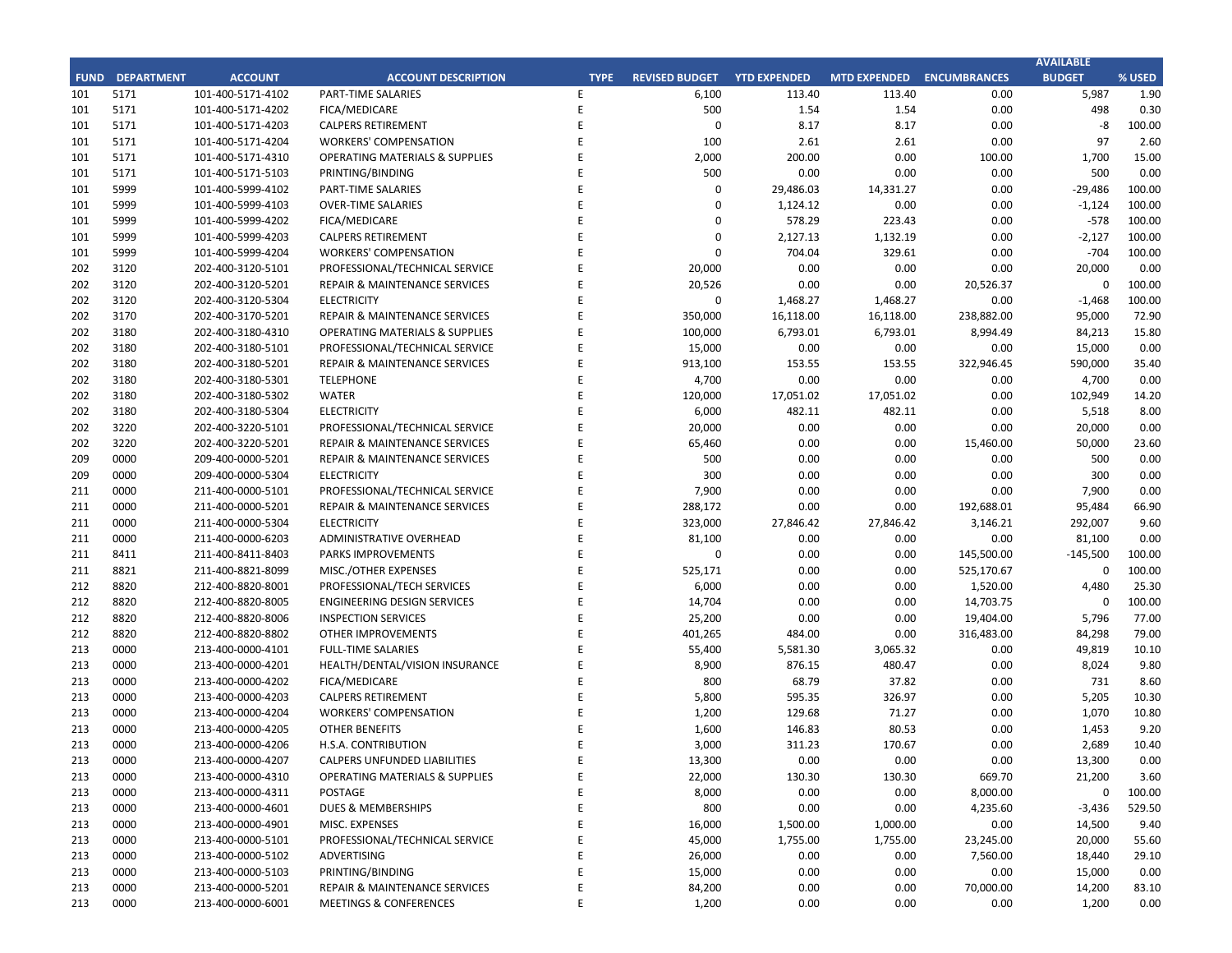| FUND | DEPARTMENT | ACCOUNT | ACCOUNT DESCRIPTION | TYPE | REVISED BUDGET | YTD EXPENDED | MTD EXPENDED | ENCUMBRANCES | AVAILABLE BUDGET | % USED |
|---|---|---|---|---|---|---|---|---|---|---|
| 101 | 5171 | 101-400-5171-4102 | PART-TIME SALARIES | E | 6,100 | 113.40 | 113.40 | 0.00 | 5,987 | 1.90 |
| 101 | 5171 | 101-400-5171-4202 | FICA/MEDICARE | E | 500 | 1.54 | 1.54 | 0.00 | 498 | 0.30 |
| 101 | 5171 | 101-400-5171-4203 | CALPERS RETIREMENT | E | 0 | 8.17 | 8.17 | 0.00 | -8 | 100.00 |
| 101 | 5171 | 101-400-5171-4204 | WORKERS' COMPENSATION | E | 100 | 2.61 | 2.61 | 0.00 | 97 | 2.60 |
| 101 | 5171 | 101-400-5171-4310 | OPERATING MATERIALS & SUPPLIES | E | 2,000 | 200.00 | 0.00 | 100.00 | 1,700 | 15.00 |
| 101 | 5171 | 101-400-5171-5103 | PRINTING/BINDING | E | 500 | 0.00 | 0.00 | 0.00 | 500 | 0.00 |
| 101 | 5999 | 101-400-5999-4102 | PART-TIME SALARIES | E | 0 | 29,486.03 | 14,331.27 | 0.00 | -29,486 | 100.00 |
| 101 | 5999 | 101-400-5999-4103 | OVER-TIME SALARIES | E | 0 | 1,124.12 | 0.00 | 0.00 | -1,124 | 100.00 |
| 101 | 5999 | 101-400-5999-4202 | FICA/MEDICARE | E | 0 | 578.29 | 223.43 | 0.00 | -578 | 100.00 |
| 101 | 5999 | 101-400-5999-4203 | CALPERS RETIREMENT | E | 0 | 2,127.13 | 1,132.19 | 0.00 | -2,127 | 100.00 |
| 101 | 5999 | 101-400-5999-4204 | WORKERS' COMPENSATION | E | 0 | 704.04 | 329.61 | 0.00 | -704 | 100.00 |
| 202 | 3120 | 202-400-3120-5101 | PROFESSIONAL/TECHNICAL SERVICE | E | 20,000 | 0.00 | 0.00 | 0.00 | 20,000 | 0.00 |
| 202 | 3120 | 202-400-3120-5201 | REPAIR & MAINTENANCE SERVICES | E | 20,526 | 0.00 | 0.00 | 20,526.37 | 0 | 100.00 |
| 202 | 3120 | 202-400-3120-5304 | ELECTRICITY | E | 0 | 1,468.27 | 1,468.27 | 0.00 | -1,468 | 100.00 |
| 202 | 3170 | 202-400-3170-5201 | REPAIR & MAINTENANCE SERVICES | E | 350,000 | 16,118.00 | 16,118.00 | 238,882.00 | 95,000 | 72.90 |
| 202 | 3180 | 202-400-3180-4310 | OPERATING MATERIALS & SUPPLIES | E | 100,000 | 6,793.01 | 6,793.01 | 8,994.49 | 84,213 | 15.80 |
| 202 | 3180 | 202-400-3180-5101 | PROFESSIONAL/TECHNICAL SERVICE | E | 15,000 | 0.00 | 0.00 | 0.00 | 15,000 | 0.00 |
| 202 | 3180 | 202-400-3180-5201 | REPAIR & MAINTENANCE SERVICES | E | 913,100 | 153.55 | 153.55 | 322,946.45 | 590,000 | 35.40 |
| 202 | 3180 | 202-400-3180-5301 | TELEPHONE | E | 4,700 | 0.00 | 0.00 | 0.00 | 4,700 | 0.00 |
| 202 | 3180 | 202-400-3180-5302 | WATER | E | 120,000 | 17,051.02 | 17,051.02 | 0.00 | 102,949 | 14.20 |
| 202 | 3180 | 202-400-3180-5304 | ELECTRICITY | E | 6,000 | 482.11 | 482.11 | 0.00 | 5,518 | 8.00 |
| 202 | 3220 | 202-400-3220-5101 | PROFESSIONAL/TECHNICAL SERVICE | E | 20,000 | 0.00 | 0.00 | 0.00 | 20,000 | 0.00 |
| 202 | 3220 | 202-400-3220-5201 | REPAIR & MAINTENANCE SERVICES | E | 65,460 | 0.00 | 0.00 | 15,460.00 | 50,000 | 23.60 |
| 209 | 0000 | 209-400-0000-5201 | REPAIR & MAINTENANCE SERVICES | E | 500 | 0.00 | 0.00 | 0.00 | 500 | 0.00 |
| 209 | 0000 | 209-400-0000-5304 | ELECTRICITY | E | 300 | 0.00 | 0.00 | 0.00 | 300 | 0.00 |
| 211 | 0000 | 211-400-0000-5101 | PROFESSIONAL/TECHNICAL SERVICE | E | 7,900 | 0.00 | 0.00 | 0.00 | 7,900 | 0.00 |
| 211 | 0000 | 211-400-0000-5201 | REPAIR & MAINTENANCE SERVICES | E | 288,172 | 0.00 | 0.00 | 192,688.01 | 95,484 | 66.90 |
| 211 | 0000 | 211-400-0000-5304 | ELECTRICITY | E | 323,000 | 27,846.42 | 27,846.42 | 3,146.21 | 292,007 | 9.60 |
| 211 | 0000 | 211-400-0000-6203 | ADMINISTRATIVE OVERHEAD | E | 81,100 | 0.00 | 0.00 | 0.00 | 81,100 | 0.00 |
| 211 | 8411 | 211-400-8411-8403 | PARKS IMPROVEMENTS | E | 0 | 0.00 | 0.00 | 145,500.00 | -145,500 | 100.00 |
| 211 | 8821 | 211-400-8821-8099 | MISC./OTHER EXPENSES | E | 525,171 | 0.00 | 0.00 | 525,170.67 | 0 | 100.00 |
| 212 | 8820 | 212-400-8820-8001 | PROFESSIONAL/TECH SERVICES | E | 6,000 | 0.00 | 0.00 | 1,520.00 | 4,480 | 25.30 |
| 212 | 8820 | 212-400-8820-8005 | ENGINEERING DESIGN SERVICES | E | 14,704 | 0.00 | 0.00 | 14,703.75 | 0 | 100.00 |
| 212 | 8820 | 212-400-8820-8006 | INSPECTION SERVICES | E | 25,200 | 0.00 | 0.00 | 19,404.00 | 5,796 | 77.00 |
| 212 | 8820 | 212-400-8820-8802 | OTHER IMPROVEMENTS | E | 401,265 | 484.00 | 0.00 | 316,483.00 | 84,298 | 79.00 |
| 213 | 0000 | 213-400-0000-4101 | FULL-TIME SALARIES | E | 55,400 | 5,581.30 | 3,065.32 | 0.00 | 49,819 | 10.10 |
| 213 | 0000 | 213-400-0000-4201 | HEALTH/DENTAL/VISION INSURANCE | E | 8,900 | 876.15 | 480.47 | 0.00 | 8,024 | 9.80 |
| 213 | 0000 | 213-400-0000-4202 | FICA/MEDICARE | E | 800 | 68.79 | 37.82 | 0.00 | 731 | 8.60 |
| 213 | 0000 | 213-400-0000-4203 | CALPERS RETIREMENT | E | 5,800 | 595.35 | 326.97 | 0.00 | 5,205 | 10.30 |
| 213 | 0000 | 213-400-0000-4204 | WORKERS' COMPENSATION | E | 1,200 | 129.68 | 71.27 | 0.00 | 1,070 | 10.80 |
| 213 | 0000 | 213-400-0000-4205 | OTHER BENEFITS | E | 1,600 | 146.83 | 80.53 | 0.00 | 1,453 | 9.20 |
| 213 | 0000 | 213-400-0000-4206 | H.S.A. CONTRIBUTION | E | 3,000 | 311.23 | 170.67 | 0.00 | 2,689 | 10.40 |
| 213 | 0000 | 213-400-0000-4207 | CALPERS UNFUNDED LIABILITIES | E | 13,300 | 0.00 | 0.00 | 0.00 | 13,300 | 0.00 |
| 213 | 0000 | 213-400-0000-4310 | OPERATING MATERIALS & SUPPLIES | E | 22,000 | 130.30 | 130.30 | 669.70 | 21,200 | 3.60 |
| 213 | 0000 | 213-400-0000-4311 | POSTAGE | E | 8,000 | 0.00 | 0.00 | 8,000.00 | 0 | 100.00 |
| 213 | 0000 | 213-400-0000-4601 | DUES & MEMBERSHIPS | E | 800 | 0.00 | 0.00 | 4,235.60 | -3,436 | 529.50 |
| 213 | 0000 | 213-400-0000-4901 | MISC. EXPENSES | E | 16,000 | 1,500.00 | 1,000.00 | 0.00 | 14,500 | 9.40 |
| 213 | 0000 | 213-400-0000-5101 | PROFESSIONAL/TECHNICAL SERVICE | E | 45,000 | 1,755.00 | 1,755.00 | 23,245.00 | 20,000 | 55.60 |
| 213 | 0000 | 213-400-0000-5102 | ADVERTISING | E | 26,000 | 0.00 | 0.00 | 7,560.00 | 18,440 | 29.10 |
| 213 | 0000 | 213-400-0000-5103 | PRINTING/BINDING | E | 15,000 | 0.00 | 0.00 | 0.00 | 15,000 | 0.00 |
| 213 | 0000 | 213-400-0000-5201 | REPAIR & MAINTENANCE SERVICES | E | 84,200 | 0.00 | 0.00 | 70,000.00 | 14,200 | 83.10 |
| 213 | 0000 | 213-400-0000-6001 | MEETINGS & CONFERENCES | E | 1,200 | 0.00 | 0.00 | 0.00 | 1,200 | 0.00 |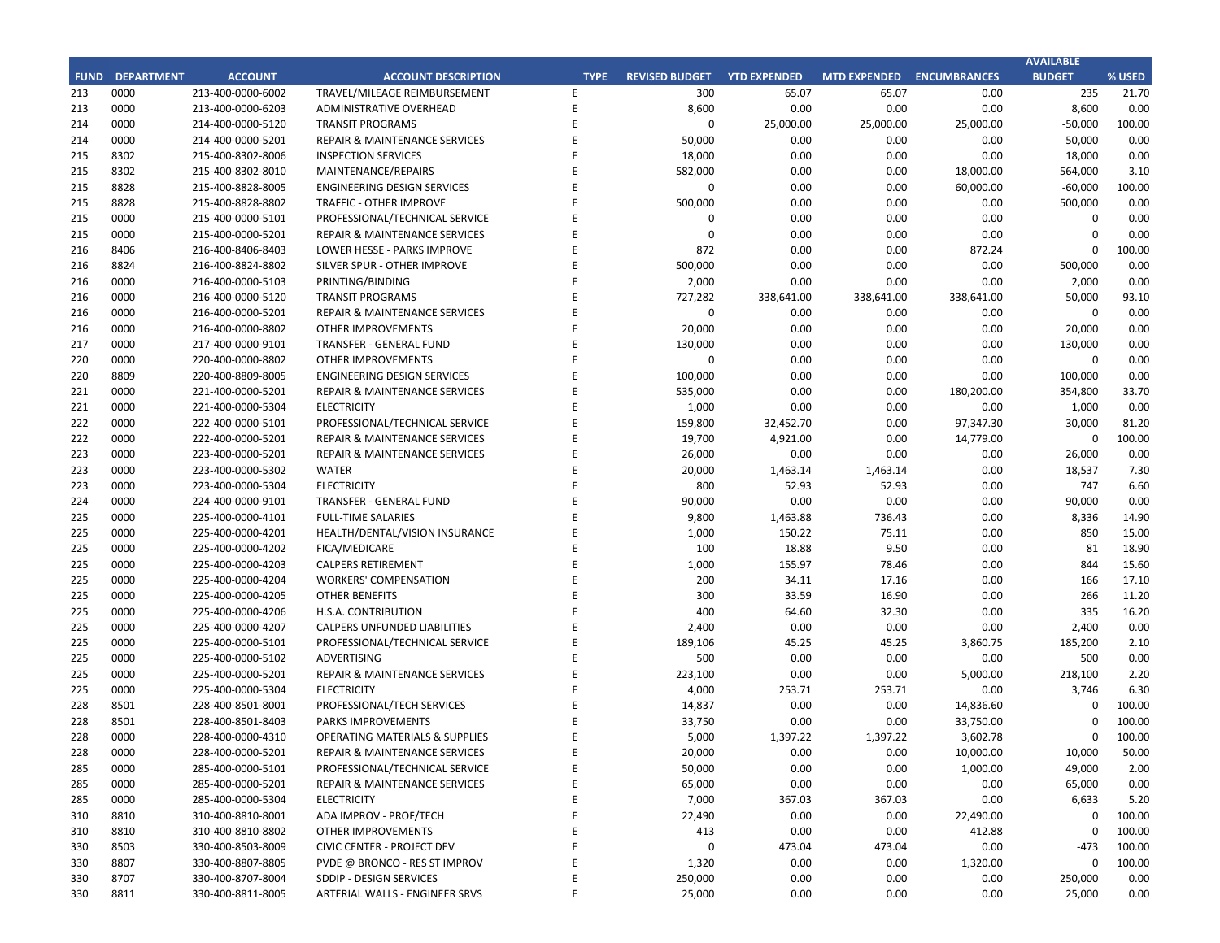| FUND | DEPARTMENT | ACCOUNT | ACCOUNT DESCRIPTION | TYPE | REVISED BUDGET | YTD EXPENDED | MTD EXPENDED | ENCUMBRANCES | AVAILABLE BUDGET | % USED |
|---|---|---|---|---|---|---|---|---|---|---|
| 213 | 0000 | 213-400-0000-6002 | TRAVEL/MILEAGE REIMBURSEMENT | E | 300 | 65.07 | 65.07 | 0.00 | 235 | 21.70 |
| 213 | 0000 | 213-400-0000-6203 | ADMINISTRATIVE OVERHEAD | E | 8,600 | 0.00 | 0.00 | 0.00 | 8,600 | 0.00 |
| 214 | 0000 | 214-400-0000-5120 | TRANSIT PROGRAMS | E | 0 | 25,000.00 | 25,000.00 | 25,000.00 | -50,000 | 100.00 |
| 214 | 0000 | 214-400-0000-5201 | REPAIR & MAINTENANCE SERVICES | E | 50,000 | 0.00 | 0.00 | 0.00 | 50,000 | 0.00 |
| 215 | 8302 | 215-400-8302-8006 | INSPECTION SERVICES | E | 18,000 | 0.00 | 0.00 | 0.00 | 18,000 | 0.00 |
| 215 | 8302 | 215-400-8302-8010 | MAINTENANCE/REPAIRS | E | 582,000 | 0.00 | 0.00 | 18,000.00 | 564,000 | 3.10 |
| 215 | 8828 | 215-400-8828-8005 | ENGINEERING DESIGN SERVICES | E | 0 | 0.00 | 0.00 | 60,000.00 | -60,000 | 100.00 |
| 215 | 8828 | 215-400-8828-8802 | TRAFFIC - OTHER IMPROVE | E | 500,000 | 0.00 | 0.00 | 0.00 | 500,000 | 0.00 |
| 215 | 0000 | 215-400-0000-5101 | PROFESSIONAL/TECHNICAL SERVICE | E | 0 | 0.00 | 0.00 | 0.00 | 0 | 0.00 |
| 215 | 0000 | 215-400-0000-5201 | REPAIR & MAINTENANCE SERVICES | E | 0 | 0.00 | 0.00 | 0.00 | 0 | 0.00 |
| 216 | 8406 | 216-400-8406-8403 | LOWER HESSE - PARKS IMPROVE | E | 872 | 0.00 | 0.00 | 872.24 | 0 | 100.00 |
| 216 | 8824 | 216-400-8824-8802 | SILVER SPUR - OTHER IMPROVE | E | 500,000 | 0.00 | 0.00 | 0.00 | 500,000 | 0.00 |
| 216 | 0000 | 216-400-0000-5103 | PRINTING/BINDING | E | 2,000 | 0.00 | 0.00 | 0.00 | 2,000 | 0.00 |
| 216 | 0000 | 216-400-0000-5120 | TRANSIT PROGRAMS | E | 727,282 | 338,641.00 | 338,641.00 | 338,641.00 | 50,000 | 93.10 |
| 216 | 0000 | 216-400-0000-5201 | REPAIR & MAINTENANCE SERVICES | E | 0 | 0.00 | 0.00 | 0.00 | 0 | 0.00 |
| 216 | 0000 | 216-400-0000-8802 | OTHER IMPROVEMENTS | E | 20,000 | 0.00 | 0.00 | 0.00 | 20,000 | 0.00 |
| 217 | 0000 | 217-400-0000-9101 | TRANSFER - GENERAL FUND | E | 130,000 | 0.00 | 0.00 | 0.00 | 130,000 | 0.00 |
| 220 | 0000 | 220-400-0000-8802 | OTHER IMPROVEMENTS | E | 0 | 0.00 | 0.00 | 0.00 | 0 | 0.00 |
| 220 | 8809 | 220-400-8809-8005 | ENGINEERING DESIGN SERVICES | E | 100,000 | 0.00 | 0.00 | 0.00 | 100,000 | 0.00 |
| 221 | 0000 | 221-400-0000-5201 | REPAIR & MAINTENANCE SERVICES | E | 535,000 | 0.00 | 0.00 | 180,200.00 | 354,800 | 33.70 |
| 221 | 0000 | 221-400-0000-5304 | ELECTRICITY | E | 1,000 | 0.00 | 0.00 | 0.00 | 1,000 | 0.00 |
| 222 | 0000 | 222-400-0000-5101 | PROFESSIONAL/TECHNICAL SERVICE | E | 159,800 | 32,452.70 | 0.00 | 97,347.30 | 30,000 | 81.20 |
| 222 | 0000 | 222-400-0000-5201 | REPAIR & MAINTENANCE SERVICES | E | 19,700 | 4,921.00 | 0.00 | 14,779.00 | 0 | 100.00 |
| 223 | 0000 | 223-400-0000-5201 | REPAIR & MAINTENANCE SERVICES | E | 26,000 | 0.00 | 0.00 | 0.00 | 26,000 | 0.00 |
| 223 | 0000 | 223-400-0000-5302 | WATER | E | 20,000 | 1,463.14 | 1,463.14 | 0.00 | 18,537 | 7.30 |
| 223 | 0000 | 223-400-0000-5304 | ELECTRICITY | E | 800 | 52.93 | 52.93 | 0.00 | 747 | 6.60 |
| 224 | 0000 | 224-400-0000-9101 | TRANSFER - GENERAL FUND | E | 90,000 | 0.00 | 0.00 | 0.00 | 90,000 | 0.00 |
| 225 | 0000 | 225-400-0000-4101 | FULL-TIME SALARIES | E | 9,800 | 1,463.88 | 736.43 | 0.00 | 8,336 | 14.90 |
| 225 | 0000 | 225-400-0000-4201 | HEALTH/DENTAL/VISION INSURANCE | E | 1,000 | 150.22 | 75.11 | 0.00 | 850 | 15.00 |
| 225 | 0000 | 225-400-0000-4202 | FICA/MEDICARE | E | 100 | 18.88 | 9.50 | 0.00 | 81 | 18.90 |
| 225 | 0000 | 225-400-0000-4203 | CALPERS RETIREMENT | E | 1,000 | 155.97 | 78.46 | 0.00 | 844 | 15.60 |
| 225 | 0000 | 225-400-0000-4204 | WORKERS' COMPENSATION | E | 200 | 34.11 | 17.16 | 0.00 | 166 | 17.10 |
| 225 | 0000 | 225-400-0000-4205 | OTHER BENEFITS | E | 300 | 33.59 | 16.90 | 0.00 | 266 | 11.20 |
| 225 | 0000 | 225-400-0000-4206 | H.S.A. CONTRIBUTION | E | 400 | 64.60 | 32.30 | 0.00 | 335 | 16.20 |
| 225 | 0000 | 225-400-0000-4207 | CALPERS UNFUNDED LIABILITIES | E | 2,400 | 0.00 | 0.00 | 0.00 | 2,400 | 0.00 |
| 225 | 0000 | 225-400-0000-5101 | PROFESSIONAL/TECHNICAL SERVICE | E | 189,106 | 45.25 | 45.25 | 3,860.75 | 185,200 | 2.10 |
| 225 | 0000 | 225-400-0000-5102 | ADVERTISING | E | 500 | 0.00 | 0.00 | 0.00 | 500 | 0.00 |
| 225 | 0000 | 225-400-0000-5201 | REPAIR & MAINTENANCE SERVICES | E | 223,100 | 0.00 | 0.00 | 5,000.00 | 218,100 | 2.20 |
| 225 | 0000 | 225-400-0000-5304 | ELECTRICITY | E | 4,000 | 253.71 | 253.71 | 0.00 | 3,746 | 6.30 |
| 228 | 8501 | 228-400-8501-8001 | PROFESSIONAL/TECH SERVICES | E | 14,837 | 0.00 | 0.00 | 14,836.60 | 0 | 100.00 |
| 228 | 8501 | 228-400-8501-8403 | PARKS IMPROVEMENTS | E | 33,750 | 0.00 | 0.00 | 33,750.00 | 0 | 100.00 |
| 228 | 0000 | 228-400-0000-4310 | OPERATING MATERIALS & SUPPLIES | E | 5,000 | 1,397.22 | 1,397.22 | 3,602.78 | 0 | 100.00 |
| 228 | 0000 | 228-400-0000-5201 | REPAIR & MAINTENANCE SERVICES | E | 20,000 | 0.00 | 0.00 | 10,000.00 | 10,000 | 50.00 |
| 285 | 0000 | 285-400-0000-5101 | PROFESSIONAL/TECHNICAL SERVICE | E | 50,000 | 0.00 | 0.00 | 1,000.00 | 49,000 | 2.00 |
| 285 | 0000 | 285-400-0000-5201 | REPAIR & MAINTENANCE SERVICES | E | 65,000 | 0.00 | 0.00 | 0.00 | 65,000 | 0.00 |
| 285 | 0000 | 285-400-0000-5304 | ELECTRICITY | E | 7,000 | 367.03 | 367.03 | 0.00 | 6,633 | 5.20 |
| 310 | 8810 | 310-400-8810-8001 | ADA IMPROV - PROF/TECH | E | 22,490 | 0.00 | 0.00 | 22,490.00 | 0 | 100.00 |
| 310 | 8810 | 310-400-8810-8802 | OTHER IMPROVEMENTS | E | 413 | 0.00 | 0.00 | 412.88 | 0 | 100.00 |
| 330 | 8503 | 330-400-8503-8009 | CIVIC CENTER - PROJECT DEV | E | 0 | 473.04 | 473.04 | 0.00 | -473 | 100.00 |
| 330 | 8807 | 330-400-8807-8805 | PVDE @ BRONCO - RES ST IMPROV | E | 1,320 | 0.00 | 0.00 | 1,320.00 | 0 | 100.00 |
| 330 | 8707 | 330-400-8707-8004 | SDDIP - DESIGN SERVICES | E | 250,000 | 0.00 | 0.00 | 0.00 | 250,000 | 0.00 |
| 330 | 8811 | 330-400-8811-8005 | ARTERIAL WALLS - ENGINEER SRVS | E | 25,000 | 0.00 | 0.00 | 0.00 | 25,000 | 0.00 |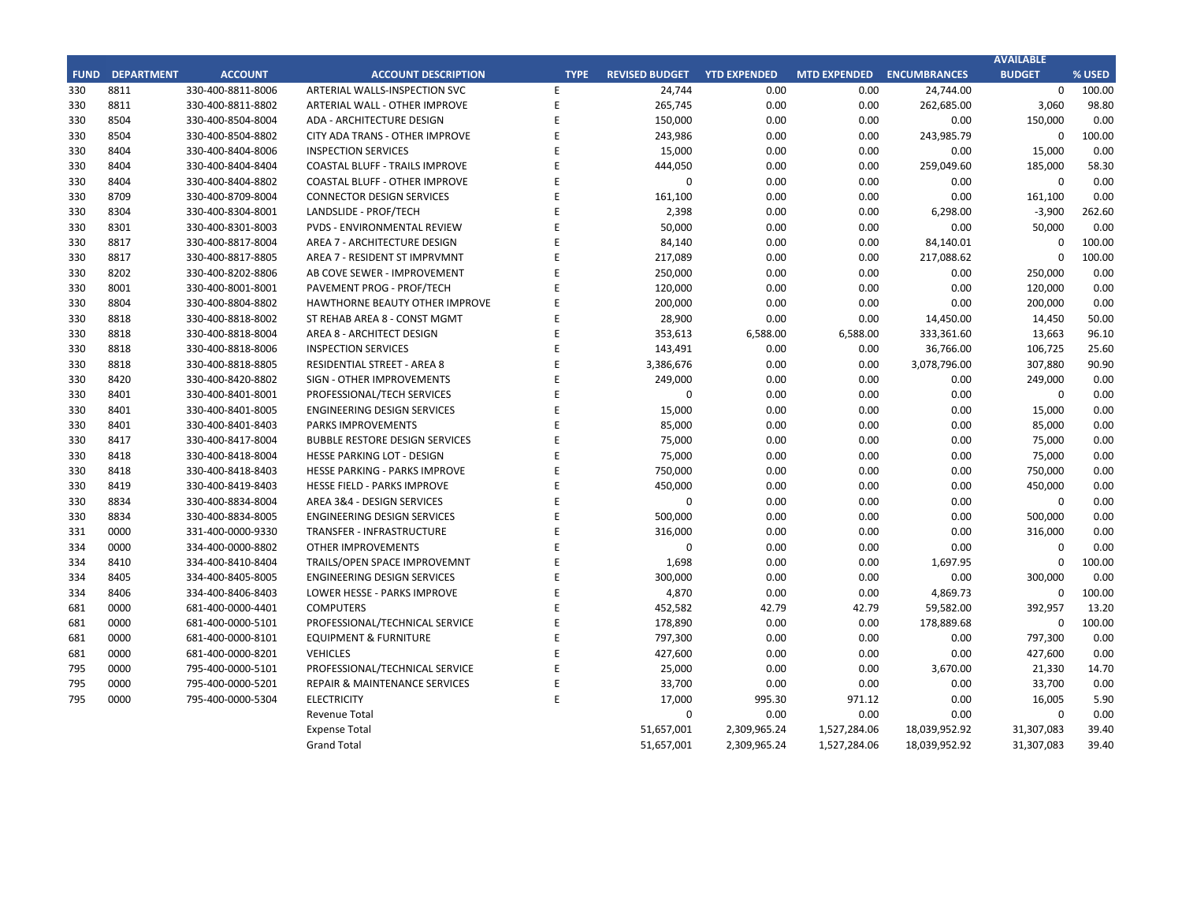| FUND | DEPARTMENT | ACCOUNT | ACCOUNT DESCRIPTION | TYPE | REVISED BUDGET | YTD EXPENDED | MTD EXPENDED | ENCUMBRANCES | AVAILABLE BUDGET | % USED |
|---|---|---|---|---|---|---|---|---|---|---|
| 330 | 8811 | 330-400-8811-8006 | ARTERIAL WALLS-INSPECTION SVC | E | 24,744 | 0.00 | 0.00 | 24,744.00 | 0 | 100.00 |
| 330 | 8811 | 330-400-8811-8802 | ARTERIAL WALL - OTHER IMPROVE | E | 265,745 | 0.00 | 0.00 | 262,685.00 | 3,060 | 98.80 |
| 330 | 8504 | 330-400-8504-8004 | ADA - ARCHITECTURE DESIGN | E | 150,000 | 0.00 | 0.00 | 0.00 | 150,000 | 0.00 |
| 330 | 8504 | 330-400-8504-8802 | CITY ADA TRANS - OTHER IMPROVE | E | 243,986 | 0.00 | 0.00 | 243,985.79 | 0 | 100.00 |
| 330 | 8404 | 330-400-8404-8006 | INSPECTION SERVICES | E | 15,000 | 0.00 | 0.00 | 0.00 | 15,000 | 0.00 |
| 330 | 8404 | 330-400-8404-8404 | COASTAL BLUFF - TRAILS IMPROVE | E | 444,050 | 0.00 | 0.00 | 259,049.60 | 185,000 | 58.30 |
| 330 | 8404 | 330-400-8404-8802 | COASTAL BLUFF - OTHER IMPROVE | E | 0 | 0.00 | 0.00 | 0.00 | 0 | 0.00 |
| 330 | 8709 | 330-400-8709-8004 | CONNECTOR DESIGN SERVICES | E | 161,100 | 0.00 | 0.00 | 0.00 | 161,100 | 0.00 |
| 330 | 8304 | 330-400-8304-8001 | LANDSLIDE - PROF/TECH | E | 2,398 | 0.00 | 0.00 | 6,298.00 | -3,900 | 262.60 |
| 330 | 8301 | 330-400-8301-8003 | PVDS - ENVIRONMENTAL REVIEW | E | 50,000 | 0.00 | 0.00 | 0.00 | 50,000 | 0.00 |
| 330 | 8817 | 330-400-8817-8004 | AREA 7 - ARCHITECTURE DESIGN | E | 84,140 | 0.00 | 0.00 | 84,140.01 | 0 | 100.00 |
| 330 | 8817 | 330-400-8817-8805 | AREA 7 - RESIDENT ST IMPRVMNT | E | 217,089 | 0.00 | 0.00 | 217,088.62 | 0 | 100.00 |
| 330 | 8202 | 330-400-8202-8806 | AB COVE SEWER - IMPROVEMENT | E | 250,000 | 0.00 | 0.00 | 0.00 | 250,000 | 0.00 |
| 330 | 8001 | 330-400-8001-8001 | PAVEMENT PROG - PROF/TECH | E | 120,000 | 0.00 | 0.00 | 0.00 | 120,000 | 0.00 |
| 330 | 8804 | 330-400-8804-8802 | HAWTHORNE BEAUTY OTHER IMPROVE | E | 200,000 | 0.00 | 0.00 | 0.00 | 200,000 | 0.00 |
| 330 | 8818 | 330-400-8818-8002 | ST REHAB AREA 8 - CONST MGMT | E | 28,900 | 0.00 | 0.00 | 14,450.00 | 14,450 | 50.00 |
| 330 | 8818 | 330-400-8818-8004 | AREA 8 - ARCHITECT DESIGN | E | 353,613 | 6,588.00 | 6,588.00 | 333,361.60 | 13,663 | 96.10 |
| 330 | 8818 | 330-400-8818-8006 | INSPECTION SERVICES | E | 143,491 | 0.00 | 0.00 | 36,766.00 | 106,725 | 25.60 |
| 330 | 8818 | 330-400-8818-8805 | RESIDENTIAL STREET - AREA 8 | E | 3,386,676 | 0.00 | 0.00 | 3,078,796.00 | 307,880 | 90.90 |
| 330 | 8420 | 330-400-8420-8802 | SIGN - OTHER IMPROVEMENTS | E | 249,000 | 0.00 | 0.00 | 0.00 | 249,000 | 0.00 |
| 330 | 8401 | 330-400-8401-8001 | PROFESSIONAL/TECH SERVICES | E | 0 | 0.00 | 0.00 | 0.00 | 0 | 0.00 |
| 330 | 8401 | 330-400-8401-8005 | ENGINEERING DESIGN SERVICES | E | 15,000 | 0.00 | 0.00 | 0.00 | 15,000 | 0.00 |
| 330 | 8401 | 330-400-8401-8403 | PARKS IMPROVEMENTS | E | 85,000 | 0.00 | 0.00 | 0.00 | 85,000 | 0.00 |
| 330 | 8417 | 330-400-8417-8004 | BUBBLE RESTORE DESIGN SERVICES | E | 75,000 | 0.00 | 0.00 | 0.00 | 75,000 | 0.00 |
| 330 | 8418 | 330-400-8418-8004 | HESSE PARKING LOT - DESIGN | E | 75,000 | 0.00 | 0.00 | 0.00 | 75,000 | 0.00 |
| 330 | 8418 | 330-400-8418-8403 | HESSE PARKING - PARKS IMPROVE | E | 750,000 | 0.00 | 0.00 | 0.00 | 750,000 | 0.00 |
| 330 | 8419 | 330-400-8419-8403 | HESSE FIELD - PARKS IMPROVE | E | 450,000 | 0.00 | 0.00 | 0.00 | 450,000 | 0.00 |
| 330 | 8834 | 330-400-8834-8004 | AREA 3&4 - DESIGN SERVICES | E | 0 | 0.00 | 0.00 | 0.00 | 0 | 0.00 |
| 330 | 8834 | 330-400-8834-8005 | ENGINEERING DESIGN SERVICES | E | 500,000 | 0.00 | 0.00 | 0.00 | 500,000 | 0.00 |
| 331 | 0000 | 331-400-0000-9330 | TRANSFER - INFRASTRUCTURE | E | 316,000 | 0.00 | 0.00 | 0.00 | 316,000 | 0.00 |
| 334 | 0000 | 334-400-0000-8802 | OTHER IMPROVEMENTS | E | 0 | 0.00 | 0.00 | 0.00 | 0 | 0.00 |
| 334 | 8410 | 334-400-8410-8404 | TRAILS/OPEN SPACE IMPROVEMNT | E | 1,698 | 0.00 | 0.00 | 1,697.95 | 0 | 100.00 |
| 334 | 8405 | 334-400-8405-8005 | ENGINEERING DESIGN SERVICES | E | 300,000 | 0.00 | 0.00 | 0.00 | 300,000 | 0.00 |
| 334 | 8406 | 334-400-8406-8403 | LOWER HESSE - PARKS IMPROVE | E | 4,870 | 0.00 | 0.00 | 4,869.73 | 0 | 100.00 |
| 681 | 0000 | 681-400-0000-4401 | COMPUTERS | E | 452,582 | 42.79 | 42.79 | 59,582.00 | 392,957 | 13.20 |
| 681 | 0000 | 681-400-0000-5101 | PROFESSIONAL/TECHNICAL SERVICE | E | 178,890 | 0.00 | 0.00 | 178,889.68 | 0 | 100.00 |
| 681 | 0000 | 681-400-0000-8101 | EQUIPMENT & FURNITURE | E | 797,300 | 0.00 | 0.00 | 0.00 | 797,300 | 0.00 |
| 681 | 0000 | 681-400-0000-8201 | VEHICLES | E | 427,600 | 0.00 | 0.00 | 0.00 | 427,600 | 0.00 |
| 795 | 0000 | 795-400-0000-5101 | PROFESSIONAL/TECHNICAL SERVICE | E | 25,000 | 0.00 | 0.00 | 3,670.00 | 21,330 | 14.70 |
| 795 | 0000 | 795-400-0000-5201 | REPAIR & MAINTENANCE SERVICES | E | 33,700 | 0.00 | 0.00 | 0.00 | 33,700 | 0.00 |
| 795 | 0000 | 795-400-0000-5304 | ELECTRICITY | E | 17,000 | 995.30 | 971.12 | 0.00 | 16,005 | 5.90 |
| | | | Revenue Total | | 0 | 0.00 | 0.00 | 0.00 | 0 | 0.00 |
| | | | Expense Total | | 51,657,001 | 2,309,965.24 | 1,527,284.06 | 18,039,952.92 | 31,307,083 | 39.40 |
| | | | Grand Total | | 51,657,001 | 2,309,965.24 | 1,527,284.06 | 18,039,952.92 | 31,307,083 | 39.40 |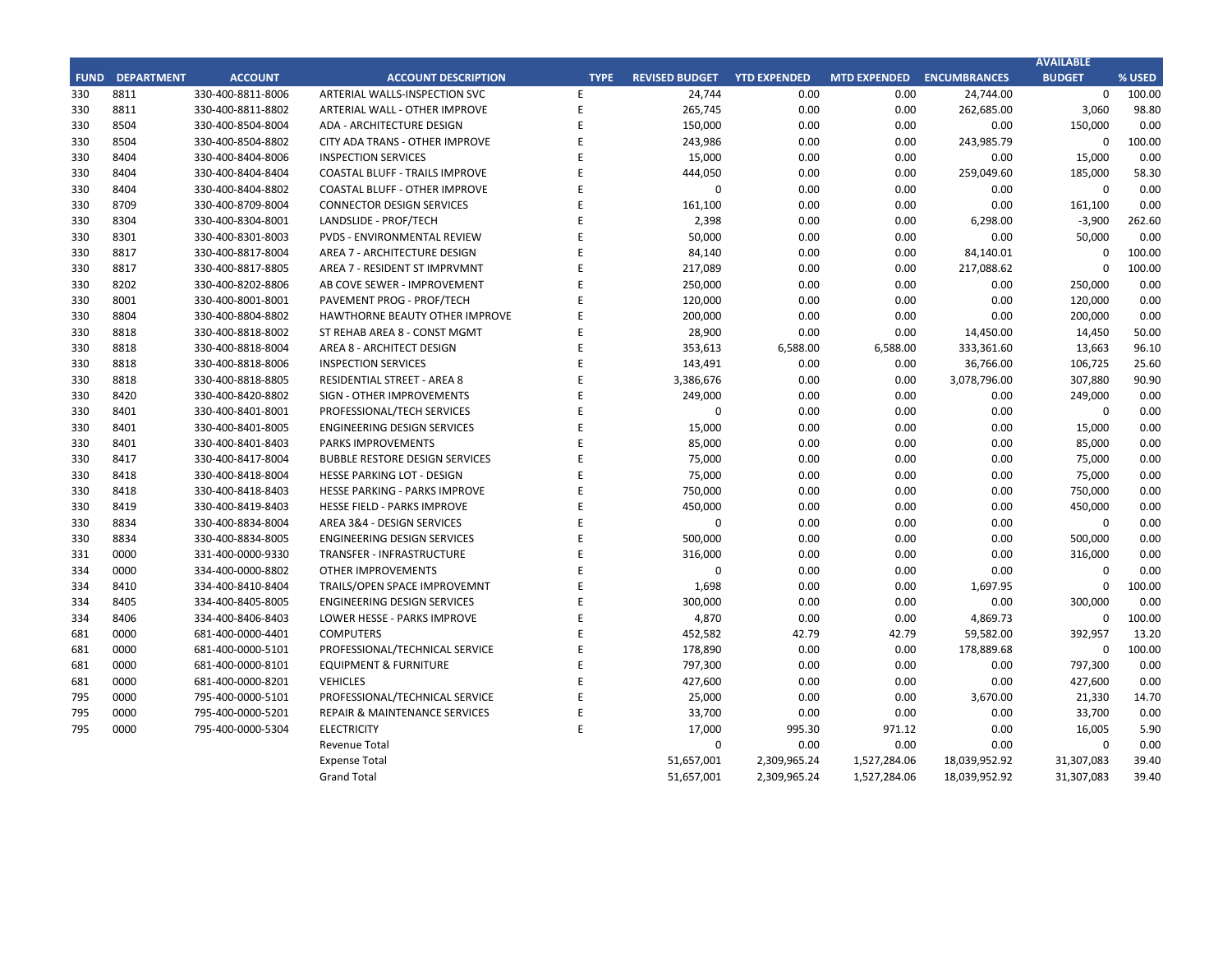| FUND | DEPARTMENT | ACCOUNT | ACCOUNT DESCRIPTION | TYPE | REVISED BUDGET | YTD EXPENDED | MTD EXPENDED | ENCUMBRANCES | AVAILABLE BUDGET | % USED |
|---|---|---|---|---|---|---|---|---|---|---|
| 330 | 8811 | 330-400-8811-8006 | ARTERIAL WALLS-INSPECTION SVC | E | 24,744 | 0.00 | 0.00 | 24,744.00 | 0 | 100.00 |
| 330 | 8811 | 330-400-8811-8802 | ARTERIAL WALL - OTHER IMPROVE | E | 265,745 | 0.00 | 0.00 | 262,685.00 | 3,060 | 98.80 |
| 330 | 8504 | 330-400-8504-8004 | ADA - ARCHITECTURE DESIGN | E | 150,000 | 0.00 | 0.00 | 0.00 | 150,000 | 0.00 |
| 330 | 8504 | 330-400-8504-8802 | CITY ADA TRANS - OTHER IMPROVE | E | 243,986 | 0.00 | 0.00 | 243,985.79 | 0 | 100.00 |
| 330 | 8404 | 330-400-8404-8006 | INSPECTION SERVICES | E | 15,000 | 0.00 | 0.00 | 0.00 | 15,000 | 0.00 |
| 330 | 8404 | 330-400-8404-8404 | COASTAL BLUFF - TRAILS IMPROVE | E | 444,050 | 0.00 | 0.00 | 259,049.60 | 185,000 | 58.30 |
| 330 | 8404 | 330-400-8404-8802 | COASTAL BLUFF - OTHER IMPROVE | E | 0 | 0.00 | 0.00 | 0.00 | 0 | 0.00 |
| 330 | 8709 | 330-400-8709-8004 | CONNECTOR DESIGN SERVICES | E | 161,100 | 0.00 | 0.00 | 0.00 | 161,100 | 0.00 |
| 330 | 8304 | 330-400-8304-8001 | LANDSLIDE - PROF/TECH | E | 2,398 | 0.00 | 0.00 | 6,298.00 | -3,900 | 262.60 |
| 330 | 8301 | 330-400-8301-8003 | PVDS - ENVIRONMENTAL REVIEW | E | 50,000 | 0.00 | 0.00 | 0.00 | 50,000 | 0.00 |
| 330 | 8817 | 330-400-8817-8004 | AREA 7 - ARCHITECTURE DESIGN | E | 84,140 | 0.00 | 0.00 | 84,140.01 | 0 | 100.00 |
| 330 | 8817 | 330-400-8817-8805 | AREA 7 - RESIDENT ST IMPRVMNT | E | 217,089 | 0.00 | 0.00 | 217,088.62 | 0 | 100.00 |
| 330 | 8202 | 330-400-8202-8806 | AB COVE SEWER - IMPROVEMENT | E | 250,000 | 0.00 | 0.00 | 0.00 | 250,000 | 0.00 |
| 330 | 8001 | 330-400-8001-8001 | PAVEMENT PROG - PROF/TECH | E | 120,000 | 0.00 | 0.00 | 0.00 | 120,000 | 0.00 |
| 330 | 8804 | 330-400-8804-8802 | HAWTHORNE BEAUTY OTHER IMPROVE | E | 200,000 | 0.00 | 0.00 | 0.00 | 200,000 | 0.00 |
| 330 | 8818 | 330-400-8818-8002 | ST REHAB AREA 8 - CONST MGMT | E | 28,900 | 0.00 | 0.00 | 14,450.00 | 14,450 | 50.00 |
| 330 | 8818 | 330-400-8818-8004 | AREA 8 - ARCHITECT DESIGN | E | 353,613 | 6,588.00 | 6,588.00 | 333,361.60 | 13,663 | 96.10 |
| 330 | 8818 | 330-400-8818-8006 | INSPECTION SERVICES | E | 143,491 | 0.00 | 0.00 | 36,766.00 | 106,725 | 25.60 |
| 330 | 8818 | 330-400-8818-8805 | RESIDENTIAL STREET - AREA 8 | E | 3,386,676 | 0.00 | 0.00 | 3,078,796.00 | 307,880 | 90.90 |
| 330 | 8420 | 330-400-8420-8802 | SIGN - OTHER IMPROVEMENTS | E | 249,000 | 0.00 | 0.00 | 0.00 | 249,000 | 0.00 |
| 330 | 8401 | 330-400-8401-8001 | PROFESSIONAL/TECH SERVICES | E | 0 | 0.00 | 0.00 | 0.00 | 0 | 0.00 |
| 330 | 8401 | 330-400-8401-8005 | ENGINEERING DESIGN SERVICES | E | 15,000 | 0.00 | 0.00 | 0.00 | 15,000 | 0.00 |
| 330 | 8401 | 330-400-8401-8403 | PARKS IMPROVEMENTS | E | 85,000 | 0.00 | 0.00 | 0.00 | 85,000 | 0.00 |
| 330 | 8417 | 330-400-8417-8004 | BUBBLE RESTORE DESIGN SERVICES | E | 75,000 | 0.00 | 0.00 | 0.00 | 75,000 | 0.00 |
| 330 | 8418 | 330-400-8418-8004 | HESSE PARKING LOT - DESIGN | E | 75,000 | 0.00 | 0.00 | 0.00 | 75,000 | 0.00 |
| 330 | 8418 | 330-400-8418-8403 | HESSE PARKING - PARKS IMPROVE | E | 750,000 | 0.00 | 0.00 | 0.00 | 750,000 | 0.00 |
| 330 | 8419 | 330-400-8419-8403 | HESSE FIELD - PARKS IMPROVE | E | 450,000 | 0.00 | 0.00 | 0.00 | 450,000 | 0.00 |
| 330 | 8834 | 330-400-8834-8004 | AREA 3&4 - DESIGN SERVICES | E | 0 | 0.00 | 0.00 | 0.00 | 0 | 0.00 |
| 330 | 8834 | 330-400-8834-8005 | ENGINEERING DESIGN SERVICES | E | 500,000 | 0.00 | 0.00 | 0.00 | 500,000 | 0.00 |
| 331 | 0000 | 331-400-0000-9330 | TRANSFER - INFRASTRUCTURE | E | 316,000 | 0.00 | 0.00 | 0.00 | 316,000 | 0.00 |
| 334 | 0000 | 334-400-0000-8802 | OTHER IMPROVEMENTS | E | 0 | 0.00 | 0.00 | 0.00 | 0 | 0.00 |
| 334 | 8410 | 334-400-8410-8404 | TRAILS/OPEN SPACE IMPROVEMNT | E | 1,698 | 0.00 | 0.00 | 1,697.95 | 0 | 100.00 |
| 334 | 8405 | 334-400-8405-8005 | ENGINEERING DESIGN SERVICES | E | 300,000 | 0.00 | 0.00 | 0.00 | 300,000 | 0.00 |
| 334 | 8406 | 334-400-8406-8403 | LOWER HESSE - PARKS IMPROVE | E | 4,870 | 0.00 | 0.00 | 4,869.73 | 0 | 100.00 |
| 681 | 0000 | 681-400-0000-4401 | COMPUTERS | E | 452,582 | 42.79 | 42.79 | 59,582.00 | 392,957 | 13.20 |
| 681 | 0000 | 681-400-0000-5101 | PROFESSIONAL/TECHNICAL SERVICE | E | 178,890 | 0.00 | 0.00 | 178,889.68 | 0 | 100.00 |
| 681 | 0000 | 681-400-0000-8101 | EQUIPMENT & FURNITURE | E | 797,300 | 0.00 | 0.00 | 0.00 | 797,300 | 0.00 |
| 681 | 0000 | 681-400-0000-8201 | VEHICLES | E | 427,600 | 0.00 | 0.00 | 0.00 | 427,600 | 0.00 |
| 795 | 0000 | 795-400-0000-5101 | PROFESSIONAL/TECHNICAL SERVICE | E | 25,000 | 0.00 | 0.00 | 3,670.00 | 21,330 | 14.70 |
| 795 | 0000 | 795-400-0000-5201 | REPAIR & MAINTENANCE SERVICES | E | 33,700 | 0.00 | 0.00 | 0.00 | 33,700 | 0.00 |
| 795 | 0000 | 795-400-0000-5304 | ELECTRICITY | E | 17,000 | 995.30 | 971.12 | 0.00 | 16,005 | 5.90 |
| | | | Revenue Total | | 0 | 0.00 | 0.00 | 0.00 | 0 | 0.00 |
| | | | Expense Total | | 51,657,001 | 2,309,965.24 | 1,527,284.06 | 18,039,952.92 | 31,307,083 | 39.40 |
| | | | Grand Total | | 51,657,001 | 2,309,965.24 | 1,527,284.06 | 18,039,952.92 | 31,307,083 | 39.40 |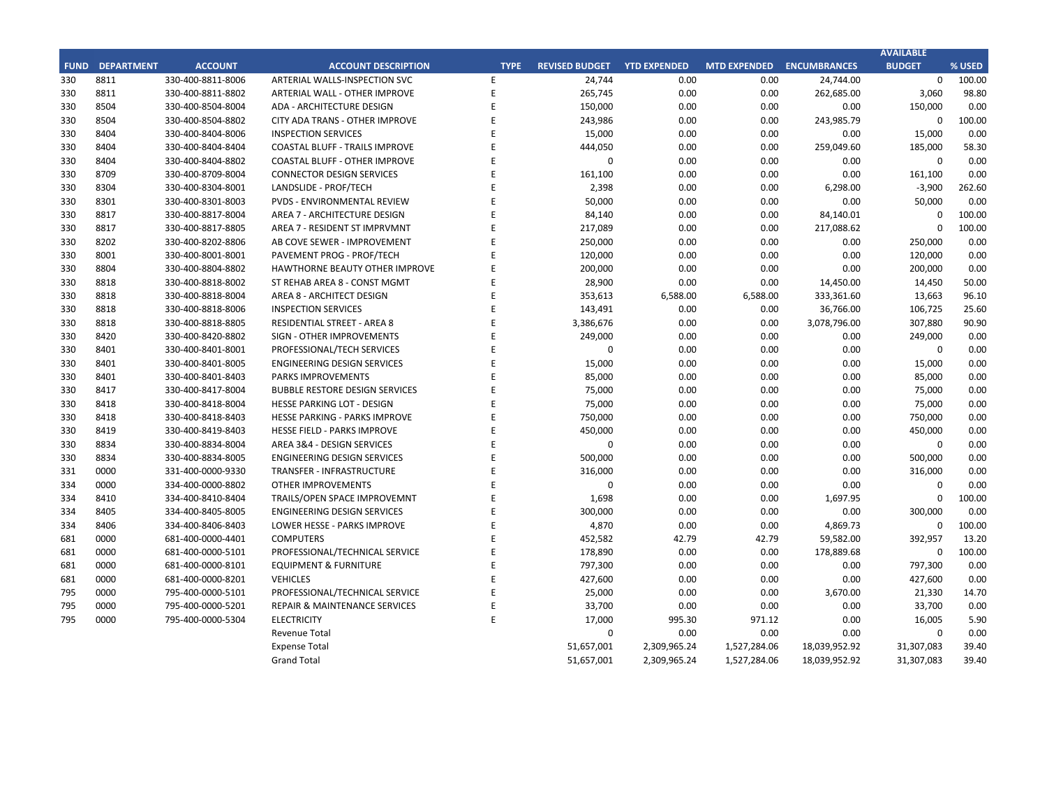| FUND | DEPARTMENT | ACCOUNT | ACCOUNT DESCRIPTION | TYPE | REVISED BUDGET | YTD EXPENDED | MTD EXPENDED | ENCUMBRANCES | AVAILABLE BUDGET | % USED |
|---|---|---|---|---|---|---|---|---|---|---|
| 330 | 8811 | 330-400-8811-8006 | ARTERIAL WALLS-INSPECTION SVC | E | 24,744 | 0.00 | 0.00 | 24,744.00 | 0 | 100.00 |
| 330 | 8811 | 330-400-8811-8802 | ARTERIAL WALL - OTHER IMPROVE | E | 265,745 | 0.00 | 0.00 | 262,685.00 | 3,060 | 98.80 |
| 330 | 8504 | 330-400-8504-8004 | ADA - ARCHITECTURE DESIGN | E | 150,000 | 0.00 | 0.00 | 0.00 | 150,000 | 0.00 |
| 330 | 8504 | 330-400-8504-8802 | CITY ADA TRANS - OTHER IMPROVE | E | 243,986 | 0.00 | 0.00 | 243,985.79 | 0 | 100.00 |
| 330 | 8404 | 330-400-8404-8006 | INSPECTION SERVICES | E | 15,000 | 0.00 | 0.00 | 0.00 | 15,000 | 0.00 |
| 330 | 8404 | 330-400-8404-8404 | COASTAL BLUFF - TRAILS IMPROVE | E | 444,050 | 0.00 | 0.00 | 259,049.60 | 185,000 | 58.30 |
| 330 | 8404 | 330-400-8404-8802 | COASTAL BLUFF - OTHER IMPROVE | E | 0 | 0.00 | 0.00 | 0.00 | 0 | 0.00 |
| 330 | 8709 | 330-400-8709-8004 | CONNECTOR DESIGN SERVICES | E | 161,100 | 0.00 | 0.00 | 0.00 | 161,100 | 0.00 |
| 330 | 8304 | 330-400-8304-8001 | LANDSLIDE - PROF/TECH | E | 2,398 | 0.00 | 0.00 | 6,298.00 | -3,900 | 262.60 |
| 330 | 8301 | 330-400-8301-8003 | PVDS - ENVIRONMENTAL REVIEW | E | 50,000 | 0.00 | 0.00 | 0.00 | 50,000 | 0.00 |
| 330 | 8817 | 330-400-8817-8004 | AREA 7 - ARCHITECTURE DESIGN | E | 84,140 | 0.00 | 0.00 | 84,140.01 | 0 | 100.00 |
| 330 | 8817 | 330-400-8817-8805 | AREA 7 - RESIDENT ST IMPRVMNT | E | 217,089 | 0.00 | 0.00 | 217,088.62 | 0 | 100.00 |
| 330 | 8202 | 330-400-8202-8806 | AB COVE SEWER - IMPROVEMENT | E | 250,000 | 0.00 | 0.00 | 0.00 | 250,000 | 0.00 |
| 330 | 8001 | 330-400-8001-8001 | PAVEMENT PROG - PROF/TECH | E | 120,000 | 0.00 | 0.00 | 0.00 | 120,000 | 0.00 |
| 330 | 8804 | 330-400-8804-8802 | HAWTHORNE BEAUTY OTHER IMPROVE | E | 200,000 | 0.00 | 0.00 | 0.00 | 200,000 | 0.00 |
| 330 | 8818 | 330-400-8818-8002 | ST REHAB AREA 8 - CONST MGMT | E | 28,900 | 0.00 | 0.00 | 14,450.00 | 14,450 | 50.00 |
| 330 | 8818 | 330-400-8818-8004 | AREA 8 - ARCHITECT DESIGN | E | 353,613 | 6,588.00 | 6,588.00 | 333,361.60 | 13,663 | 96.10 |
| 330 | 8818 | 330-400-8818-8006 | INSPECTION SERVICES | E | 143,491 | 0.00 | 0.00 | 36,766.00 | 106,725 | 25.60 |
| 330 | 8818 | 330-400-8818-8805 | RESIDENTIAL STREET - AREA 8 | E | 3,386,676 | 0.00 | 0.00 | 3,078,796.00 | 307,880 | 90.90 |
| 330 | 8420 | 330-400-8420-8802 | SIGN - OTHER IMPROVEMENTS | E | 249,000 | 0.00 | 0.00 | 0.00 | 249,000 | 0.00 |
| 330 | 8401 | 330-400-8401-8001 | PROFESSIONAL/TECH SERVICES | E | 0 | 0.00 | 0.00 | 0.00 | 0 | 0.00 |
| 330 | 8401 | 330-400-8401-8005 | ENGINEERING DESIGN SERVICES | E | 15,000 | 0.00 | 0.00 | 0.00 | 15,000 | 0.00 |
| 330 | 8401 | 330-400-8401-8403 | PARKS IMPROVEMENTS | E | 85,000 | 0.00 | 0.00 | 0.00 | 85,000 | 0.00 |
| 330 | 8417 | 330-400-8417-8004 | BUBBLE RESTORE DESIGN SERVICES | E | 75,000 | 0.00 | 0.00 | 0.00 | 75,000 | 0.00 |
| 330 | 8418 | 330-400-8418-8004 | HESSE PARKING LOT - DESIGN | E | 75,000 | 0.00 | 0.00 | 0.00 | 75,000 | 0.00 |
| 330 | 8418 | 330-400-8418-8403 | HESSE PARKING - PARKS IMPROVE | E | 750,000 | 0.00 | 0.00 | 0.00 | 750,000 | 0.00 |
| 330 | 8419 | 330-400-8419-8403 | HESSE FIELD - PARKS IMPROVE | E | 450,000 | 0.00 | 0.00 | 0.00 | 450,000 | 0.00 |
| 330 | 8834 | 330-400-8834-8004 | AREA 3&4 - DESIGN SERVICES | E | 0 | 0.00 | 0.00 | 0.00 | 0 | 0.00 |
| 330 | 8834 | 330-400-8834-8005 | ENGINEERING DESIGN SERVICES | E | 500,000 | 0.00 | 0.00 | 0.00 | 500,000 | 0.00 |
| 331 | 0000 | 331-400-0000-9330 | TRANSFER - INFRASTRUCTURE | E | 316,000 | 0.00 | 0.00 | 0.00 | 316,000 | 0.00 |
| 334 | 0000 | 334-400-0000-8802 | OTHER IMPROVEMENTS | E | 0 | 0.00 | 0.00 | 0.00 | 0 | 0.00 |
| 334 | 8410 | 334-400-8410-8404 | TRAILS/OPEN SPACE IMPROVEMNT | E | 1,698 | 0.00 | 0.00 | 1,697.95 | 0 | 100.00 |
| 334 | 8405 | 334-400-8405-8005 | ENGINEERING DESIGN SERVICES | E | 300,000 | 0.00 | 0.00 | 0.00 | 300,000 | 0.00 |
| 334 | 8406 | 334-400-8406-8403 | LOWER HESSE - PARKS IMPROVE | E | 4,870 | 0.00 | 0.00 | 4,869.73 | 0 | 100.00 |
| 681 | 0000 | 681-400-0000-4401 | COMPUTERS | E | 452,582 | 42.79 | 42.79 | 59,582.00 | 392,957 | 13.20 |
| 681 | 0000 | 681-400-0000-5101 | PROFESSIONAL/TECHNICAL SERVICE | E | 178,890 | 0.00 | 0.00 | 178,889.68 | 0 | 100.00 |
| 681 | 0000 | 681-400-0000-8101 | EQUIPMENT & FURNITURE | E | 797,300 | 0.00 | 0.00 | 0.00 | 797,300 | 0.00 |
| 681 | 0000 | 681-400-0000-8201 | VEHICLES | E | 427,600 | 0.00 | 0.00 | 0.00 | 427,600 | 0.00 |
| 795 | 0000 | 795-400-0000-5101 | PROFESSIONAL/TECHNICAL SERVICE | E | 25,000 | 0.00 | 0.00 | 3,670.00 | 21,330 | 14.70 |
| 795 | 0000 | 795-400-0000-5201 | REPAIR & MAINTENANCE SERVICES | E | 33,700 | 0.00 | 0.00 | 0.00 | 33,700 | 0.00 |
| 795 | 0000 | 795-400-0000-5304 | ELECTRICITY | E | 17,000 | 995.30 | 971.12 | 0.00 | 16,005 | 5.90 |
| | | | Revenue Total | | 0 | 0.00 | 0.00 | 0.00 | 0 | 0.00 |
| | | | Expense Total | | 51,657,001 | 2,309,965.24 | 1,527,284.06 | 18,039,952.92 | 31,307,083 | 39.40 |
| | | | Grand Total | | 51,657,001 | 2,309,965.24 | 1,527,284.06 | 18,039,952.92 | 31,307,083 | 39.40 |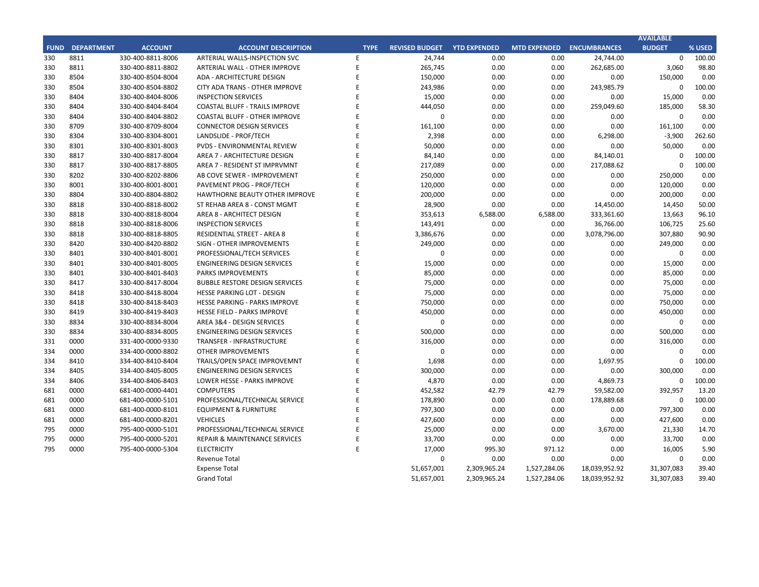| FUND | DEPARTMENT | ACCOUNT | ACCOUNT DESCRIPTION | TYPE | REVISED BUDGET | YTD EXPENDED | MTD EXPENDED | ENCUMBRANCES | AVAILABLE BUDGET | % USED |
|---|---|---|---|---|---|---|---|---|---|---|
| 330 | 8811 | 330-400-8811-8006 | ARTERIAL WALLS-INSPECTION SVC | E | 24,744 | 0.00 | 0.00 | 24,744.00 | 0 | 100.00 |
| 330 | 8811 | 330-400-8811-8802 | ARTERIAL WALL - OTHER IMPROVE | E | 265,745 | 0.00 | 0.00 | 262,685.00 | 3,060 | 98.80 |
| 330 | 8504 | 330-400-8504-8004 | ADA - ARCHITECTURE DESIGN | E | 150,000 | 0.00 | 0.00 | 0.00 | 150,000 | 0.00 |
| 330 | 8504 | 330-400-8504-8802 | CITY ADA TRANS - OTHER IMPROVE | E | 243,986 | 0.00 | 0.00 | 243,985.79 | 0 | 100.00 |
| 330 | 8404 | 330-400-8404-8006 | INSPECTION SERVICES | E | 15,000 | 0.00 | 0.00 | 0.00 | 15,000 | 0.00 |
| 330 | 8404 | 330-400-8404-8404 | COASTAL BLUFF - TRAILS IMPROVE | E | 444,050 | 0.00 | 0.00 | 259,049.60 | 185,000 | 58.30 |
| 330 | 8404 | 330-400-8404-8802 | COASTAL BLUFF - OTHER IMPROVE | E | 0 | 0.00 | 0.00 | 0.00 | 0 | 0.00 |
| 330 | 8709 | 330-400-8709-8004 | CONNECTOR DESIGN SERVICES | E | 161,100 | 0.00 | 0.00 | 0.00 | 161,100 | 0.00 |
| 330 | 8304 | 330-400-8304-8001 | LANDSLIDE - PROF/TECH | E | 2,398 | 0.00 | 0.00 | 6,298.00 | -3,900 | 262.60 |
| 330 | 8301 | 330-400-8301-8003 | PVDS - ENVIRONMENTAL REVIEW | E | 50,000 | 0.00 | 0.00 | 0.00 | 50,000 | 0.00 |
| 330 | 8817 | 330-400-8817-8004 | AREA 7 - ARCHITECTURE DESIGN | E | 84,140 | 0.00 | 0.00 | 84,140.01 | 0 | 100.00 |
| 330 | 8817 | 330-400-8817-8805 | AREA 7 - RESIDENT ST IMPRVMNT | E | 217,089 | 0.00 | 0.00 | 217,088.62 | 0 | 100.00 |
| 330 | 8202 | 330-400-8202-8806 | AB COVE SEWER - IMPROVEMENT | E | 250,000 | 0.00 | 0.00 | 0.00 | 250,000 | 0.00 |
| 330 | 8001 | 330-400-8001-8001 | PAVEMENT PROG - PROF/TECH | E | 120,000 | 0.00 | 0.00 | 0.00 | 120,000 | 0.00 |
| 330 | 8804 | 330-400-8804-8802 | HAWTHORNE BEAUTY OTHER IMPROVE | E | 200,000 | 0.00 | 0.00 | 0.00 | 200,000 | 0.00 |
| 330 | 8818 | 330-400-8818-8002 | ST REHAB AREA 8 - CONST MGMT | E | 28,900 | 0.00 | 0.00 | 14,450.00 | 14,450 | 50.00 |
| 330 | 8818 | 330-400-8818-8004 | AREA 8 - ARCHITECT DESIGN | E | 353,613 | 6,588.00 | 6,588.00 | 333,361.60 | 13,663 | 96.10 |
| 330 | 8818 | 330-400-8818-8006 | INSPECTION SERVICES | E | 143,491 | 0.00 | 0.00 | 36,766.00 | 106,725 | 25.60 |
| 330 | 8818 | 330-400-8818-8805 | RESIDENTIAL STREET - AREA 8 | E | 3,386,676 | 0.00 | 0.00 | 3,078,796.00 | 307,880 | 90.90 |
| 330 | 8420 | 330-400-8420-8802 | SIGN - OTHER IMPROVEMENTS | E | 249,000 | 0.00 | 0.00 | 0.00 | 249,000 | 0.00 |
| 330 | 8401 | 330-400-8401-8001 | PROFESSIONAL/TECH SERVICES | E | 0 | 0.00 | 0.00 | 0.00 | 0 | 0.00 |
| 330 | 8401 | 330-400-8401-8005 | ENGINEERING DESIGN SERVICES | E | 15,000 | 0.00 | 0.00 | 0.00 | 15,000 | 0.00 |
| 330 | 8401 | 330-400-8401-8403 | PARKS IMPROVEMENTS | E | 85,000 | 0.00 | 0.00 | 0.00 | 85,000 | 0.00 |
| 330 | 8417 | 330-400-8417-8004 | BUBBLE RESTORE DESIGN SERVICES | E | 75,000 | 0.00 | 0.00 | 0.00 | 75,000 | 0.00 |
| 330 | 8418 | 330-400-8418-8004 | HESSE PARKING LOT - DESIGN | E | 75,000 | 0.00 | 0.00 | 0.00 | 75,000 | 0.00 |
| 330 | 8418 | 330-400-8418-8403 | HESSE PARKING - PARKS IMPROVE | E | 750,000 | 0.00 | 0.00 | 0.00 | 750,000 | 0.00 |
| 330 | 8419 | 330-400-8419-8403 | HESSE FIELD - PARKS IMPROVE | E | 450,000 | 0.00 | 0.00 | 0.00 | 450,000 | 0.00 |
| 330 | 8834 | 330-400-8834-8004 | AREA 3&4 - DESIGN SERVICES | E | 0 | 0.00 | 0.00 | 0.00 | 0 | 0.00 |
| 330 | 8834 | 330-400-8834-8005 | ENGINEERING DESIGN SERVICES | E | 500,000 | 0.00 | 0.00 | 0.00 | 500,000 | 0.00 |
| 331 | 0000 | 331-400-0000-9330 | TRANSFER - INFRASTRUCTURE | E | 316,000 | 0.00 | 0.00 | 0.00 | 316,000 | 0.00 |
| 334 | 0000 | 334-400-0000-8802 | OTHER IMPROVEMENTS | E | 0 | 0.00 | 0.00 | 0.00 | 0 | 0.00 |
| 334 | 8410 | 334-400-8410-8404 | TRAILS/OPEN SPACE IMPROVEMNT | E | 1,698 | 0.00 | 0.00 | 1,697.95 | 0 | 100.00 |
| 334 | 8405 | 334-400-8405-8005 | ENGINEERING DESIGN SERVICES | E | 300,000 | 0.00 | 0.00 | 0.00 | 300,000 | 0.00 |
| 334 | 8406 | 334-400-8406-8403 | LOWER HESSE - PARKS IMPROVE | E | 4,870 | 0.00 | 0.00 | 4,869.73 | 0 | 100.00 |
| 681 | 0000 | 681-400-0000-4401 | COMPUTERS | E | 452,582 | 42.79 | 42.79 | 59,582.00 | 392,957 | 13.20 |
| 681 | 0000 | 681-400-0000-5101 | PROFESSIONAL/TECHNICAL SERVICE | E | 178,890 | 0.00 | 0.00 | 178,889.68 | 0 | 100.00 |
| 681 | 0000 | 681-400-0000-8101 | EQUIPMENT & FURNITURE | E | 797,300 | 0.00 | 0.00 | 0.00 | 797,300 | 0.00 |
| 681 | 0000 | 681-400-0000-8201 | VEHICLES | E | 427,600 | 0.00 | 0.00 | 0.00 | 427,600 | 0.00 |
| 795 | 0000 | 795-400-0000-5101 | PROFESSIONAL/TECHNICAL SERVICE | E | 25,000 | 0.00 | 0.00 | 3,670.00 | 21,330 | 14.70 |
| 795 | 0000 | 795-400-0000-5201 | REPAIR & MAINTENANCE SERVICES | E | 33,700 | 0.00 | 0.00 | 0.00 | 33,700 | 0.00 |
| 795 | 0000 | 795-400-0000-5304 | ELECTRICITY | E | 17,000 | 995.30 | 971.12 | 0.00 | 16,005 | 5.90 |
| | | | Revenue Total | | 0 | 0.00 | 0.00 | 0.00 | 0 | 0.00 |
| | | | Expense Total | | 51,657,001 | 2,309,965.24 | 1,527,284.06 | 18,039,952.92 | 31,307,083 | 39.40 |
| | | | Grand Total | | 51,657,001 | 2,309,965.24 | 1,527,284.06 | 18,039,952.92 | 31,307,083 | 39.40 |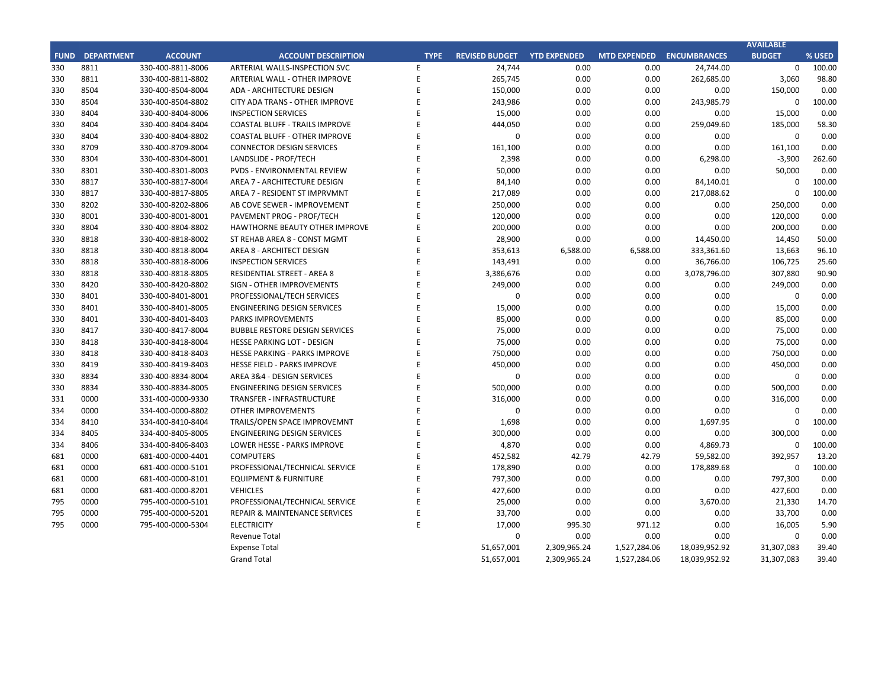| FUND | DEPARTMENT | ACCOUNT | ACCOUNT DESCRIPTION | TYPE | REVISED BUDGET | YTD EXPENDED | MTD EXPENDED | ENCUMBRANCES | AVAILABLE BUDGET | % USED |
|---|---|---|---|---|---|---|---|---|---|---|
| 330 | 8811 | 330-400-8811-8006 | ARTERIAL WALLS-INSPECTION SVC | E | 24,744 | 0.00 | 0.00 | 24,744.00 | 0 | 100.00 |
| 330 | 8811 | 330-400-8811-8802 | ARTERIAL WALL - OTHER IMPROVE | E | 265,745 | 0.00 | 0.00 | 262,685.00 | 3,060 | 98.80 |
| 330 | 8504 | 330-400-8504-8004 | ADA - ARCHITECTURE DESIGN | E | 150,000 | 0.00 | 0.00 | 0.00 | 150,000 | 0.00 |
| 330 | 8504 | 330-400-8504-8802 | CITY ADA TRANS - OTHER IMPROVE | E | 243,986 | 0.00 | 0.00 | 243,985.79 | 0 | 100.00 |
| 330 | 8404 | 330-400-8404-8006 | INSPECTION SERVICES | E | 15,000 | 0.00 | 0.00 | 0.00 | 15,000 | 0.00 |
| 330 | 8404 | 330-400-8404-8404 | COASTAL BLUFF - TRAILS IMPROVE | E | 444,050 | 0.00 | 0.00 | 259,049.60 | 185,000 | 58.30 |
| 330 | 8404 | 330-400-8404-8802 | COASTAL BLUFF - OTHER IMPROVE | E | 0 | 0.00 | 0.00 | 0.00 | 0 | 0.00 |
| 330 | 8709 | 330-400-8709-8004 | CONNECTOR DESIGN SERVICES | E | 161,100 | 0.00 | 0.00 | 0.00 | 161,100 | 0.00 |
| 330 | 8304 | 330-400-8304-8001 | LANDSLIDE - PROF/TECH | E | 2,398 | 0.00 | 0.00 | 6,298.00 | -3,900 | 262.60 |
| 330 | 8301 | 330-400-8301-8003 | PVDS - ENVIRONMENTAL REVIEW | E | 50,000 | 0.00 | 0.00 | 0.00 | 50,000 | 0.00 |
| 330 | 8817 | 330-400-8817-8004 | AREA 7 - ARCHITECTURE DESIGN | E | 84,140 | 0.00 | 0.00 | 84,140.01 | 0 | 100.00 |
| 330 | 8817 | 330-400-8817-8805 | AREA 7 - RESIDENT ST IMPRVMNT | E | 217,089 | 0.00 | 0.00 | 217,088.62 | 0 | 100.00 |
| 330 | 8202 | 330-400-8202-8806 | AB COVE SEWER - IMPROVEMENT | E | 250,000 | 0.00 | 0.00 | 0.00 | 250,000 | 0.00 |
| 330 | 8001 | 330-400-8001-8001 | PAVEMENT PROG - PROF/TECH | E | 120,000 | 0.00 | 0.00 | 0.00 | 120,000 | 0.00 |
| 330 | 8804 | 330-400-8804-8802 | HAWTHORNE BEAUTY OTHER IMPROVE | E | 200,000 | 0.00 | 0.00 | 0.00 | 200,000 | 0.00 |
| 330 | 8818 | 330-400-8818-8002 | ST REHAB AREA 8 - CONST MGMT | E | 28,900 | 0.00 | 0.00 | 14,450.00 | 14,450 | 50.00 |
| 330 | 8818 | 330-400-8818-8004 | AREA 8 - ARCHITECT DESIGN | E | 353,613 | 6,588.00 | 6,588.00 | 333,361.60 | 13,663 | 96.10 |
| 330 | 8818 | 330-400-8818-8006 | INSPECTION SERVICES | E | 143,491 | 0.00 | 0.00 | 36,766.00 | 106,725 | 25.60 |
| 330 | 8818 | 330-400-8818-8805 | RESIDENTIAL STREET - AREA 8 | E | 3,386,676 | 0.00 | 0.00 | 3,078,796.00 | 307,880 | 90.90 |
| 330 | 8420 | 330-400-8420-8802 | SIGN - OTHER IMPROVEMENTS | E | 249,000 | 0.00 | 0.00 | 0.00 | 249,000 | 0.00 |
| 330 | 8401 | 330-400-8401-8001 | PROFESSIONAL/TECH SERVICES | E | 0 | 0.00 | 0.00 | 0.00 | 0 | 0.00 |
| 330 | 8401 | 330-400-8401-8005 | ENGINEERING DESIGN SERVICES | E | 15,000 | 0.00 | 0.00 | 0.00 | 15,000 | 0.00 |
| 330 | 8401 | 330-400-8401-8403 | PARKS IMPROVEMENTS | E | 85,000 | 0.00 | 0.00 | 0.00 | 85,000 | 0.00 |
| 330 | 8417 | 330-400-8417-8004 | BUBBLE RESTORE DESIGN SERVICES | E | 75,000 | 0.00 | 0.00 | 0.00 | 75,000 | 0.00 |
| 330 | 8418 | 330-400-8418-8004 | HESSE PARKING LOT - DESIGN | E | 75,000 | 0.00 | 0.00 | 0.00 | 75,000 | 0.00 |
| 330 | 8418 | 330-400-8418-8403 | HESSE PARKING - PARKS IMPROVE | E | 750,000 | 0.00 | 0.00 | 0.00 | 750,000 | 0.00 |
| 330 | 8419 | 330-400-8419-8403 | HESSE FIELD - PARKS IMPROVE | E | 450,000 | 0.00 | 0.00 | 0.00 | 450,000 | 0.00 |
| 330 | 8834 | 330-400-8834-8004 | AREA 3&4 - DESIGN SERVICES | E | 0 | 0.00 | 0.00 | 0.00 | 0 | 0.00 |
| 330 | 8834 | 330-400-8834-8005 | ENGINEERING DESIGN SERVICES | E | 500,000 | 0.00 | 0.00 | 0.00 | 500,000 | 0.00 |
| 331 | 0000 | 331-400-0000-9330 | TRANSFER - INFRASTRUCTURE | E | 316,000 | 0.00 | 0.00 | 0.00 | 316,000 | 0.00 |
| 334 | 0000 | 334-400-0000-8802 | OTHER IMPROVEMENTS | E | 0 | 0.00 | 0.00 | 0.00 | 0 | 0.00 |
| 334 | 8410 | 334-400-8410-8404 | TRAILS/OPEN SPACE IMPROVEMNT | E | 1,698 | 0.00 | 0.00 | 1,697.95 | 0 | 100.00 |
| 334 | 8405 | 334-400-8405-8005 | ENGINEERING DESIGN SERVICES | E | 300,000 | 0.00 | 0.00 | 0.00 | 300,000 | 0.00 |
| 334 | 8406 | 334-400-8406-8403 | LOWER HESSE - PARKS IMPROVE | E | 4,870 | 0.00 | 0.00 | 4,869.73 | 0 | 100.00 |
| 681 | 0000 | 681-400-0000-4401 | COMPUTERS | E | 452,582 | 42.79 | 42.79 | 59,582.00 | 392,957 | 13.20 |
| 681 | 0000 | 681-400-0000-5101 | PROFESSIONAL/TECHNICAL SERVICE | E | 178,890 | 0.00 | 0.00 | 178,889.68 | 0 | 100.00 |
| 681 | 0000 | 681-400-0000-8101 | EQUIPMENT & FURNITURE | E | 797,300 | 0.00 | 0.00 | 0.00 | 797,300 | 0.00 |
| 681 | 0000 | 681-400-0000-8201 | VEHICLES | E | 427,600 | 0.00 | 0.00 | 0.00 | 427,600 | 0.00 |
| 795 | 0000 | 795-400-0000-5101 | PROFESSIONAL/TECHNICAL SERVICE | E | 25,000 | 0.00 | 0.00 | 3,670.00 | 21,330 | 14.70 |
| 795 | 0000 | 795-400-0000-5201 | REPAIR & MAINTENANCE SERVICES | E | 33,700 | 0.00 | 0.00 | 0.00 | 33,700 | 0.00 |
| 795 | 0000 | 795-400-0000-5304 | ELECTRICITY | E | 17,000 | 995.30 | 971.12 | 0.00 | 16,005 | 5.90 |
| | | | Revenue Total | | 0 | 0.00 | 0.00 | 0.00 | 0 | 0.00 |
| | | | Expense Total | | 51,657,001 | 2,309,965.24 | 1,527,284.06 | 18,039,952.92 | 31,307,083 | 39.40 |
| | | | Grand Total | | 51,657,001 | 2,309,965.24 | 1,527,284.06 | 18,039,952.92 | 31,307,083 | 39.40 |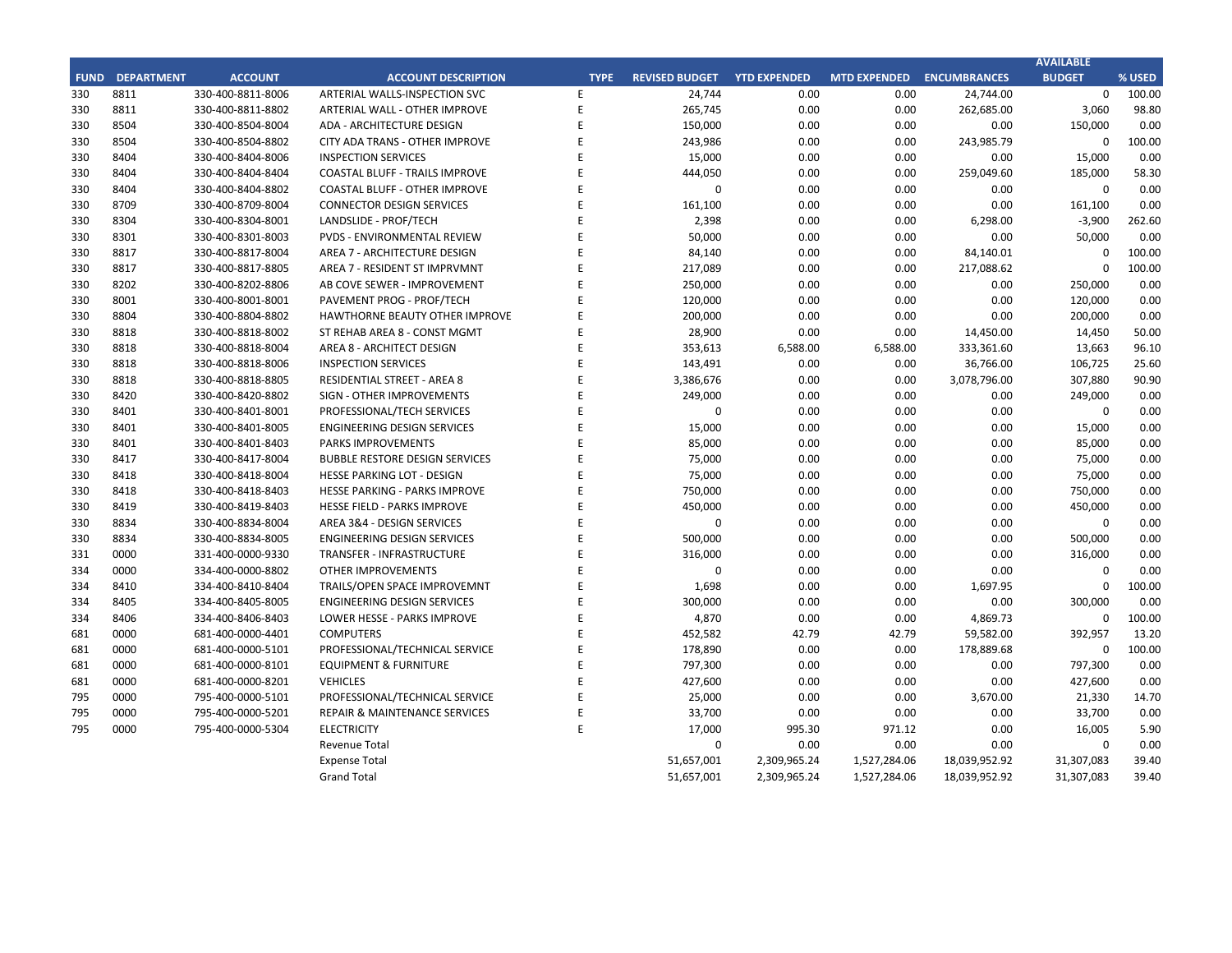| FUND | DEPARTMENT | ACCOUNT | ACCOUNT DESCRIPTION | TYPE | REVISED BUDGET | YTD EXPENDED | MTD EXPENDED | ENCUMBRANCES | AVAILABLE BUDGET | % USED |
|---|---|---|---|---|---|---|---|---|---|---|
| 330 | 8811 | 330-400-8811-8006 | ARTERIAL WALLS-INSPECTION SVC | E | 24,744 | 0.00 | 0.00 | 24,744.00 | 0 | 100.00 |
| 330 | 8811 | 330-400-8811-8802 | ARTERIAL WALL - OTHER IMPROVE | E | 265,745 | 0.00 | 0.00 | 262,685.00 | 3,060 | 98.80 |
| 330 | 8504 | 330-400-8504-8004 | ADA - ARCHITECTURE DESIGN | E | 150,000 | 0.00 | 0.00 | 0.00 | 150,000 | 0.00 |
| 330 | 8504 | 330-400-8504-8802 | CITY ADA TRANS - OTHER IMPROVE | E | 243,986 | 0.00 | 0.00 | 243,985.79 | 0 | 100.00 |
| 330 | 8404 | 330-400-8404-8006 | INSPECTION SERVICES | E | 15,000 | 0.00 | 0.00 | 0.00 | 15,000 | 0.00 |
| 330 | 8404 | 330-400-8404-8404 | COASTAL BLUFF - TRAILS IMPROVE | E | 444,050 | 0.00 | 0.00 | 259,049.60 | 185,000 | 58.30 |
| 330 | 8404 | 330-400-8404-8802 | COASTAL BLUFF - OTHER IMPROVE | E | 0 | 0.00 | 0.00 | 0.00 | 0 | 0.00 |
| 330 | 8709 | 330-400-8709-8004 | CONNECTOR DESIGN SERVICES | E | 161,100 | 0.00 | 0.00 | 0.00 | 161,100 | 0.00 |
| 330 | 8304 | 330-400-8304-8001 | LANDSLIDE - PROF/TECH | E | 2,398 | 0.00 | 0.00 | 6,298.00 | -3,900 | 262.60 |
| 330 | 8301 | 330-400-8301-8003 | PVDS - ENVIRONMENTAL REVIEW | E | 50,000 | 0.00 | 0.00 | 0.00 | 50,000 | 0.00 |
| 330 | 8817 | 330-400-8817-8004 | AREA 7 - ARCHITECTURE DESIGN | E | 84,140 | 0.00 | 0.00 | 84,140.01 | 0 | 100.00 |
| 330 | 8817 | 330-400-8817-8805 | AREA 7 - RESIDENT ST IMPRVMNT | E | 217,089 | 0.00 | 0.00 | 217,088.62 | 0 | 100.00 |
| 330 | 8202 | 330-400-8202-8806 | AB COVE SEWER - IMPROVEMENT | E | 250,000 | 0.00 | 0.00 | 0.00 | 250,000 | 0.00 |
| 330 | 8001 | 330-400-8001-8001 | PAVEMENT PROG - PROF/TECH | E | 120,000 | 0.00 | 0.00 | 0.00 | 120,000 | 0.00 |
| 330 | 8804 | 330-400-8804-8802 | HAWTHORNE BEAUTY OTHER IMPROVE | E | 200,000 | 0.00 | 0.00 | 0.00 | 200,000 | 0.00 |
| 330 | 8818 | 330-400-8818-8002 | ST REHAB AREA 8 - CONST MGMT | E | 28,900 | 0.00 | 0.00 | 14,450.00 | 14,450 | 50.00 |
| 330 | 8818 | 330-400-8818-8004 | AREA 8 - ARCHITECT DESIGN | E | 353,613 | 6,588.00 | 6,588.00 | 333,361.60 | 13,663 | 96.10 |
| 330 | 8818 | 330-400-8818-8006 | INSPECTION SERVICES | E | 143,491 | 0.00 | 0.00 | 36,766.00 | 106,725 | 25.60 |
| 330 | 8818 | 330-400-8818-8805 | RESIDENTIAL STREET - AREA 8 | E | 3,386,676 | 0.00 | 0.00 | 3,078,796.00 | 307,880 | 90.90 |
| 330 | 8420 | 330-400-8420-8802 | SIGN - OTHER IMPROVEMENTS | E | 249,000 | 0.00 | 0.00 | 0.00 | 249,000 | 0.00 |
| 330 | 8401 | 330-400-8401-8001 | PROFESSIONAL/TECH SERVICES | E | 0 | 0.00 | 0.00 | 0.00 | 0 | 0.00 |
| 330 | 8401 | 330-400-8401-8005 | ENGINEERING DESIGN SERVICES | E | 15,000 | 0.00 | 0.00 | 0.00 | 15,000 | 0.00 |
| 330 | 8401 | 330-400-8401-8403 | PARKS IMPROVEMENTS | E | 85,000 | 0.00 | 0.00 | 0.00 | 85,000 | 0.00 |
| 330 | 8417 | 330-400-8417-8004 | BUBBLE RESTORE DESIGN SERVICES | E | 75,000 | 0.00 | 0.00 | 0.00 | 75,000 | 0.00 |
| 330 | 8418 | 330-400-8418-8004 | HESSE PARKING LOT - DESIGN | E | 75,000 | 0.00 | 0.00 | 0.00 | 75,000 | 0.00 |
| 330 | 8418 | 330-400-8418-8403 | HESSE PARKING - PARKS IMPROVE | E | 750,000 | 0.00 | 0.00 | 0.00 | 750,000 | 0.00 |
| 330 | 8419 | 330-400-8419-8403 | HESSE FIELD - PARKS IMPROVE | E | 450,000 | 0.00 | 0.00 | 0.00 | 450,000 | 0.00 |
| 330 | 8834 | 330-400-8834-8004 | AREA 3&4 - DESIGN SERVICES | E | 0 | 0.00 | 0.00 | 0.00 | 0 | 0.00 |
| 330 | 8834 | 330-400-8834-8005 | ENGINEERING DESIGN SERVICES | E | 500,000 | 0.00 | 0.00 | 0.00 | 500,000 | 0.00 |
| 331 | 0000 | 331-400-0000-9330 | TRANSFER - INFRASTRUCTURE | E | 316,000 | 0.00 | 0.00 | 0.00 | 316,000 | 0.00 |
| 334 | 0000 | 334-400-0000-8802 | OTHER IMPROVEMENTS | E | 0 | 0.00 | 0.00 | 0.00 | 0 | 0.00 |
| 334 | 8410 | 334-400-8410-8404 | TRAILS/OPEN SPACE IMPROVEMNT | E | 1,698 | 0.00 | 0.00 | 1,697.95 | 0 | 100.00 |
| 334 | 8405 | 334-400-8405-8005 | ENGINEERING DESIGN SERVICES | E | 300,000 | 0.00 | 0.00 | 0.00 | 300,000 | 0.00 |
| 334 | 8406 | 334-400-8406-8403 | LOWER HESSE - PARKS IMPROVE | E | 4,870 | 0.00 | 0.00 | 4,869.73 | 0 | 100.00 |
| 681 | 0000 | 681-400-0000-4401 | COMPUTERS | E | 452,582 | 42.79 | 42.79 | 59,582.00 | 392,957 | 13.20 |
| 681 | 0000 | 681-400-0000-5101 | PROFESSIONAL/TECHNICAL SERVICE | E | 178,890 | 0.00 | 0.00 | 178,889.68 | 0 | 100.00 |
| 681 | 0000 | 681-400-0000-8101 | EQUIPMENT & FURNITURE | E | 797,300 | 0.00 | 0.00 | 0.00 | 797,300 | 0.00 |
| 681 | 0000 | 681-400-0000-8201 | VEHICLES | E | 427,600 | 0.00 | 0.00 | 0.00 | 427,600 | 0.00 |
| 795 | 0000 | 795-400-0000-5101 | PROFESSIONAL/TECHNICAL SERVICE | E | 25,000 | 0.00 | 0.00 | 3,670.00 | 21,330 | 14.70 |
| 795 | 0000 | 795-400-0000-5201 | REPAIR & MAINTENANCE SERVICES | E | 33,700 | 0.00 | 0.00 | 0.00 | 33,700 | 0.00 |
| 795 | 0000 | 795-400-0000-5304 | ELECTRICITY | E | 17,000 | 995.30 | 971.12 | 0.00 | 16,005 | 5.90 |
| | | | Revenue Total | | 0 | 0.00 | 0.00 | 0.00 | 0 | 0.00 |
| | | | Expense Total | | 51,657,001 | 2,309,965.24 | 1,527,284.06 | 18,039,952.92 | 31,307,083 | 39.40 |
| | | | Grand Total | | 51,657,001 | 2,309,965.24 | 1,527,284.06 | 18,039,952.92 | 31,307,083 | 39.40 |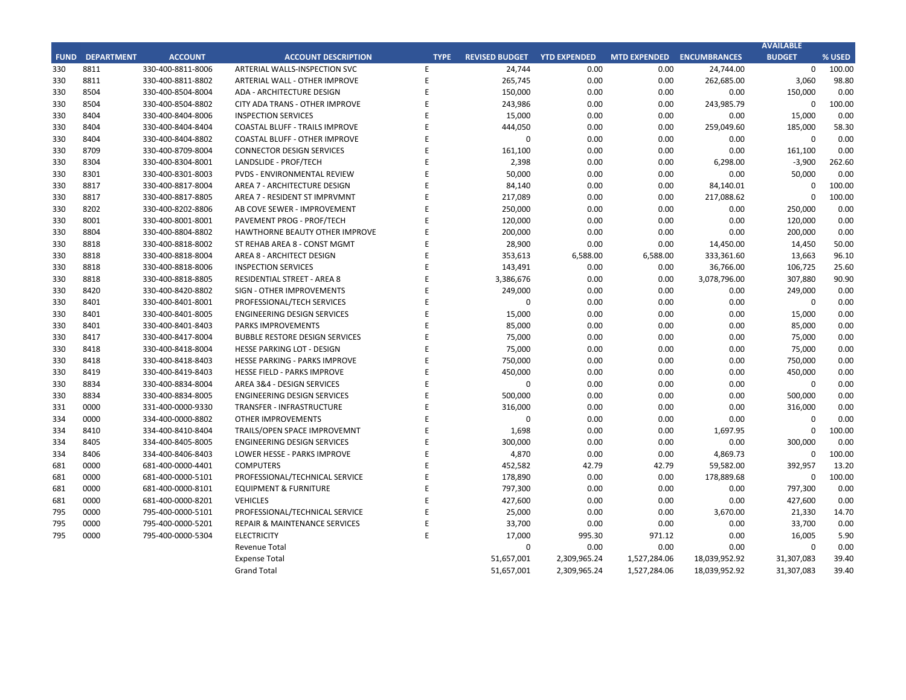| FUND | DEPARTMENT | ACCOUNT | ACCOUNT DESCRIPTION | TYPE | REVISED BUDGET | YTD EXPENDED | MTD EXPENDED | ENCUMBRANCES | AVAILABLE BUDGET | % USED |
|---|---|---|---|---|---|---|---|---|---|---|
| 330 | 8811 | 330-400-8811-8006 | ARTERIAL WALLS-INSPECTION SVC | E | 24,744 | 0.00 | 0.00 | 24,744.00 | 0 | 100.00 |
| 330 | 8811 | 330-400-8811-8802 | ARTERIAL WALL - OTHER IMPROVE | E | 265,745 | 0.00 | 0.00 | 262,685.00 | 3,060 | 98.80 |
| 330 | 8504 | 330-400-8504-8004 | ADA - ARCHITECTURE DESIGN | E | 150,000 | 0.00 | 0.00 | 0.00 | 150,000 | 0.00 |
| 330 | 8504 | 330-400-8504-8802 | CITY ADA TRANS - OTHER IMPROVE | E | 243,986 | 0.00 | 0.00 | 243,985.79 | 0 | 100.00 |
| 330 | 8404 | 330-400-8404-8006 | INSPECTION SERVICES | E | 15,000 | 0.00 | 0.00 | 0.00 | 15,000 | 0.00 |
| 330 | 8404 | 330-400-8404-8404 | COASTAL BLUFF - TRAILS IMPROVE | E | 444,050 | 0.00 | 0.00 | 259,049.60 | 185,000 | 58.30 |
| 330 | 8404 | 330-400-8404-8802 | COASTAL BLUFF - OTHER IMPROVE | E | 0 | 0.00 | 0.00 | 0.00 | 0 | 0.00 |
| 330 | 8709 | 330-400-8709-8004 | CONNECTOR DESIGN SERVICES | E | 161,100 | 0.00 | 0.00 | 0.00 | 161,100 | 0.00 |
| 330 | 8304 | 330-400-8304-8001 | LANDSLIDE - PROF/TECH | E | 2,398 | 0.00 | 0.00 | 6,298.00 | -3,900 | 262.60 |
| 330 | 8301 | 330-400-8301-8003 | PVDS - ENVIRONMENTAL REVIEW | E | 50,000 | 0.00 | 0.00 | 0.00 | 50,000 | 0.00 |
| 330 | 8817 | 330-400-8817-8004 | AREA 7 - ARCHITECTURE DESIGN | E | 84,140 | 0.00 | 0.00 | 84,140.01 | 0 | 100.00 |
| 330 | 8817 | 330-400-8817-8805 | AREA 7 - RESIDENT ST IMPRVMNT | E | 217,089 | 0.00 | 0.00 | 217,088.62 | 0 | 100.00 |
| 330 | 8202 | 330-400-8202-8806 | AB COVE SEWER - IMPROVEMENT | E | 250,000 | 0.00 | 0.00 | 0.00 | 250,000 | 0.00 |
| 330 | 8001 | 330-400-8001-8001 | PAVEMENT PROG - PROF/TECH | E | 120,000 | 0.00 | 0.00 | 0.00 | 120,000 | 0.00 |
| 330 | 8804 | 330-400-8804-8802 | HAWTHORNE BEAUTY OTHER IMPROVE | E | 200,000 | 0.00 | 0.00 | 0.00 | 200,000 | 0.00 |
| 330 | 8818 | 330-400-8818-8002 | ST REHAB AREA 8 - CONST MGMT | E | 28,900 | 0.00 | 0.00 | 14,450.00 | 14,450 | 50.00 |
| 330 | 8818 | 330-400-8818-8004 | AREA 8 - ARCHITECT DESIGN | E | 353,613 | 6,588.00 | 6,588.00 | 333,361.60 | 13,663 | 96.10 |
| 330 | 8818 | 330-400-8818-8006 | INSPECTION SERVICES | E | 143,491 | 0.00 | 0.00 | 36,766.00 | 106,725 | 25.60 |
| 330 | 8818 | 330-400-8818-8805 | RESIDENTIAL STREET - AREA 8 | E | 3,386,676 | 0.00 | 0.00 | 3,078,796.00 | 307,880 | 90.90 |
| 330 | 8420 | 330-400-8420-8802 | SIGN - OTHER IMPROVEMENTS | E | 249,000 | 0.00 | 0.00 | 0.00 | 249,000 | 0.00 |
| 330 | 8401 | 330-400-8401-8001 | PROFESSIONAL/TECH SERVICES | E | 0 | 0.00 | 0.00 | 0.00 | 0 | 0.00 |
| 330 | 8401 | 330-400-8401-8005 | ENGINEERING DESIGN SERVICES | E | 15,000 | 0.00 | 0.00 | 0.00 | 15,000 | 0.00 |
| 330 | 8401 | 330-400-8401-8403 | PARKS IMPROVEMENTS | E | 85,000 | 0.00 | 0.00 | 0.00 | 85,000 | 0.00 |
| 330 | 8417 | 330-400-8417-8004 | BUBBLE RESTORE DESIGN SERVICES | E | 75,000 | 0.00 | 0.00 | 0.00 | 75,000 | 0.00 |
| 330 | 8418 | 330-400-8418-8004 | HESSE PARKING LOT - DESIGN | E | 75,000 | 0.00 | 0.00 | 0.00 | 75,000 | 0.00 |
| 330 | 8418 | 330-400-8418-8403 | HESSE PARKING - PARKS IMPROVE | E | 750,000 | 0.00 | 0.00 | 0.00 | 750,000 | 0.00 |
| 330 | 8419 | 330-400-8419-8403 | HESSE FIELD - PARKS IMPROVE | E | 450,000 | 0.00 | 0.00 | 0.00 | 450,000 | 0.00 |
| 330 | 8834 | 330-400-8834-8004 | AREA 3&4 - DESIGN SERVICES | E | 0 | 0.00 | 0.00 | 0.00 | 0 | 0.00 |
| 330 | 8834 | 330-400-8834-8005 | ENGINEERING DESIGN SERVICES | E | 500,000 | 0.00 | 0.00 | 0.00 | 500,000 | 0.00 |
| 331 | 0000 | 331-400-0000-9330 | TRANSFER - INFRASTRUCTURE | E | 316,000 | 0.00 | 0.00 | 0.00 | 316,000 | 0.00 |
| 334 | 0000 | 334-400-0000-8802 | OTHER IMPROVEMENTS | E | 0 | 0.00 | 0.00 | 0.00 | 0 | 0.00 |
| 334 | 8410 | 334-400-8410-8404 | TRAILS/OPEN SPACE IMPROVEMNT | E | 1,698 | 0.00 | 0.00 | 1,697.95 | 0 | 100.00 |
| 334 | 8405 | 334-400-8405-8005 | ENGINEERING DESIGN SERVICES | E | 300,000 | 0.00 | 0.00 | 0.00 | 300,000 | 0.00 |
| 334 | 8406 | 334-400-8406-8403 | LOWER HESSE - PARKS IMPROVE | E | 4,870 | 0.00 | 0.00 | 4,869.73 | 0 | 100.00 |
| 681 | 0000 | 681-400-0000-4401 | COMPUTERS | E | 452,582 | 42.79 | 42.79 | 59,582.00 | 392,957 | 13.20 |
| 681 | 0000 | 681-400-0000-5101 | PROFESSIONAL/TECHNICAL SERVICE | E | 178,890 | 0.00 | 0.00 | 178,889.68 | 0 | 100.00 |
| 681 | 0000 | 681-400-0000-8101 | EQUIPMENT & FURNITURE | E | 797,300 | 0.00 | 0.00 | 0.00 | 797,300 | 0.00 |
| 681 | 0000 | 681-400-0000-8201 | VEHICLES | E | 427,600 | 0.00 | 0.00 | 0.00 | 427,600 | 0.00 |
| 795 | 0000 | 795-400-0000-5101 | PROFESSIONAL/TECHNICAL SERVICE | E | 25,000 | 0.00 | 0.00 | 3,670.00 | 21,330 | 14.70 |
| 795 | 0000 | 795-400-0000-5201 | REPAIR & MAINTENANCE SERVICES | E | 33,700 | 0.00 | 0.00 | 0.00 | 33,700 | 0.00 |
| 795 | 0000 | 795-400-0000-5304 | ELECTRICITY | E | 17,000 | 995.30 | 971.12 | 0.00 | 16,005 | 5.90 |
| | | | Revenue Total | | 0 | 0.00 | 0.00 | 0.00 | 0 | 0.00 |
| | | | Expense Total | | 51,657,001 | 2,309,965.24 | 1,527,284.06 | 18,039,952.92 | 31,307,083 | 39.40 |
| | | | Grand Total | | 51,657,001 | 2,309,965.24 | 1,527,284.06 | 18,039,952.92 | 31,307,083 | 39.40 |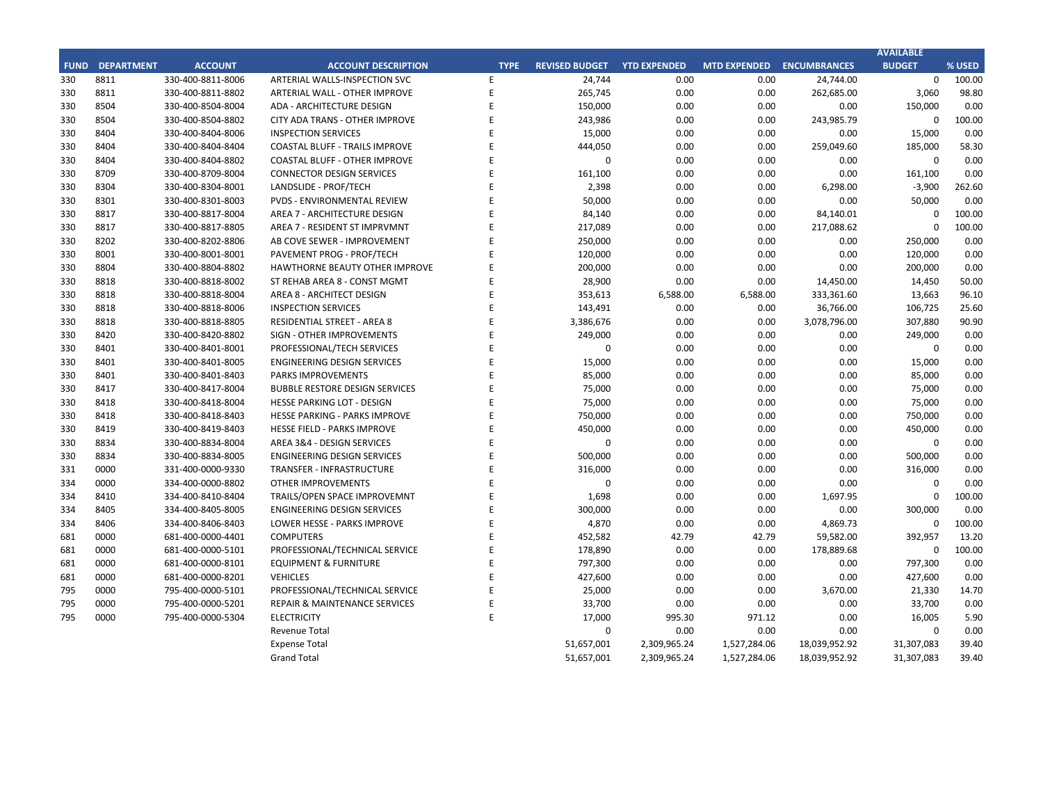| FUND | DEPARTMENT | ACCOUNT | ACCOUNT DESCRIPTION | TYPE | REVISED BUDGET | YTD EXPENDED | MTD EXPENDED | ENCUMBRANCES | AVAILABLE BUDGET | % USED |
|---|---|---|---|---|---|---|---|---|---|---|
| 330 | 8811 | 330-400-8811-8006 | ARTERIAL WALLS-INSPECTION SVC | E | 24,744 | 0.00 | 0.00 | 24,744.00 | 0 | 100.00 |
| 330 | 8811 | 330-400-8811-8802 | ARTERIAL WALL - OTHER IMPROVE | E | 265,745 | 0.00 | 0.00 | 262,685.00 | 3,060 | 98.80 |
| 330 | 8504 | 330-400-8504-8004 | ADA - ARCHITECTURE DESIGN | E | 150,000 | 0.00 | 0.00 | 0.00 | 150,000 | 0.00 |
| 330 | 8504 | 330-400-8504-8802 | CITY ADA TRANS - OTHER IMPROVE | E | 243,986 | 0.00 | 0.00 | 243,985.79 | 0 | 100.00 |
| 330 | 8404 | 330-400-8404-8006 | INSPECTION SERVICES | E | 15,000 | 0.00 | 0.00 | 0.00 | 15,000 | 0.00 |
| 330 | 8404 | 330-400-8404-8404 | COASTAL BLUFF - TRAILS IMPROVE | E | 444,050 | 0.00 | 0.00 | 259,049.60 | 185,000 | 58.30 |
| 330 | 8404 | 330-400-8404-8802 | COASTAL BLUFF - OTHER IMPROVE | E | 0 | 0.00 | 0.00 | 0.00 | 0 | 0.00 |
| 330 | 8709 | 330-400-8709-8004 | CONNECTOR DESIGN SERVICES | E | 161,100 | 0.00 | 0.00 | 0.00 | 161,100 | 0.00 |
| 330 | 8304 | 330-400-8304-8001 | LANDSLIDE - PROF/TECH | E | 2,398 | 0.00 | 0.00 | 6,298.00 | -3,900 | 262.60 |
| 330 | 8301 | 330-400-8301-8003 | PVDS - ENVIRONMENTAL REVIEW | E | 50,000 | 0.00 | 0.00 | 0.00 | 50,000 | 0.00 |
| 330 | 8817 | 330-400-8817-8004 | AREA 7 - ARCHITECTURE DESIGN | E | 84,140 | 0.00 | 0.00 | 84,140.01 | 0 | 100.00 |
| 330 | 8817 | 330-400-8817-8805 | AREA 7 - RESIDENT ST IMPRVMNT | E | 217,089 | 0.00 | 0.00 | 217,088.62 | 0 | 100.00 |
| 330 | 8202 | 330-400-8202-8806 | AB COVE SEWER - IMPROVEMENT | E | 250,000 | 0.00 | 0.00 | 0.00 | 250,000 | 0.00 |
| 330 | 8001 | 330-400-8001-8001 | PAVEMENT PROG - PROF/TECH | E | 120,000 | 0.00 | 0.00 | 0.00 | 120,000 | 0.00 |
| 330 | 8804 | 330-400-8804-8802 | HAWTHORNE BEAUTY OTHER IMPROVE | E | 200,000 | 0.00 | 0.00 | 0.00 | 200,000 | 0.00 |
| 330 | 8818 | 330-400-8818-8002 | ST REHAB AREA 8 - CONST MGMT | E | 28,900 | 0.00 | 0.00 | 14,450.00 | 14,450 | 50.00 |
| 330 | 8818 | 330-400-8818-8004 | AREA 8 - ARCHITECT DESIGN | E | 353,613 | 6,588.00 | 6,588.00 | 333,361.60 | 13,663 | 96.10 |
| 330 | 8818 | 330-400-8818-8006 | INSPECTION SERVICES | E | 143,491 | 0.00 | 0.00 | 36,766.00 | 106,725 | 25.60 |
| 330 | 8818 | 330-400-8818-8805 | RESIDENTIAL STREET - AREA 8 | E | 3,386,676 | 0.00 | 0.00 | 3,078,796.00 | 307,880 | 90.90 |
| 330 | 8420 | 330-400-8420-8802 | SIGN - OTHER IMPROVEMENTS | E | 249,000 | 0.00 | 0.00 | 0.00 | 249,000 | 0.00 |
| 330 | 8401 | 330-400-8401-8001 | PROFESSIONAL/TECH SERVICES | E | 0 | 0.00 | 0.00 | 0.00 | 0 | 0.00 |
| 330 | 8401 | 330-400-8401-8005 | ENGINEERING DESIGN SERVICES | E | 15,000 | 0.00 | 0.00 | 0.00 | 15,000 | 0.00 |
| 330 | 8401 | 330-400-8401-8403 | PARKS IMPROVEMENTS | E | 85,000 | 0.00 | 0.00 | 0.00 | 85,000 | 0.00 |
| 330 | 8417 | 330-400-8417-8004 | BUBBLE RESTORE DESIGN SERVICES | E | 75,000 | 0.00 | 0.00 | 0.00 | 75,000 | 0.00 |
| 330 | 8418 | 330-400-8418-8004 | HESSE PARKING LOT - DESIGN | E | 75,000 | 0.00 | 0.00 | 0.00 | 75,000 | 0.00 |
| 330 | 8418 | 330-400-8418-8403 | HESSE PARKING - PARKS IMPROVE | E | 750,000 | 0.00 | 0.00 | 0.00 | 750,000 | 0.00 |
| 330 | 8419 | 330-400-8419-8403 | HESSE FIELD - PARKS IMPROVE | E | 450,000 | 0.00 | 0.00 | 0.00 | 450,000 | 0.00 |
| 330 | 8834 | 330-400-8834-8004 | AREA 3&4 - DESIGN SERVICES | E | 0 | 0.00 | 0.00 | 0.00 | 0 | 0.00 |
| 330 | 8834 | 330-400-8834-8005 | ENGINEERING DESIGN SERVICES | E | 500,000 | 0.00 | 0.00 | 0.00 | 500,000 | 0.00 |
| 331 | 0000 | 331-400-0000-9330 | TRANSFER - INFRASTRUCTURE | E | 316,000 | 0.00 | 0.00 | 0.00 | 316,000 | 0.00 |
| 334 | 0000 | 334-400-0000-8802 | OTHER IMPROVEMENTS | E | 0 | 0.00 | 0.00 | 0.00 | 0 | 0.00 |
| 334 | 8410 | 334-400-8410-8404 | TRAILS/OPEN SPACE IMPROVEMNT | E | 1,698 | 0.00 | 0.00 | 1,697.95 | 0 | 100.00 |
| 334 | 8405 | 334-400-8405-8005 | ENGINEERING DESIGN SERVICES | E | 300,000 | 0.00 | 0.00 | 0.00 | 300,000 | 0.00 |
| 334 | 8406 | 334-400-8406-8403 | LOWER HESSE - PARKS IMPROVE | E | 4,870 | 0.00 | 0.00 | 4,869.73 | 0 | 100.00 |
| 681 | 0000 | 681-400-0000-4401 | COMPUTERS | E | 452,582 | 42.79 | 42.79 | 59,582.00 | 392,957 | 13.20 |
| 681 | 0000 | 681-400-0000-5101 | PROFESSIONAL/TECHNICAL SERVICE | E | 178,890 | 0.00 | 0.00 | 178,889.68 | 0 | 100.00 |
| 681 | 0000 | 681-400-0000-8101 | EQUIPMENT & FURNITURE | E | 797,300 | 0.00 | 0.00 | 0.00 | 797,300 | 0.00 |
| 681 | 0000 | 681-400-0000-8201 | VEHICLES | E | 427,600 | 0.00 | 0.00 | 0.00 | 427,600 | 0.00 |
| 795 | 0000 | 795-400-0000-5101 | PROFESSIONAL/TECHNICAL SERVICE | E | 25,000 | 0.00 | 0.00 | 3,670.00 | 21,330 | 14.70 |
| 795 | 0000 | 795-400-0000-5201 | REPAIR & MAINTENANCE SERVICES | E | 33,700 | 0.00 | 0.00 | 0.00 | 33,700 | 0.00 |
| 795 | 0000 | 795-400-0000-5304 | ELECTRICITY | E | 17,000 | 995.30 | 971.12 | 0.00 | 16,005 | 5.90 |
| | | | Revenue Total | | 0 | 0.00 | 0.00 | 0.00 | 0 | 0.00 |
| | | | Expense Total | | 51,657,001 | 2,309,965.24 | 1,527,284.06 | 18,039,952.92 | 31,307,083 | 39.40 |
| | | | Grand Total | | 51,657,001 | 2,309,965.24 | 1,527,284.06 | 18,039,952.92 | 31,307,083 | 39.40 |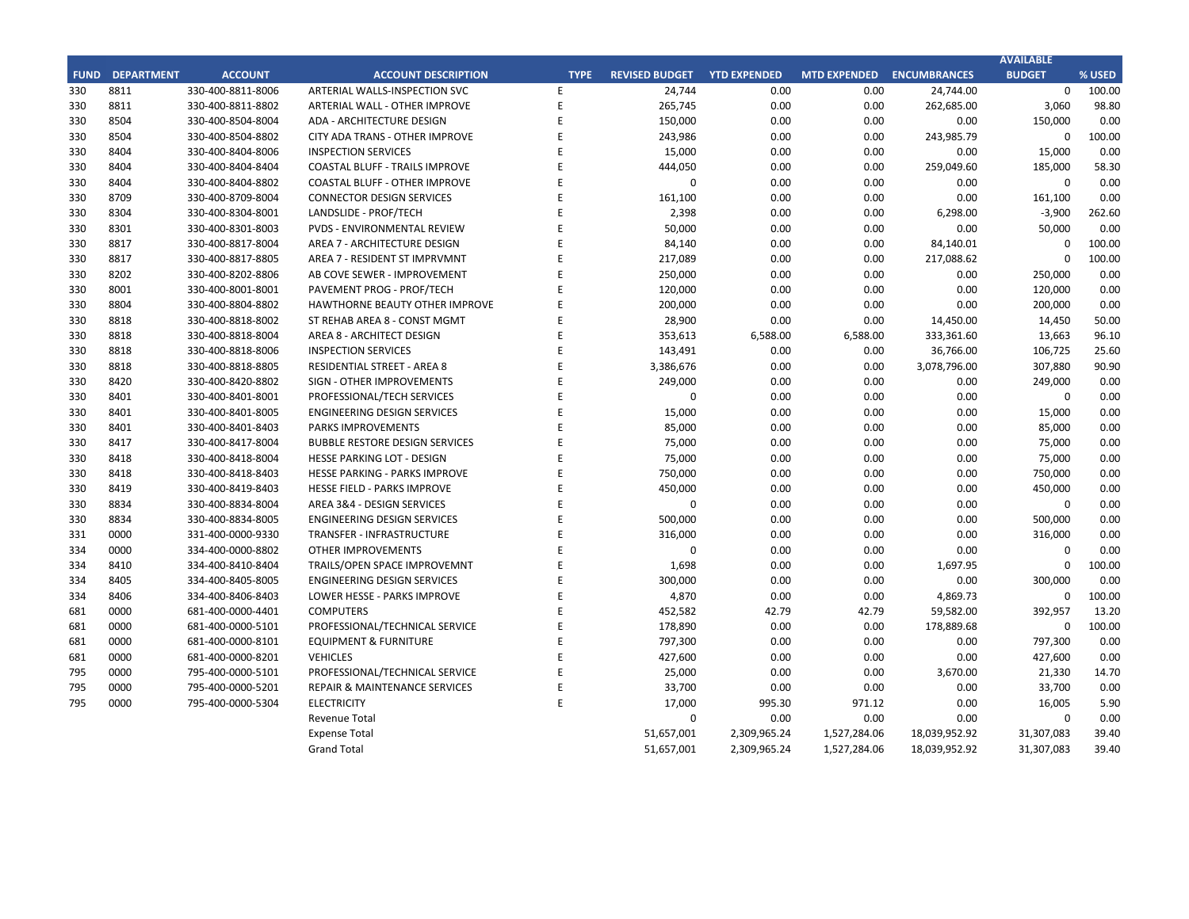| FUND | DEPARTMENT | ACCOUNT | ACCOUNT DESCRIPTION | TYPE | REVISED BUDGET | YTD EXPENDED | MTD EXPENDED | ENCUMBRANCES | AVAILABLE BUDGET | % USED |
|---|---|---|---|---|---|---|---|---|---|---|
| 330 | 8811 | 330-400-8811-8006 | ARTERIAL WALLS-INSPECTION SVC | E | 24,744 | 0.00 | 0.00 | 24,744.00 | 0 | 100.00 |
| 330 | 8811 | 330-400-8811-8802 | ARTERIAL WALL - OTHER IMPROVE | E | 265,745 | 0.00 | 0.00 | 262,685.00 | 3,060 | 98.80 |
| 330 | 8504 | 330-400-8504-8004 | ADA - ARCHITECTURE DESIGN | E | 150,000 | 0.00 | 0.00 | 0.00 | 150,000 | 0.00 |
| 330 | 8504 | 330-400-8504-8802 | CITY ADA TRANS - OTHER IMPROVE | E | 243,986 | 0.00 | 0.00 | 243,985.79 | 0 | 100.00 |
| 330 | 8404 | 330-400-8404-8006 | INSPECTION SERVICES | E | 15,000 | 0.00 | 0.00 | 0.00 | 15,000 | 0.00 |
| 330 | 8404 | 330-400-8404-8404 | COASTAL BLUFF - TRAILS IMPROVE | E | 444,050 | 0.00 | 0.00 | 259,049.60 | 185,000 | 58.30 |
| 330 | 8404 | 330-400-8404-8802 | COASTAL BLUFF - OTHER IMPROVE | E | 0 | 0.00 | 0.00 | 0.00 | 0 | 0.00 |
| 330 | 8709 | 330-400-8709-8004 | CONNECTOR DESIGN SERVICES | E | 161,100 | 0.00 | 0.00 | 0.00 | 161,100 | 0.00 |
| 330 | 8304 | 330-400-8304-8001 | LANDSLIDE - PROF/TECH | E | 2,398 | 0.00 | 0.00 | 6,298.00 | -3,900 | 262.60 |
| 330 | 8301 | 330-400-8301-8003 | PVDS - ENVIRONMENTAL REVIEW | E | 50,000 | 0.00 | 0.00 | 0.00 | 50,000 | 0.00 |
| 330 | 8817 | 330-400-8817-8004 | AREA 7 - ARCHITECTURE DESIGN | E | 84,140 | 0.00 | 0.00 | 84,140.01 | 0 | 100.00 |
| 330 | 8817 | 330-400-8817-8805 | AREA 7 - RESIDENT ST IMPRVMNT | E | 217,089 | 0.00 | 0.00 | 217,088.62 | 0 | 100.00 |
| 330 | 8202 | 330-400-8202-8806 | AB COVE SEWER - IMPROVEMENT | E | 250,000 | 0.00 | 0.00 | 0.00 | 250,000 | 0.00 |
| 330 | 8001 | 330-400-8001-8001 | PAVEMENT PROG - PROF/TECH | E | 120,000 | 0.00 | 0.00 | 0.00 | 120,000 | 0.00 |
| 330 | 8804 | 330-400-8804-8802 | HAWTHORNE BEAUTY OTHER IMPROVE | E | 200,000 | 0.00 | 0.00 | 0.00 | 200,000 | 0.00 |
| 330 | 8818 | 330-400-8818-8002 | ST REHAB AREA 8 - CONST MGMT | E | 28,900 | 0.00 | 0.00 | 14,450.00 | 14,450 | 50.00 |
| 330 | 8818 | 330-400-8818-8004 | AREA 8 - ARCHITECT DESIGN | E | 353,613 | 6,588.00 | 6,588.00 | 333,361.60 | 13,663 | 96.10 |
| 330 | 8818 | 330-400-8818-8006 | INSPECTION SERVICES | E | 143,491 | 0.00 | 0.00 | 36,766.00 | 106,725 | 25.60 |
| 330 | 8818 | 330-400-8818-8805 | RESIDENTIAL STREET - AREA 8 | E | 3,386,676 | 0.00 | 0.00 | 3,078,796.00 | 307,880 | 90.90 |
| 330 | 8420 | 330-400-8420-8802 | SIGN - OTHER IMPROVEMENTS | E | 249,000 | 0.00 | 0.00 | 0.00 | 249,000 | 0.00 |
| 330 | 8401 | 330-400-8401-8001 | PROFESSIONAL/TECH SERVICES | E | 0 | 0.00 | 0.00 | 0.00 | 0 | 0.00 |
| 330 | 8401 | 330-400-8401-8005 | ENGINEERING DESIGN SERVICES | E | 15,000 | 0.00 | 0.00 | 0.00 | 15,000 | 0.00 |
| 330 | 8401 | 330-400-8401-8403 | PARKS IMPROVEMENTS | E | 85,000 | 0.00 | 0.00 | 0.00 | 85,000 | 0.00 |
| 330 | 8417 | 330-400-8417-8004 | BUBBLE RESTORE DESIGN SERVICES | E | 75,000 | 0.00 | 0.00 | 0.00 | 75,000 | 0.00 |
| 330 | 8418 | 330-400-8418-8004 | HESSE PARKING LOT - DESIGN | E | 75,000 | 0.00 | 0.00 | 0.00 | 75,000 | 0.00 |
| 330 | 8418 | 330-400-8418-8403 | HESSE PARKING - PARKS IMPROVE | E | 750,000 | 0.00 | 0.00 | 0.00 | 750,000 | 0.00 |
| 330 | 8419 | 330-400-8419-8403 | HESSE FIELD - PARKS IMPROVE | E | 450,000 | 0.00 | 0.00 | 0.00 | 450,000 | 0.00 |
| 330 | 8834 | 330-400-8834-8004 | AREA 3&4 - DESIGN SERVICES | E | 0 | 0.00 | 0.00 | 0.00 | 0 | 0.00 |
| 330 | 8834 | 330-400-8834-8005 | ENGINEERING DESIGN SERVICES | E | 500,000 | 0.00 | 0.00 | 0.00 | 500,000 | 0.00 |
| 331 | 0000 | 331-400-0000-9330 | TRANSFER - INFRASTRUCTURE | E | 316,000 | 0.00 | 0.00 | 0.00 | 316,000 | 0.00 |
| 334 | 0000 | 334-400-0000-8802 | OTHER IMPROVEMENTS | E | 0 | 0.00 | 0.00 | 0.00 | 0 | 0.00 |
| 334 | 8410 | 334-400-8410-8404 | TRAILS/OPEN SPACE IMPROVEMNT | E | 1,698 | 0.00 | 0.00 | 1,697.95 | 0 | 100.00 |
| 334 | 8405 | 334-400-8405-8005 | ENGINEERING DESIGN SERVICES | E | 300,000 | 0.00 | 0.00 | 0.00 | 300,000 | 0.00 |
| 334 | 8406 | 334-400-8406-8403 | LOWER HESSE - PARKS IMPROVE | E | 4,870 | 0.00 | 0.00 | 4,869.73 | 0 | 100.00 |
| 681 | 0000 | 681-400-0000-4401 | COMPUTERS | E | 452,582 | 42.79 | 42.79 | 59,582.00 | 392,957 | 13.20 |
| 681 | 0000 | 681-400-0000-5101 | PROFESSIONAL/TECHNICAL SERVICE | E | 178,890 | 0.00 | 0.00 | 178,889.68 | 0 | 100.00 |
| 681 | 0000 | 681-400-0000-8101 | EQUIPMENT & FURNITURE | E | 797,300 | 0.00 | 0.00 | 0.00 | 797,300 | 0.00 |
| 681 | 0000 | 681-400-0000-8201 | VEHICLES | E | 427,600 | 0.00 | 0.00 | 0.00 | 427,600 | 0.00 |
| 795 | 0000 | 795-400-0000-5101 | PROFESSIONAL/TECHNICAL SERVICE | E | 25,000 | 0.00 | 0.00 | 3,670.00 | 21,330 | 14.70 |
| 795 | 0000 | 795-400-0000-5201 | REPAIR & MAINTENANCE SERVICES | E | 33,700 | 0.00 | 0.00 | 0.00 | 33,700 | 0.00 |
| 795 | 0000 | 795-400-0000-5304 | ELECTRICITY | E | 17,000 | 995.30 | 971.12 | 0.00 | 16,005 | 5.90 |
| | | | Revenue Total | | 0 | 0.00 | 0.00 | 0.00 | 0 | 0.00 |
| | | | Expense Total | | 51,657,001 | 2,309,965.24 | 1,527,284.06 | 18,039,952.92 | 31,307,083 | 39.40 |
| | | | Grand Total | | 51,657,001 | 2,309,965.24 | 1,527,284.06 | 18,039,952.92 | 31,307,083 | 39.40 |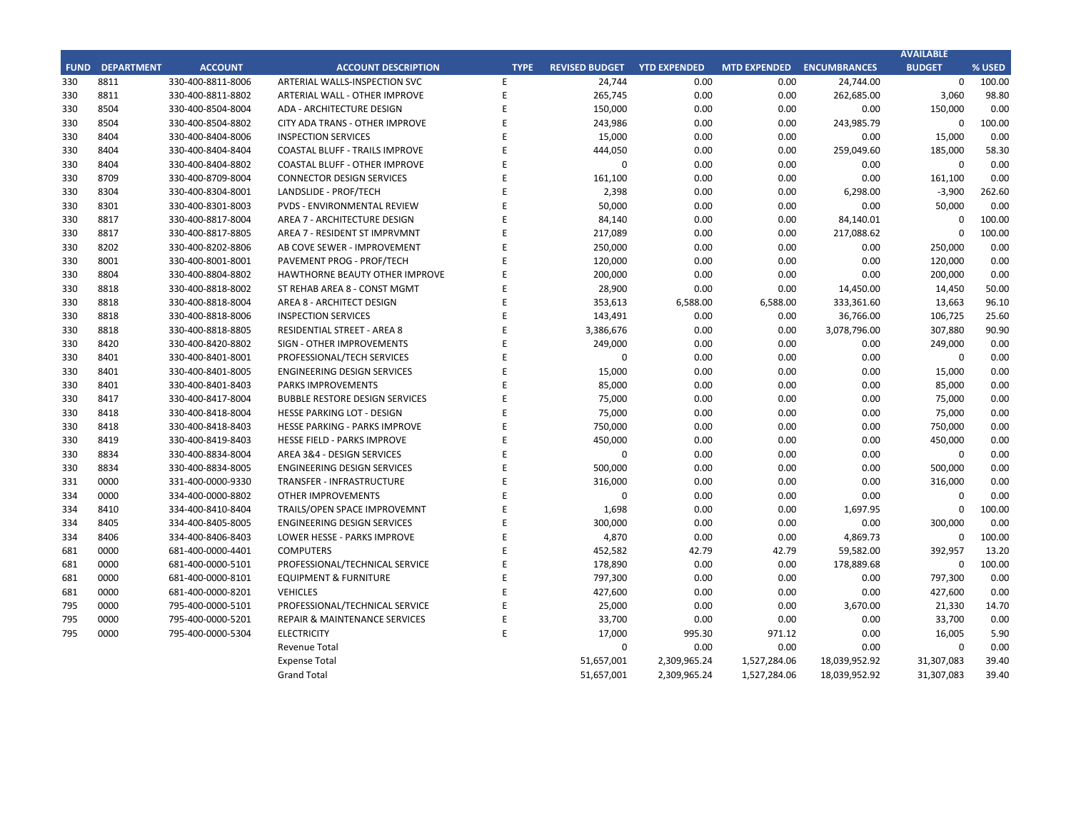| FUND | DEPARTMENT | ACCOUNT | ACCOUNT DESCRIPTION | TYPE | REVISED BUDGET | YTD EXPENDED | MTD EXPENDED | ENCUMBRANCES | AVAILABLE BUDGET | % USED |
|---|---|---|---|---|---|---|---|---|---|---|
| 330 | 8811 | 330-400-8811-8006 | ARTERIAL WALLS-INSPECTION SVC | E | 24,744 | 0.00 | 0.00 | 24,744.00 | 0 | 100.00 |
| 330 | 8811 | 330-400-8811-8802 | ARTERIAL WALL - OTHER IMPROVE | E | 265,745 | 0.00 | 0.00 | 262,685.00 | 3,060 | 98.80 |
| 330 | 8504 | 330-400-8504-8004 | ADA - ARCHITECTURE DESIGN | E | 150,000 | 0.00 | 0.00 | 0.00 | 150,000 | 0.00 |
| 330 | 8504 | 330-400-8504-8802 | CITY ADA TRANS - OTHER IMPROVE | E | 243,986 | 0.00 | 0.00 | 243,985.79 | 0 | 100.00 |
| 330 | 8404 | 330-400-8404-8006 | INSPECTION SERVICES | E | 15,000 | 0.00 | 0.00 | 0.00 | 15,000 | 0.00 |
| 330 | 8404 | 330-400-8404-8404 | COASTAL BLUFF - TRAILS IMPROVE | E | 444,050 | 0.00 | 0.00 | 259,049.60 | 185,000 | 58.30 |
| 330 | 8404 | 330-400-8404-8802 | COASTAL BLUFF - OTHER IMPROVE | E | 0 | 0.00 | 0.00 | 0.00 | 0 | 0.00 |
| 330 | 8709 | 330-400-8709-8004 | CONNECTOR DESIGN SERVICES | E | 161,100 | 0.00 | 0.00 | 0.00 | 161,100 | 0.00 |
| 330 | 8304 | 330-400-8304-8001 | LANDSLIDE - PROF/TECH | E | 2,398 | 0.00 | 0.00 | 6,298.00 | -3,900 | 262.60 |
| 330 | 8301 | 330-400-8301-8003 | PVDS - ENVIRONMENTAL REVIEW | E | 50,000 | 0.00 | 0.00 | 0.00 | 50,000 | 0.00 |
| 330 | 8817 | 330-400-8817-8004 | AREA 7 - ARCHITECTURE DESIGN | E | 84,140 | 0.00 | 0.00 | 84,140.01 | 0 | 100.00 |
| 330 | 8817 | 330-400-8817-8805 | AREA 7 - RESIDENT ST IMPRVMNT | E | 217,089 | 0.00 | 0.00 | 217,088.62 | 0 | 100.00 |
| 330 | 8202 | 330-400-8202-8806 | AB COVE SEWER - IMPROVEMENT | E | 250,000 | 0.00 | 0.00 | 0.00 | 250,000 | 0.00 |
| 330 | 8001 | 330-400-8001-8001 | PAVEMENT PROG - PROF/TECH | E | 120,000 | 0.00 | 0.00 | 0.00 | 120,000 | 0.00 |
| 330 | 8804 | 330-400-8804-8802 | HAWTHORNE BEAUTY OTHER IMPROVE | E | 200,000 | 0.00 | 0.00 | 0.00 | 200,000 | 0.00 |
| 330 | 8818 | 330-400-8818-8002 | ST REHAB AREA 8 - CONST MGMT | E | 28,900 | 0.00 | 0.00 | 14,450.00 | 14,450 | 50.00 |
| 330 | 8818 | 330-400-8818-8004 | AREA 8 - ARCHITECT DESIGN | E | 353,613 | 6,588.00 | 6,588.00 | 333,361.60 | 13,663 | 96.10 |
| 330 | 8818 | 330-400-8818-8006 | INSPECTION SERVICES | E | 143,491 | 0.00 | 0.00 | 36,766.00 | 106,725 | 25.60 |
| 330 | 8818 | 330-400-8818-8805 | RESIDENTIAL STREET - AREA 8 | E | 3,386,676 | 0.00 | 0.00 | 3,078,796.00 | 307,880 | 90.90 |
| 330 | 8420 | 330-400-8420-8802 | SIGN - OTHER IMPROVEMENTS | E | 249,000 | 0.00 | 0.00 | 0.00 | 249,000 | 0.00 |
| 330 | 8401 | 330-400-8401-8001 | PROFESSIONAL/TECH SERVICES | E | 0 | 0.00 | 0.00 | 0.00 | 0 | 0.00 |
| 330 | 8401 | 330-400-8401-8005 | ENGINEERING DESIGN SERVICES | E | 15,000 | 0.00 | 0.00 | 0.00 | 15,000 | 0.00 |
| 330 | 8401 | 330-400-8401-8403 | PARKS IMPROVEMENTS | E | 85,000 | 0.00 | 0.00 | 0.00 | 85,000 | 0.00 |
| 330 | 8417 | 330-400-8417-8004 | BUBBLE RESTORE DESIGN SERVICES | E | 75,000 | 0.00 | 0.00 | 0.00 | 75,000 | 0.00 |
| 330 | 8418 | 330-400-8418-8004 | HESSE PARKING LOT - DESIGN | E | 75,000 | 0.00 | 0.00 | 0.00 | 75,000 | 0.00 |
| 330 | 8418 | 330-400-8418-8403 | HESSE PARKING - PARKS IMPROVE | E | 750,000 | 0.00 | 0.00 | 0.00 | 750,000 | 0.00 |
| 330 | 8419 | 330-400-8419-8403 | HESSE FIELD - PARKS IMPROVE | E | 450,000 | 0.00 | 0.00 | 0.00 | 450,000 | 0.00 |
| 330 | 8834 | 330-400-8834-8004 | AREA 3&4 - DESIGN SERVICES | E | 0 | 0.00 | 0.00 | 0.00 | 0 | 0.00 |
| 330 | 8834 | 330-400-8834-8005 | ENGINEERING DESIGN SERVICES | E | 500,000 | 0.00 | 0.00 | 0.00 | 500,000 | 0.00 |
| 331 | 0000 | 331-400-0000-9330 | TRANSFER - INFRASTRUCTURE | E | 316,000 | 0.00 | 0.00 | 0.00 | 316,000 | 0.00 |
| 334 | 0000 | 334-400-0000-8802 | OTHER IMPROVEMENTS | E | 0 | 0.00 | 0.00 | 0.00 | 0 | 0.00 |
| 334 | 8410 | 334-400-8410-8404 | TRAILS/OPEN SPACE IMPROVEMNT | E | 1,698 | 0.00 | 0.00 | 1,697.95 | 0 | 100.00 |
| 334 | 8405 | 334-400-8405-8005 | ENGINEERING DESIGN SERVICES | E | 300,000 | 0.00 | 0.00 | 0.00 | 300,000 | 0.00 |
| 334 | 8406 | 334-400-8406-8403 | LOWER HESSE - PARKS IMPROVE | E | 4,870 | 0.00 | 0.00 | 4,869.73 | 0 | 100.00 |
| 681 | 0000 | 681-400-0000-4401 | COMPUTERS | E | 452,582 | 42.79 | 42.79 | 59,582.00 | 392,957 | 13.20 |
| 681 | 0000 | 681-400-0000-5101 | PROFESSIONAL/TECHNICAL SERVICE | E | 178,890 | 0.00 | 0.00 | 178,889.68 | 0 | 100.00 |
| 681 | 0000 | 681-400-0000-8101 | EQUIPMENT & FURNITURE | E | 797,300 | 0.00 | 0.00 | 0.00 | 797,300 | 0.00 |
| 681 | 0000 | 681-400-0000-8201 | VEHICLES | E | 427,600 | 0.00 | 0.00 | 0.00 | 427,600 | 0.00 |
| 795 | 0000 | 795-400-0000-5101 | PROFESSIONAL/TECHNICAL SERVICE | E | 25,000 | 0.00 | 0.00 | 3,670.00 | 21,330 | 14.70 |
| 795 | 0000 | 795-400-0000-5201 | REPAIR & MAINTENANCE SERVICES | E | 33,700 | 0.00 | 0.00 | 0.00 | 33,700 | 0.00 |
| 795 | 0000 | 795-400-0000-5304 | ELECTRICITY | E | 17,000 | 995.30 | 971.12 | 0.00 | 16,005 | 5.90 |
| | | | Revenue Total | | 0 | 0.00 | 0.00 | 0.00 | 0 | 0.00 |
| | | | Expense Total | | 51,657,001 | 2,309,965.24 | 1,527,284.06 | 18,039,952.92 | 31,307,083 | 39.40 |
| | | | Grand Total | | 51,657,001 | 2,309,965.24 | 1,527,284.06 | 18,039,952.92 | 31,307,083 | 39.40 |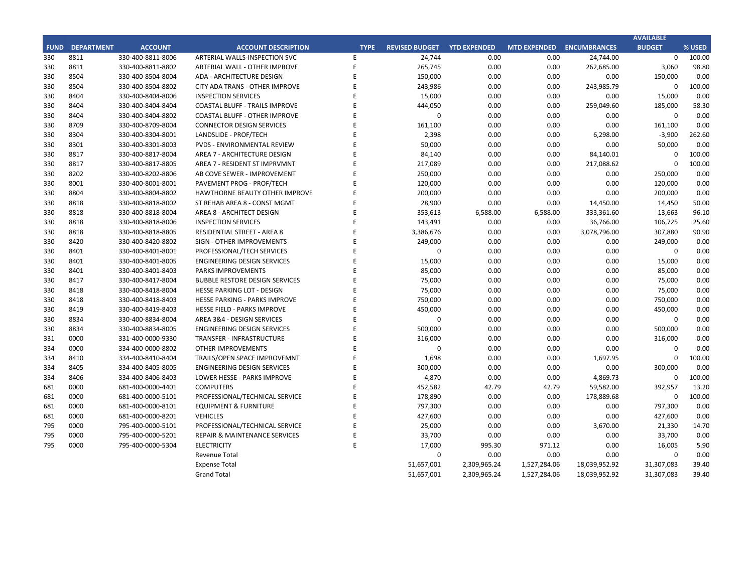| FUND | DEPARTMENT | ACCOUNT | ACCOUNT DESCRIPTION | TYPE | REVISED BUDGET | YTD EXPENDED | MTD EXPENDED | ENCUMBRANCES | AVAILABLE BUDGET | % USED |
|---|---|---|---|---|---|---|---|---|---|---|
| 330 | 8811 | 330-400-8811-8006 | ARTERIAL WALLS-INSPECTION SVC | E | 24,744 | 0.00 | 0.00 | 24,744.00 | 0 | 100.00 |
| 330 | 8811 | 330-400-8811-8802 | ARTERIAL WALL - OTHER IMPROVE | E | 265,745 | 0.00 | 0.00 | 262,685.00 | 3,060 | 98.80 |
| 330 | 8504 | 330-400-8504-8004 | ADA - ARCHITECTURE DESIGN | E | 150,000 | 0.00 | 0.00 | 0.00 | 150,000 | 0.00 |
| 330 | 8504 | 330-400-8504-8802 | CITY ADA TRANS - OTHER IMPROVE | E | 243,986 | 0.00 | 0.00 | 243,985.79 | 0 | 100.00 |
| 330 | 8404 | 330-400-8404-8006 | INSPECTION SERVICES | E | 15,000 | 0.00 | 0.00 | 0.00 | 15,000 | 0.00 |
| 330 | 8404 | 330-400-8404-8404 | COASTAL BLUFF - TRAILS IMPROVE | E | 444,050 | 0.00 | 0.00 | 259,049.60 | 185,000 | 58.30 |
| 330 | 8404 | 330-400-8404-8802 | COASTAL BLUFF - OTHER IMPROVE | E | 0 | 0.00 | 0.00 | 0.00 | 0 | 0.00 |
| 330 | 8709 | 330-400-8709-8004 | CONNECTOR DESIGN SERVICES | E | 161,100 | 0.00 | 0.00 | 0.00 | 161,100 | 0.00 |
| 330 | 8304 | 330-400-8304-8001 | LANDSLIDE - PROF/TECH | E | 2,398 | 0.00 | 0.00 | 6,298.00 | -3,900 | 262.60 |
| 330 | 8301 | 330-400-8301-8003 | PVDS - ENVIRONMENTAL REVIEW | E | 50,000 | 0.00 | 0.00 | 0.00 | 50,000 | 0.00 |
| 330 | 8817 | 330-400-8817-8004 | AREA 7 - ARCHITECTURE DESIGN | E | 84,140 | 0.00 | 0.00 | 84,140.01 | 0 | 100.00 |
| 330 | 8817 | 330-400-8817-8805 | AREA 7 - RESIDENT ST IMPRVMNT | E | 217,089 | 0.00 | 0.00 | 217,088.62 | 0 | 100.00 |
| 330 | 8202 | 330-400-8202-8806 | AB COVE SEWER - IMPROVEMENT | E | 250,000 | 0.00 | 0.00 | 0.00 | 250,000 | 0.00 |
| 330 | 8001 | 330-400-8001-8001 | PAVEMENT PROG - PROF/TECH | E | 120,000 | 0.00 | 0.00 | 0.00 | 120,000 | 0.00 |
| 330 | 8804 | 330-400-8804-8802 | HAWTHORNE BEAUTY OTHER IMPROVE | E | 200,000 | 0.00 | 0.00 | 0.00 | 200,000 | 0.00 |
| 330 | 8818 | 330-400-8818-8002 | ST REHAB AREA 8 - CONST MGMT | E | 28,900 | 0.00 | 0.00 | 14,450.00 | 14,450 | 50.00 |
| 330 | 8818 | 330-400-8818-8004 | AREA 8 - ARCHITECT DESIGN | E | 353,613 | 6,588.00 | 6,588.00 | 333,361.60 | 13,663 | 96.10 |
| 330 | 8818 | 330-400-8818-8006 | INSPECTION SERVICES | E | 143,491 | 0.00 | 0.00 | 36,766.00 | 106,725 | 25.60 |
| 330 | 8818 | 330-400-8818-8805 | RESIDENTIAL STREET - AREA 8 | E | 3,386,676 | 0.00 | 0.00 | 3,078,796.00 | 307,880 | 90.90 |
| 330 | 8420 | 330-400-8420-8802 | SIGN - OTHER IMPROVEMENTS | E | 249,000 | 0.00 | 0.00 | 0.00 | 249,000 | 0.00 |
| 330 | 8401 | 330-400-8401-8001 | PROFESSIONAL/TECH SERVICES | E | 0 | 0.00 | 0.00 | 0.00 | 0 | 0.00 |
| 330 | 8401 | 330-400-8401-8005 | ENGINEERING DESIGN SERVICES | E | 15,000 | 0.00 | 0.00 | 0.00 | 15,000 | 0.00 |
| 330 | 8401 | 330-400-8401-8403 | PARKS IMPROVEMENTS | E | 85,000 | 0.00 | 0.00 | 0.00 | 85,000 | 0.00 |
| 330 | 8417 | 330-400-8417-8004 | BUBBLE RESTORE DESIGN SERVICES | E | 75,000 | 0.00 | 0.00 | 0.00 | 75,000 | 0.00 |
| 330 | 8418 | 330-400-8418-8004 | HESSE PARKING LOT - DESIGN | E | 75,000 | 0.00 | 0.00 | 0.00 | 75,000 | 0.00 |
| 330 | 8418 | 330-400-8418-8403 | HESSE PARKING - PARKS IMPROVE | E | 750,000 | 0.00 | 0.00 | 0.00 | 750,000 | 0.00 |
| 330 | 8419 | 330-400-8419-8403 | HESSE FIELD - PARKS IMPROVE | E | 450,000 | 0.00 | 0.00 | 0.00 | 450,000 | 0.00 |
| 330 | 8834 | 330-400-8834-8004 | AREA 3&4 - DESIGN SERVICES | E | 0 | 0.00 | 0.00 | 0.00 | 0 | 0.00 |
| 330 | 8834 | 330-400-8834-8005 | ENGINEERING DESIGN SERVICES | E | 500,000 | 0.00 | 0.00 | 0.00 | 500,000 | 0.00 |
| 331 | 0000 | 331-400-0000-9330 | TRANSFER - INFRASTRUCTURE | E | 316,000 | 0.00 | 0.00 | 0.00 | 316,000 | 0.00 |
| 334 | 0000 | 334-400-0000-8802 | OTHER IMPROVEMENTS | E | 0 | 0.00 | 0.00 | 0.00 | 0 | 0.00 |
| 334 | 8410 | 334-400-8410-8404 | TRAILS/OPEN SPACE IMPROVEMNT | E | 1,698 | 0.00 | 0.00 | 1,697.95 | 0 | 100.00 |
| 334 | 8405 | 334-400-8405-8005 | ENGINEERING DESIGN SERVICES | E | 300,000 | 0.00 | 0.00 | 0.00 | 300,000 | 0.00 |
| 334 | 8406 | 334-400-8406-8403 | LOWER HESSE - PARKS IMPROVE | E | 4,870 | 0.00 | 0.00 | 4,869.73 | 0 | 100.00 |
| 681 | 0000 | 681-400-0000-4401 | COMPUTERS | E | 452,582 | 42.79 | 42.79 | 59,582.00 | 392,957 | 13.20 |
| 681 | 0000 | 681-400-0000-5101 | PROFESSIONAL/TECHNICAL SERVICE | E | 178,890 | 0.00 | 0.00 | 178,889.68 | 0 | 100.00 |
| 681 | 0000 | 681-400-0000-8101 | EQUIPMENT & FURNITURE | E | 797,300 | 0.00 | 0.00 | 0.00 | 797,300 | 0.00 |
| 681 | 0000 | 681-400-0000-8201 | VEHICLES | E | 427,600 | 0.00 | 0.00 | 0.00 | 427,600 | 0.00 |
| 795 | 0000 | 795-400-0000-5101 | PROFESSIONAL/TECHNICAL SERVICE | E | 25,000 | 0.00 | 0.00 | 3,670.00 | 21,330 | 14.70 |
| 795 | 0000 | 795-400-0000-5201 | REPAIR & MAINTENANCE SERVICES | E | 33,700 | 0.00 | 0.00 | 0.00 | 33,700 | 0.00 |
| 795 | 0000 | 795-400-0000-5304 | ELECTRICITY | E | 17,000 | 995.30 | 971.12 | 0.00 | 16,005 | 5.90 |
| | | | Revenue Total | | 0 | 0.00 | 0.00 | 0.00 | 0 | 0.00 |
| | | | Expense Total | | 51,657,001 | 2,309,965.24 | 1,527,284.06 | 18,039,952.92 | 31,307,083 | 39.40 |
| | | | Grand Total | | 51,657,001 | 2,309,965.24 | 1,527,284.06 | 18,039,952.92 | 31,307,083 | 39.40 |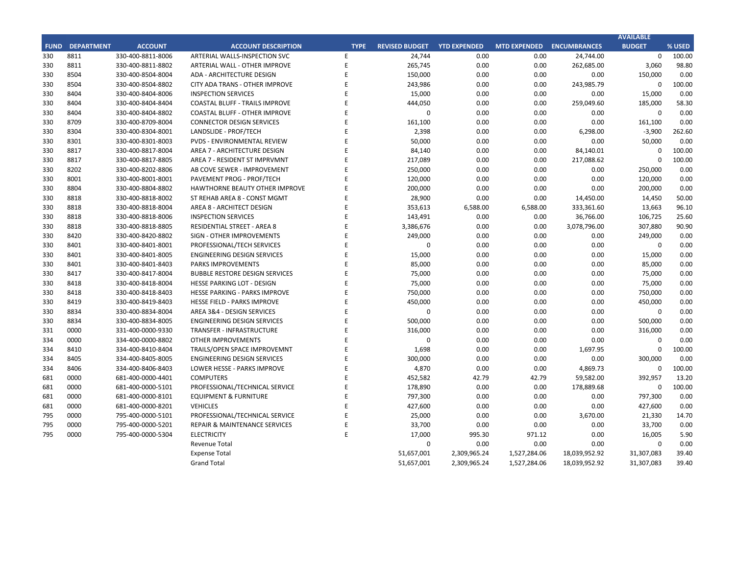| FUND | DEPARTMENT | ACCOUNT | ACCOUNT DESCRIPTION | TYPE | REVISED BUDGET | YTD EXPENDED | MTD EXPENDED | ENCUMBRANCES | AVAILABLE BUDGET | % USED |
|---|---|---|---|---|---|---|---|---|---|---|
| 330 | 8811 | 330-400-8811-8006 | ARTERIAL WALLS-INSPECTION SVC | E | 24,744 | 0.00 | 0.00 | 24,744.00 | 0 | 100.00 |
| 330 | 8811 | 330-400-8811-8802 | ARTERIAL WALL - OTHER IMPROVE | E | 265,745 | 0.00 | 0.00 | 262,685.00 | 3,060 | 98.80 |
| 330 | 8504 | 330-400-8504-8004 | ADA - ARCHITECTURE DESIGN | E | 150,000 | 0.00 | 0.00 | 0.00 | 150,000 | 0.00 |
| 330 | 8504 | 330-400-8504-8802 | CITY ADA TRANS - OTHER IMPROVE | E | 243,986 | 0.00 | 0.00 | 243,985.79 | 0 | 100.00 |
| 330 | 8404 | 330-400-8404-8006 | INSPECTION SERVICES | E | 15,000 | 0.00 | 0.00 | 0.00 | 15,000 | 0.00 |
| 330 | 8404 | 330-400-8404-8404 | COASTAL BLUFF - TRAILS IMPROVE | E | 444,050 | 0.00 | 0.00 | 259,049.60 | 185,000 | 58.30 |
| 330 | 8404 | 330-400-8404-8802 | COASTAL BLUFF - OTHER IMPROVE | E | 0 | 0.00 | 0.00 | 0.00 | 0 | 0.00 |
| 330 | 8709 | 330-400-8709-8004 | CONNECTOR DESIGN SERVICES | E | 161,100 | 0.00 | 0.00 | 0.00 | 161,100 | 0.00 |
| 330 | 8304 | 330-400-8304-8001 | LANDSLIDE - PROF/TECH | E | 2,398 | 0.00 | 0.00 | 6,298.00 | -3,900 | 262.60 |
| 330 | 8301 | 330-400-8301-8003 | PVDS - ENVIRONMENTAL REVIEW | E | 50,000 | 0.00 | 0.00 | 0.00 | 50,000 | 0.00 |
| 330 | 8817 | 330-400-8817-8004 | AREA 7 - ARCHITECTURE DESIGN | E | 84,140 | 0.00 | 0.00 | 84,140.01 | 0 | 100.00 |
| 330 | 8817 | 330-400-8817-8805 | AREA 7 - RESIDENT ST IMPRVMNT | E | 217,089 | 0.00 | 0.00 | 217,088.62 | 0 | 100.00 |
| 330 | 8202 | 330-400-8202-8806 | AB COVE SEWER - IMPROVEMENT | E | 250,000 | 0.00 | 0.00 | 0.00 | 250,000 | 0.00 |
| 330 | 8001 | 330-400-8001-8001 | PAVEMENT PROG - PROF/TECH | E | 120,000 | 0.00 | 0.00 | 0.00 | 120,000 | 0.00 |
| 330 | 8804 | 330-400-8804-8802 | HAWTHORNE BEAUTY OTHER IMPROVE | E | 200,000 | 0.00 | 0.00 | 0.00 | 200,000 | 0.00 |
| 330 | 8818 | 330-400-8818-8002 | ST REHAB AREA 8 - CONST MGMT | E | 28,900 | 0.00 | 0.00 | 14,450.00 | 14,450 | 50.00 |
| 330 | 8818 | 330-400-8818-8004 | AREA 8 - ARCHITECT DESIGN | E | 353,613 | 6,588.00 | 6,588.00 | 333,361.60 | 13,663 | 96.10 |
| 330 | 8818 | 330-400-8818-8006 | INSPECTION SERVICES | E | 143,491 | 0.00 | 0.00 | 36,766.00 | 106,725 | 25.60 |
| 330 | 8818 | 330-400-8818-8805 | RESIDENTIAL STREET - AREA 8 | E | 3,386,676 | 0.00 | 0.00 | 3,078,796.00 | 307,880 | 90.90 |
| 330 | 8420 | 330-400-8420-8802 | SIGN - OTHER IMPROVEMENTS | E | 249,000 | 0.00 | 0.00 | 0.00 | 249,000 | 0.00 |
| 330 | 8401 | 330-400-8401-8001 | PROFESSIONAL/TECH SERVICES | E | 0 | 0.00 | 0.00 | 0.00 | 0 | 0.00 |
| 330 | 8401 | 330-400-8401-8005 | ENGINEERING DESIGN SERVICES | E | 15,000 | 0.00 | 0.00 | 0.00 | 15,000 | 0.00 |
| 330 | 8401 | 330-400-8401-8403 | PARKS IMPROVEMENTS | E | 85,000 | 0.00 | 0.00 | 0.00 | 85,000 | 0.00 |
| 330 | 8417 | 330-400-8417-8004 | BUBBLE RESTORE DESIGN SERVICES | E | 75,000 | 0.00 | 0.00 | 0.00 | 75,000 | 0.00 |
| 330 | 8418 | 330-400-8418-8004 | HESSE PARKING LOT - DESIGN | E | 75,000 | 0.00 | 0.00 | 0.00 | 75,000 | 0.00 |
| 330 | 8418 | 330-400-8418-8403 | HESSE PARKING - PARKS IMPROVE | E | 750,000 | 0.00 | 0.00 | 0.00 | 750,000 | 0.00 |
| 330 | 8419 | 330-400-8419-8403 | HESSE FIELD - PARKS IMPROVE | E | 450,000 | 0.00 | 0.00 | 0.00 | 450,000 | 0.00 |
| 330 | 8834 | 330-400-8834-8004 | AREA 3&4 - DESIGN SERVICES | E | 0 | 0.00 | 0.00 | 0.00 | 0 | 0.00 |
| 330 | 8834 | 330-400-8834-8005 | ENGINEERING DESIGN SERVICES | E | 500,000 | 0.00 | 0.00 | 0.00 | 500,000 | 0.00 |
| 331 | 0000 | 331-400-0000-9330 | TRANSFER - INFRASTRUCTURE | E | 316,000 | 0.00 | 0.00 | 0.00 | 316,000 | 0.00 |
| 334 | 0000 | 334-400-0000-8802 | OTHER IMPROVEMENTS | E | 0 | 0.00 | 0.00 | 0.00 | 0 | 0.00 |
| 334 | 8410 | 334-400-8410-8404 | TRAILS/OPEN SPACE IMPROVEMNT | E | 1,698 | 0.00 | 0.00 | 1,697.95 | 0 | 100.00 |
| 334 | 8405 | 334-400-8405-8005 | ENGINEERING DESIGN SERVICES | E | 300,000 | 0.00 | 0.00 | 0.00 | 300,000 | 0.00 |
| 334 | 8406 | 334-400-8406-8403 | LOWER HESSE - PARKS IMPROVE | E | 4,870 | 0.00 | 0.00 | 4,869.73 | 0 | 100.00 |
| 681 | 0000 | 681-400-0000-4401 | COMPUTERS | E | 452,582 | 42.79 | 42.79 | 59,582.00 | 392,957 | 13.20 |
| 681 | 0000 | 681-400-0000-5101 | PROFESSIONAL/TECHNICAL SERVICE | E | 178,890 | 0.00 | 0.00 | 178,889.68 | 0 | 100.00 |
| 681 | 0000 | 681-400-0000-8101 | EQUIPMENT & FURNITURE | E | 797,300 | 0.00 | 0.00 | 0.00 | 797,300 | 0.00 |
| 681 | 0000 | 681-400-0000-8201 | VEHICLES | E | 427,600 | 0.00 | 0.00 | 0.00 | 427,600 | 0.00 |
| 795 | 0000 | 795-400-0000-5101 | PROFESSIONAL/TECHNICAL SERVICE | E | 25,000 | 0.00 | 0.00 | 3,670.00 | 21,330 | 14.70 |
| 795 | 0000 | 795-400-0000-5201 | REPAIR & MAINTENANCE SERVICES | E | 33,700 | 0.00 | 0.00 | 0.00 | 33,700 | 0.00 |
| 795 | 0000 | 795-400-0000-5304 | ELECTRICITY | E | 17,000 | 995.30 | 971.12 | 0.00 | 16,005 | 5.90 |
| | | | Revenue Total | | 0 | 0.00 | 0.00 | 0.00 | 0 | 0.00 |
| | | | Expense Total | | 51,657,001 | 2,309,965.24 | 1,527,284.06 | 18,039,952.92 | 31,307,083 | 39.40 |
| | | | Grand Total | | 51,657,001 | 2,309,965.24 | 1,527,284.06 | 18,039,952.92 | 31,307,083 | 39.40 |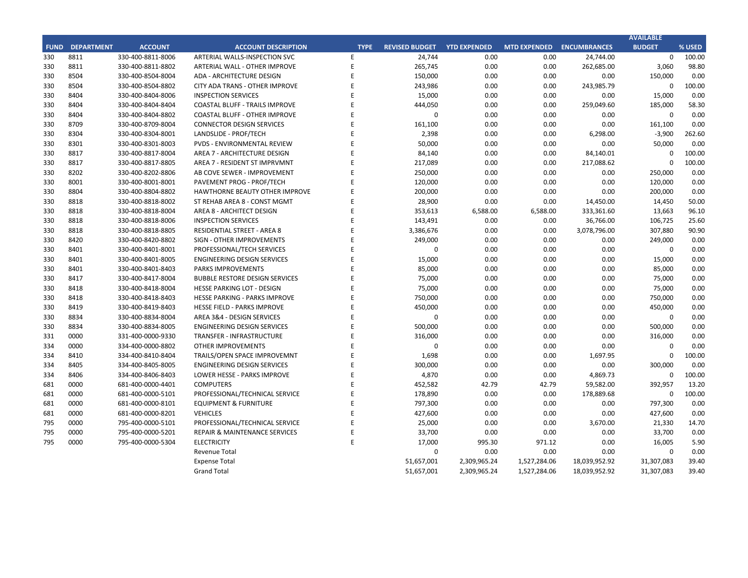| FUND | DEPARTMENT | ACCOUNT | ACCOUNT DESCRIPTION | TYPE | REVISED BUDGET | YTD EXPENDED | MTD EXPENDED | ENCUMBRANCES | AVAILABLE BUDGET | % USED |
|---|---|---|---|---|---|---|---|---|---|---|
| 330 | 8811 | 330-400-8811-8006 | ARTERIAL WALLS-INSPECTION SVC | E | 24,744 | 0.00 | 0.00 | 24,744.00 | 0 | 100.00 |
| 330 | 8811 | 330-400-8811-8802 | ARTERIAL WALL - OTHER IMPROVE | E | 265,745 | 0.00 | 0.00 | 262,685.00 | 3,060 | 98.80 |
| 330 | 8504 | 330-400-8504-8004 | ADA - ARCHITECTURE DESIGN | E | 150,000 | 0.00 | 0.00 | 0.00 | 150,000 | 0.00 |
| 330 | 8504 | 330-400-8504-8802 | CITY ADA TRANS - OTHER IMPROVE | E | 243,986 | 0.00 | 0.00 | 243,985.79 | 0 | 100.00 |
| 330 | 8404 | 330-400-8404-8006 | INSPECTION SERVICES | E | 15,000 | 0.00 | 0.00 | 0.00 | 15,000 | 0.00 |
| 330 | 8404 | 330-400-8404-8404 | COASTAL BLUFF - TRAILS IMPROVE | E | 444,050 | 0.00 | 0.00 | 259,049.60 | 185,000 | 58.30 |
| 330 | 8404 | 330-400-8404-8802 | COASTAL BLUFF - OTHER IMPROVE | E | 0 | 0.00 | 0.00 | 0.00 | 0 | 0.00 |
| 330 | 8709 | 330-400-8709-8004 | CONNECTOR DESIGN SERVICES | E | 161,100 | 0.00 | 0.00 | 0.00 | 161,100 | 0.00 |
| 330 | 8304 | 330-400-8304-8001 | LANDSLIDE - PROF/TECH | E | 2,398 | 0.00 | 0.00 | 6,298.00 | -3,900 | 262.60 |
| 330 | 8301 | 330-400-8301-8003 | PVDS - ENVIRONMENTAL REVIEW | E | 50,000 | 0.00 | 0.00 | 0.00 | 50,000 | 0.00 |
| 330 | 8817 | 330-400-8817-8004 | AREA 7 - ARCHITECTURE DESIGN | E | 84,140 | 0.00 | 0.00 | 84,140.01 | 0 | 100.00 |
| 330 | 8817 | 330-400-8817-8805 | AREA 7 - RESIDENT ST IMPRVMNT | E | 217,089 | 0.00 | 0.00 | 217,088.62 | 0 | 100.00 |
| 330 | 8202 | 330-400-8202-8806 | AB COVE SEWER - IMPROVEMENT | E | 250,000 | 0.00 | 0.00 | 0.00 | 250,000 | 0.00 |
| 330 | 8001 | 330-400-8001-8001 | PAVEMENT PROG - PROF/TECH | E | 120,000 | 0.00 | 0.00 | 0.00 | 120,000 | 0.00 |
| 330 | 8804 | 330-400-8804-8802 | HAWTHORNE BEAUTY OTHER IMPROVE | E | 200,000 | 0.00 | 0.00 | 0.00 | 200,000 | 0.00 |
| 330 | 8818 | 330-400-8818-8002 | ST REHAB AREA 8 - CONST MGMT | E | 28,900 | 0.00 | 0.00 | 14,450.00 | 14,450 | 50.00 |
| 330 | 8818 | 330-400-8818-8004 | AREA 8 - ARCHITECT DESIGN | E | 353,613 | 6,588.00 | 6,588.00 | 333,361.60 | 13,663 | 96.10 |
| 330 | 8818 | 330-400-8818-8006 | INSPECTION SERVICES | E | 143,491 | 0.00 | 0.00 | 36,766.00 | 106,725 | 25.60 |
| 330 | 8818 | 330-400-8818-8805 | RESIDENTIAL STREET - AREA 8 | E | 3,386,676 | 0.00 | 0.00 | 3,078,796.00 | 307,880 | 90.90 |
| 330 | 8420 | 330-400-8420-8802 | SIGN - OTHER IMPROVEMENTS | E | 249,000 | 0.00 | 0.00 | 0.00 | 249,000 | 0.00 |
| 330 | 8401 | 330-400-8401-8001 | PROFESSIONAL/TECH SERVICES | E | 0 | 0.00 | 0.00 | 0.00 | 0 | 0.00 |
| 330 | 8401 | 330-400-8401-8005 | ENGINEERING DESIGN SERVICES | E | 15,000 | 0.00 | 0.00 | 0.00 | 15,000 | 0.00 |
| 330 | 8401 | 330-400-8401-8403 | PARKS IMPROVEMENTS | E | 85,000 | 0.00 | 0.00 | 0.00 | 85,000 | 0.00 |
| 330 | 8417 | 330-400-8417-8004 | BUBBLE RESTORE DESIGN SERVICES | E | 75,000 | 0.00 | 0.00 | 0.00 | 75,000 | 0.00 |
| 330 | 8418 | 330-400-8418-8004 | HESSE PARKING LOT - DESIGN | E | 75,000 | 0.00 | 0.00 | 0.00 | 75,000 | 0.00 |
| 330 | 8418 | 330-400-8418-8403 | HESSE PARKING - PARKS IMPROVE | E | 750,000 | 0.00 | 0.00 | 0.00 | 750,000 | 0.00 |
| 330 | 8419 | 330-400-8419-8403 | HESSE FIELD - PARKS IMPROVE | E | 450,000 | 0.00 | 0.00 | 0.00 | 450,000 | 0.00 |
| 330 | 8834 | 330-400-8834-8004 | AREA 3&4 - DESIGN SERVICES | E | 0 | 0.00 | 0.00 | 0.00 | 0 | 0.00 |
| 330 | 8834 | 330-400-8834-8005 | ENGINEERING DESIGN SERVICES | E | 500,000 | 0.00 | 0.00 | 0.00 | 500,000 | 0.00 |
| 331 | 0000 | 331-400-0000-9330 | TRANSFER - INFRASTRUCTURE | E | 316,000 | 0.00 | 0.00 | 0.00 | 316,000 | 0.00 |
| 334 | 0000 | 334-400-0000-8802 | OTHER IMPROVEMENTS | E | 0 | 0.00 | 0.00 | 0.00 | 0 | 0.00 |
| 334 | 8410 | 334-400-8410-8404 | TRAILS/OPEN SPACE IMPROVEMNT | E | 1,698 | 0.00 | 0.00 | 1,697.95 | 0 | 100.00 |
| 334 | 8405 | 334-400-8405-8005 | ENGINEERING DESIGN SERVICES | E | 300,000 | 0.00 | 0.00 | 0.00 | 300,000 | 0.00 |
| 334 | 8406 | 334-400-8406-8403 | LOWER HESSE - PARKS IMPROVE | E | 4,870 | 0.00 | 0.00 | 4,869.73 | 0 | 100.00 |
| 681 | 0000 | 681-400-0000-4401 | COMPUTERS | E | 452,582 | 42.79 | 42.79 | 59,582.00 | 392,957 | 13.20 |
| 681 | 0000 | 681-400-0000-5101 | PROFESSIONAL/TECHNICAL SERVICE | E | 178,890 | 0.00 | 0.00 | 178,889.68 | 0 | 100.00 |
| 681 | 0000 | 681-400-0000-8101 | EQUIPMENT & FURNITURE | E | 797,300 | 0.00 | 0.00 | 0.00 | 797,300 | 0.00 |
| 681 | 0000 | 681-400-0000-8201 | VEHICLES | E | 427,600 | 0.00 | 0.00 | 0.00 | 427,600 | 0.00 |
| 795 | 0000 | 795-400-0000-5101 | PROFESSIONAL/TECHNICAL SERVICE | E | 25,000 | 0.00 | 0.00 | 3,670.00 | 21,330 | 14.70 |
| 795 | 0000 | 795-400-0000-5201 | REPAIR & MAINTENANCE SERVICES | E | 33,700 | 0.00 | 0.00 | 0.00 | 33,700 | 0.00 |
| 795 | 0000 | 795-400-0000-5304 | ELECTRICITY | E | 17,000 | 995.30 | 971.12 | 0.00 | 16,005 | 5.90 |
| | | | Revenue Total | | 0 | 0.00 | 0.00 | 0.00 | 0 | 0.00 |
| | | | Expense Total | | 51,657,001 | 2,309,965.24 | 1,527,284.06 | 18,039,952.92 | 31,307,083 | 39.40 |
| | | | Grand Total | | 51,657,001 | 2,309,965.24 | 1,527,284.06 | 18,039,952.92 | 31,307,083 | 39.40 |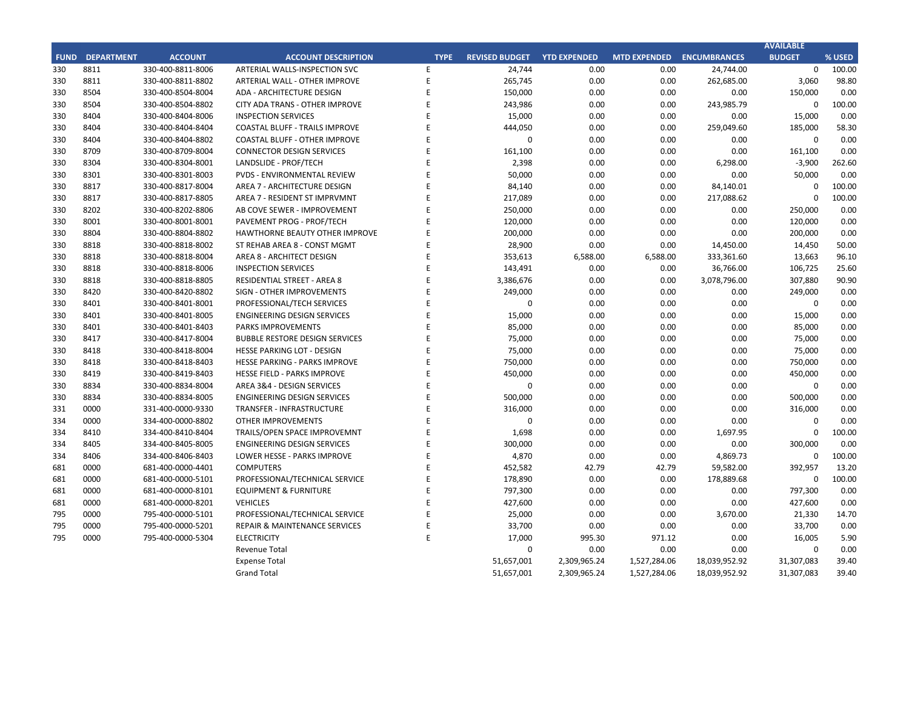| FUND | DEPARTMENT | ACCOUNT | ACCOUNT DESCRIPTION | TYPE | REVISED BUDGET | YTD EXPENDED | MTD EXPENDED | ENCUMBRANCES | AVAILABLE BUDGET | % USED |
|---|---|---|---|---|---|---|---|---|---|---|
| 330 | 8811 | 330-400-8811-8006 | ARTERIAL WALLS-INSPECTION SVC | E | 24,744 | 0.00 | 0.00 | 24,744.00 | 0 | 100.00 |
| 330 | 8811 | 330-400-8811-8802 | ARTERIAL WALL - OTHER IMPROVE | E | 265,745 | 0.00 | 0.00 | 262,685.00 | 3,060 | 98.80 |
| 330 | 8504 | 330-400-8504-8004 | ADA - ARCHITECTURE DESIGN | E | 150,000 | 0.00 | 0.00 | 0.00 | 150,000 | 0.00 |
| 330 | 8504 | 330-400-8504-8802 | CITY ADA TRANS - OTHER IMPROVE | E | 243,986 | 0.00 | 0.00 | 243,985.79 | 0 | 100.00 |
| 330 | 8404 | 330-400-8404-8006 | INSPECTION SERVICES | E | 15,000 | 0.00 | 0.00 | 0.00 | 15,000 | 0.00 |
| 330 | 8404 | 330-400-8404-8404 | COASTAL BLUFF - TRAILS IMPROVE | E | 444,050 | 0.00 | 0.00 | 259,049.60 | 185,000 | 58.30 |
| 330 | 8404 | 330-400-8404-8802 | COASTAL BLUFF - OTHER IMPROVE | E | 0 | 0.00 | 0.00 | 0.00 | 0 | 0.00 |
| 330 | 8709 | 330-400-8709-8004 | CONNECTOR DESIGN SERVICES | E | 161,100 | 0.00 | 0.00 | 0.00 | 161,100 | 0.00 |
| 330 | 8304 | 330-400-8304-8001 | LANDSLIDE - PROF/TECH | E | 2,398 | 0.00 | 0.00 | 6,298.00 | -3,900 | 262.60 |
| 330 | 8301 | 330-400-8301-8003 | PVDS - ENVIRONMENTAL REVIEW | E | 50,000 | 0.00 | 0.00 | 0.00 | 50,000 | 0.00 |
| 330 | 8817 | 330-400-8817-8004 | AREA 7 - ARCHITECTURE DESIGN | E | 84,140 | 0.00 | 0.00 | 84,140.01 | 0 | 100.00 |
| 330 | 8817 | 330-400-8817-8805 | AREA 7 - RESIDENT ST IMPRVMNT | E | 217,089 | 0.00 | 0.00 | 217,088.62 | 0 | 100.00 |
| 330 | 8202 | 330-400-8202-8806 | AB COVE SEWER - IMPROVEMENT | E | 250,000 | 0.00 | 0.00 | 0.00 | 250,000 | 0.00 |
| 330 | 8001 | 330-400-8001-8001 | PAVEMENT PROG - PROF/TECH | E | 120,000 | 0.00 | 0.00 | 0.00 | 120,000 | 0.00 |
| 330 | 8804 | 330-400-8804-8802 | HAWTHORNE BEAUTY OTHER IMPROVE | E | 200,000 | 0.00 | 0.00 | 0.00 | 200,000 | 0.00 |
| 330 | 8818 | 330-400-8818-8002 | ST REHAB AREA 8 - CONST MGMT | E | 28,900 | 0.00 | 0.00 | 14,450.00 | 14,450 | 50.00 |
| 330 | 8818 | 330-400-8818-8004 | AREA 8 - ARCHITECT DESIGN | E | 353,613 | 6,588.00 | 6,588.00 | 333,361.60 | 13,663 | 96.10 |
| 330 | 8818 | 330-400-8818-8006 | INSPECTION SERVICES | E | 143,491 | 0.00 | 0.00 | 36,766.00 | 106,725 | 25.60 |
| 330 | 8818 | 330-400-8818-8805 | RESIDENTIAL STREET - AREA 8 | E | 3,386,676 | 0.00 | 0.00 | 3,078,796.00 | 307,880 | 90.90 |
| 330 | 8420 | 330-400-8420-8802 | SIGN - OTHER IMPROVEMENTS | E | 249,000 | 0.00 | 0.00 | 0.00 | 249,000 | 0.00 |
| 330 | 8401 | 330-400-8401-8001 | PROFESSIONAL/TECH SERVICES | E | 0 | 0.00 | 0.00 | 0.00 | 0 | 0.00 |
| 330 | 8401 | 330-400-8401-8005 | ENGINEERING DESIGN SERVICES | E | 15,000 | 0.00 | 0.00 | 0.00 | 15,000 | 0.00 |
| 330 | 8401 | 330-400-8401-8403 | PARKS IMPROVEMENTS | E | 85,000 | 0.00 | 0.00 | 0.00 | 85,000 | 0.00 |
| 330 | 8417 | 330-400-8417-8004 | BUBBLE RESTORE DESIGN SERVICES | E | 75,000 | 0.00 | 0.00 | 0.00 | 75,000 | 0.00 |
| 330 | 8418 | 330-400-8418-8004 | HESSE PARKING LOT - DESIGN | E | 75,000 | 0.00 | 0.00 | 0.00 | 75,000 | 0.00 |
| 330 | 8418 | 330-400-8418-8403 | HESSE PARKING - PARKS IMPROVE | E | 750,000 | 0.00 | 0.00 | 0.00 | 750,000 | 0.00 |
| 330 | 8419 | 330-400-8419-8403 | HESSE FIELD - PARKS IMPROVE | E | 450,000 | 0.00 | 0.00 | 0.00 | 450,000 | 0.00 |
| 330 | 8834 | 330-400-8834-8004 | AREA 3&4 - DESIGN SERVICES | E | 0 | 0.00 | 0.00 | 0.00 | 0 | 0.00 |
| 330 | 8834 | 330-400-8834-8005 | ENGINEERING DESIGN SERVICES | E | 500,000 | 0.00 | 0.00 | 0.00 | 500,000 | 0.00 |
| 331 | 0000 | 331-400-0000-9330 | TRANSFER - INFRASTRUCTURE | E | 316,000 | 0.00 | 0.00 | 0.00 | 316,000 | 0.00 |
| 334 | 0000 | 334-400-0000-8802 | OTHER IMPROVEMENTS | E | 0 | 0.00 | 0.00 | 0.00 | 0 | 0.00 |
| 334 | 8410 | 334-400-8410-8404 | TRAILS/OPEN SPACE IMPROVEMNT | E | 1,698 | 0.00 | 0.00 | 1,697.95 | 0 | 100.00 |
| 334 | 8405 | 334-400-8405-8005 | ENGINEERING DESIGN SERVICES | E | 300,000 | 0.00 | 0.00 | 0.00 | 300,000 | 0.00 |
| 334 | 8406 | 334-400-8406-8403 | LOWER HESSE - PARKS IMPROVE | E | 4,870 | 0.00 | 0.00 | 4,869.73 | 0 | 100.00 |
| 681 | 0000 | 681-400-0000-4401 | COMPUTERS | E | 452,582 | 42.79 | 42.79 | 59,582.00 | 392,957 | 13.20 |
| 681 | 0000 | 681-400-0000-5101 | PROFESSIONAL/TECHNICAL SERVICE | E | 178,890 | 0.00 | 0.00 | 178,889.68 | 0 | 100.00 |
| 681 | 0000 | 681-400-0000-8101 | EQUIPMENT & FURNITURE | E | 797,300 | 0.00 | 0.00 | 0.00 | 797,300 | 0.00 |
| 681 | 0000 | 681-400-0000-8201 | VEHICLES | E | 427,600 | 0.00 | 0.00 | 0.00 | 427,600 | 0.00 |
| 795 | 0000 | 795-400-0000-5101 | PROFESSIONAL/TECHNICAL SERVICE | E | 25,000 | 0.00 | 0.00 | 3,670.00 | 21,330 | 14.70 |
| 795 | 0000 | 795-400-0000-5201 | REPAIR & MAINTENANCE SERVICES | E | 33,700 | 0.00 | 0.00 | 0.00 | 33,700 | 0.00 |
| 795 | 0000 | 795-400-0000-5304 | ELECTRICITY | E | 17,000 | 995.30 | 971.12 | 0.00 | 16,005 | 5.90 |
| | | | Revenue Total | | 0 | 0.00 | 0.00 | 0.00 | 0 | 0.00 |
| | | | Expense Total | | 51,657,001 | 2,309,965.24 | 1,527,284.06 | 18,039,952.92 | 31,307,083 | 39.40 |
| | | | Grand Total | | 51,657,001 | 2,309,965.24 | 1,527,284.06 | 18,039,952.92 | 31,307,083 | 39.40 |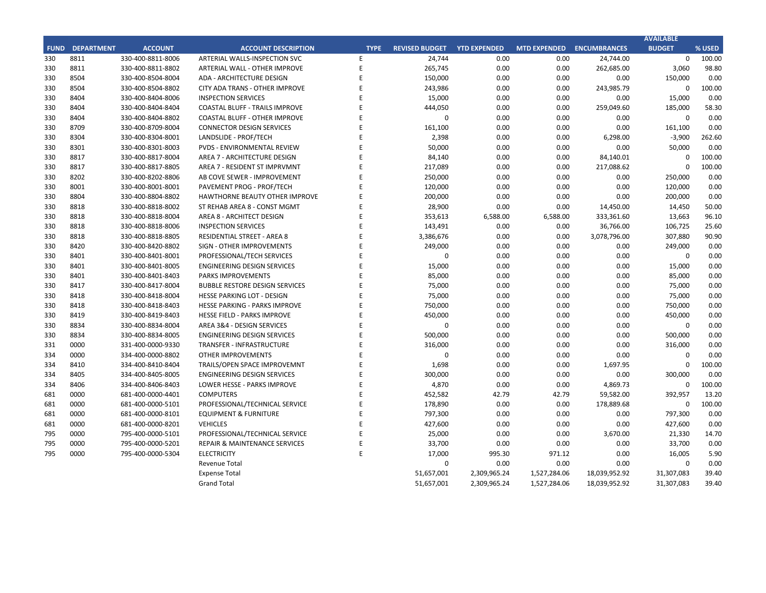| FUND | DEPARTMENT | ACCOUNT | ACCOUNT DESCRIPTION | TYPE | REVISED BUDGET | YTD EXPENDED | MTD EXPENDED | ENCUMBRANCES | AVAILABLE BUDGET | % USED |
|---|---|---|---|---|---|---|---|---|---|---|
| 330 | 8811 | 330-400-8811-8006 | ARTERIAL WALLS-INSPECTION SVC | E | 24,744 | 0.00 | 0.00 | 24,744.00 | 0 | 100.00 |
| 330 | 8811 | 330-400-8811-8802 | ARTERIAL WALL - OTHER IMPROVE | E | 265,745 | 0.00 | 0.00 | 262,685.00 | 3,060 | 98.80 |
| 330 | 8504 | 330-400-8504-8004 | ADA - ARCHITECTURE DESIGN | E | 150,000 | 0.00 | 0.00 | 0.00 | 150,000 | 0.00 |
| 330 | 8504 | 330-400-8504-8802 | CITY ADA TRANS - OTHER IMPROVE | E | 243,986 | 0.00 | 0.00 | 243,985.79 | 0 | 100.00 |
| 330 | 8404 | 330-400-8404-8006 | INSPECTION SERVICES | E | 15,000 | 0.00 | 0.00 | 0.00 | 15,000 | 0.00 |
| 330 | 8404 | 330-400-8404-8404 | COASTAL BLUFF - TRAILS IMPROVE | E | 444,050 | 0.00 | 0.00 | 259,049.60 | 185,000 | 58.30 |
| 330 | 8404 | 330-400-8404-8802 | COASTAL BLUFF - OTHER IMPROVE | E | 0 | 0.00 | 0.00 | 0.00 | 0 | 0.00 |
| 330 | 8709 | 330-400-8709-8004 | CONNECTOR DESIGN SERVICES | E | 161,100 | 0.00 | 0.00 | 0.00 | 161,100 | 0.00 |
| 330 | 8304 | 330-400-8304-8001 | LANDSLIDE - PROF/TECH | E | 2,398 | 0.00 | 0.00 | 6,298.00 | -3,900 | 262.60 |
| 330 | 8301 | 330-400-8301-8003 | PVDS - ENVIRONMENTAL REVIEW | E | 50,000 | 0.00 | 0.00 | 0.00 | 50,000 | 0.00 |
| 330 | 8817 | 330-400-8817-8004 | AREA 7 - ARCHITECTURE DESIGN | E | 84,140 | 0.00 | 0.00 | 84,140.01 | 0 | 100.00 |
| 330 | 8817 | 330-400-8817-8805 | AREA 7 - RESIDENT ST IMPRVMNT | E | 217,089 | 0.00 | 0.00 | 217,088.62 | 0 | 100.00 |
| 330 | 8202 | 330-400-8202-8806 | AB COVE SEWER - IMPROVEMENT | E | 250,000 | 0.00 | 0.00 | 0.00 | 250,000 | 0.00 |
| 330 | 8001 | 330-400-8001-8001 | PAVEMENT PROG - PROF/TECH | E | 120,000 | 0.00 | 0.00 | 0.00 | 120,000 | 0.00 |
| 330 | 8804 | 330-400-8804-8802 | HAWTHORNE BEAUTY OTHER IMPROVE | E | 200,000 | 0.00 | 0.00 | 0.00 | 200,000 | 0.00 |
| 330 | 8818 | 330-400-8818-8002 | ST REHAB AREA 8 - CONST MGMT | E | 28,900 | 0.00 | 0.00 | 14,450.00 | 14,450 | 50.00 |
| 330 | 8818 | 330-400-8818-8004 | AREA 8 - ARCHITECT DESIGN | E | 353,613 | 6,588.00 | 6,588.00 | 333,361.60 | 13,663 | 96.10 |
| 330 | 8818 | 330-400-8818-8006 | INSPECTION SERVICES | E | 143,491 | 0.00 | 0.00 | 36,766.00 | 106,725 | 25.60 |
| 330 | 8818 | 330-400-8818-8805 | RESIDENTIAL STREET - AREA 8 | E | 3,386,676 | 0.00 | 0.00 | 3,078,796.00 | 307,880 | 90.90 |
| 330 | 8420 | 330-400-8420-8802 | SIGN - OTHER IMPROVEMENTS | E | 249,000 | 0.00 | 0.00 | 0.00 | 249,000 | 0.00 |
| 330 | 8401 | 330-400-8401-8001 | PROFESSIONAL/TECH SERVICES | E | 0 | 0.00 | 0.00 | 0.00 | 0 | 0.00 |
| 330 | 8401 | 330-400-8401-8005 | ENGINEERING DESIGN SERVICES | E | 15,000 | 0.00 | 0.00 | 0.00 | 15,000 | 0.00 |
| 330 | 8401 | 330-400-8401-8403 | PARKS IMPROVEMENTS | E | 85,000 | 0.00 | 0.00 | 0.00 | 85,000 | 0.00 |
| 330 | 8417 | 330-400-8417-8004 | BUBBLE RESTORE DESIGN SERVICES | E | 75,000 | 0.00 | 0.00 | 0.00 | 75,000 | 0.00 |
| 330 | 8418 | 330-400-8418-8004 | HESSE PARKING LOT - DESIGN | E | 75,000 | 0.00 | 0.00 | 0.00 | 75,000 | 0.00 |
| 330 | 8418 | 330-400-8418-8403 | HESSE PARKING - PARKS IMPROVE | E | 750,000 | 0.00 | 0.00 | 0.00 | 750,000 | 0.00 |
| 330 | 8419 | 330-400-8419-8403 | HESSE FIELD - PARKS IMPROVE | E | 450,000 | 0.00 | 0.00 | 0.00 | 450,000 | 0.00 |
| 330 | 8834 | 330-400-8834-8004 | AREA 3&4 - DESIGN SERVICES | E | 0 | 0.00 | 0.00 | 0.00 | 0 | 0.00 |
| 330 | 8834 | 330-400-8834-8005 | ENGINEERING DESIGN SERVICES | E | 500,000 | 0.00 | 0.00 | 0.00 | 500,000 | 0.00 |
| 331 | 0000 | 331-400-0000-9330 | TRANSFER - INFRASTRUCTURE | E | 316,000 | 0.00 | 0.00 | 0.00 | 316,000 | 0.00 |
| 334 | 0000 | 334-400-0000-8802 | OTHER IMPROVEMENTS | E | 0 | 0.00 | 0.00 | 0.00 | 0 | 0.00 |
| 334 | 8410 | 334-400-8410-8404 | TRAILS/OPEN SPACE IMPROVEMNT | E | 1,698 | 0.00 | 0.00 | 1,697.95 | 0 | 100.00 |
| 334 | 8405 | 334-400-8405-8005 | ENGINEERING DESIGN SERVICES | E | 300,000 | 0.00 | 0.00 | 0.00 | 300,000 | 0.00 |
| 334 | 8406 | 334-400-8406-8403 | LOWER HESSE - PARKS IMPROVE | E | 4,870 | 0.00 | 0.00 | 4,869.73 | 0 | 100.00 |
| 681 | 0000 | 681-400-0000-4401 | COMPUTERS | E | 452,582 | 42.79 | 42.79 | 59,582.00 | 392,957 | 13.20 |
| 681 | 0000 | 681-400-0000-5101 | PROFESSIONAL/TECHNICAL SERVICE | E | 178,890 | 0.00 | 0.00 | 178,889.68 | 0 | 100.00 |
| 681 | 0000 | 681-400-0000-8101 | EQUIPMENT & FURNITURE | E | 797,300 | 0.00 | 0.00 | 0.00 | 797,300 | 0.00 |
| 681 | 0000 | 681-400-0000-8201 | VEHICLES | E | 427,600 | 0.00 | 0.00 | 0.00 | 427,600 | 0.00 |
| 795 | 0000 | 795-400-0000-5101 | PROFESSIONAL/TECHNICAL SERVICE | E | 25,000 | 0.00 | 0.00 | 3,670.00 | 21,330 | 14.70 |
| 795 | 0000 | 795-400-0000-5201 | REPAIR & MAINTENANCE SERVICES | E | 33,700 | 0.00 | 0.00 | 0.00 | 33,700 | 0.00 |
| 795 | 0000 | 795-400-0000-5304 | ELECTRICITY | E | 17,000 | 995.30 | 971.12 | 0.00 | 16,005 | 5.90 |
| | | | Revenue Total | | 0 | 0.00 | 0.00 | 0.00 | 0 | 0.00 |
| | | | Expense Total | | 51,657,001 | 2,309,965.24 | 1,527,284.06 | 18,039,952.92 | 31,307,083 | 39.40 |
| | | | Grand Total | | 51,657,001 | 2,309,965.24 | 1,527,284.06 | 18,039,952.92 | 31,307,083 | 39.40 |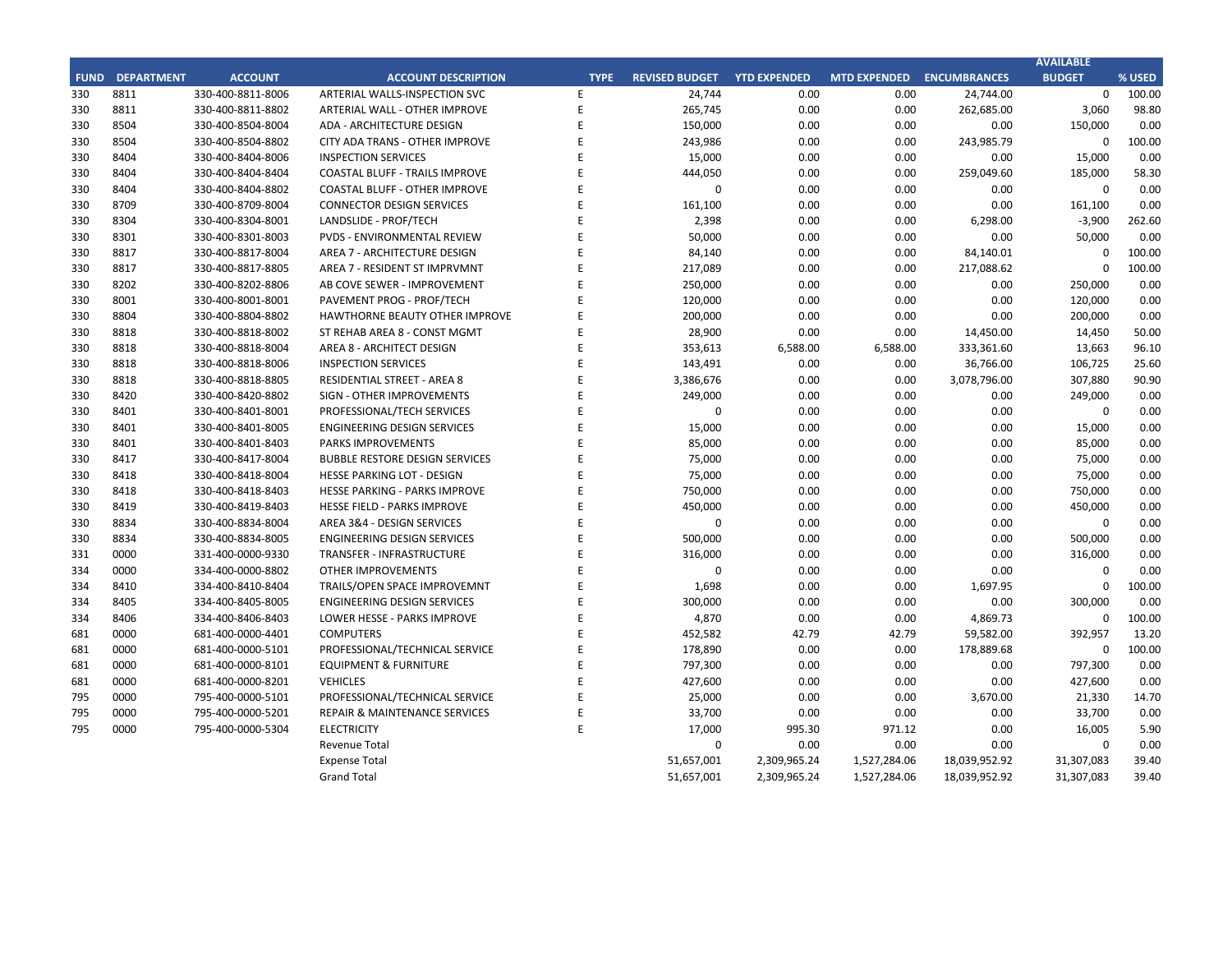| FUND | DEPARTMENT | ACCOUNT | ACCOUNT DESCRIPTION | TYPE | REVISED BUDGET | YTD EXPENDED | MTD EXPENDED | ENCUMBRANCES | AVAILABLE BUDGET | % USED |
|---|---|---|---|---|---|---|---|---|---|---|
| 330 | 8811 | 330-400-8811-8006 | ARTERIAL WALLS-INSPECTION SVC | E | 24,744 | 0.00 | 0.00 | 24,744.00 | 0 | 100.00 |
| 330 | 8811 | 330-400-8811-8802 | ARTERIAL WALL - OTHER IMPROVE | E | 265,745 | 0.00 | 0.00 | 262,685.00 | 3,060 | 98.80 |
| 330 | 8504 | 330-400-8504-8004 | ADA - ARCHITECTURE DESIGN | E | 150,000 | 0.00 | 0.00 | 0.00 | 150,000 | 0.00 |
| 330 | 8504 | 330-400-8504-8802 | CITY ADA TRANS - OTHER IMPROVE | E | 243,986 | 0.00 | 0.00 | 243,985.79 | 0 | 100.00 |
| 330 | 8404 | 330-400-8404-8006 | INSPECTION SERVICES | E | 15,000 | 0.00 | 0.00 | 0.00 | 15,000 | 0.00 |
| 330 | 8404 | 330-400-8404-8404 | COASTAL BLUFF - TRAILS IMPROVE | E | 444,050 | 0.00 | 0.00 | 259,049.60 | 185,000 | 58.30 |
| 330 | 8404 | 330-400-8404-8802 | COASTAL BLUFF - OTHER IMPROVE | E | 0 | 0.00 | 0.00 | 0.00 | 0 | 0.00 |
| 330 | 8709 | 330-400-8709-8004 | CONNECTOR DESIGN SERVICES | E | 161,100 | 0.00 | 0.00 | 0.00 | 161,100 | 0.00 |
| 330 | 8304 | 330-400-8304-8001 | LANDSLIDE - PROF/TECH | E | 2,398 | 0.00 | 0.00 | 6,298.00 | -3,900 | 262.60 |
| 330 | 8301 | 330-400-8301-8003 | PVDS - ENVIRONMENTAL REVIEW | E | 50,000 | 0.00 | 0.00 | 0.00 | 50,000 | 0.00 |
| 330 | 8817 | 330-400-8817-8004 | AREA 7 - ARCHITECTURE DESIGN | E | 84,140 | 0.00 | 0.00 | 84,140.01 | 0 | 100.00 |
| 330 | 8817 | 330-400-8817-8805 | AREA 7 - RESIDENT ST IMPRVMNT | E | 217,089 | 0.00 | 0.00 | 217,088.62 | 0 | 100.00 |
| 330 | 8202 | 330-400-8202-8806 | AB COVE SEWER - IMPROVEMENT | E | 250,000 | 0.00 | 0.00 | 0.00 | 250,000 | 0.00 |
| 330 | 8001 | 330-400-8001-8001 | PAVEMENT PROG - PROF/TECH | E | 120,000 | 0.00 | 0.00 | 0.00 | 120,000 | 0.00 |
| 330 | 8804 | 330-400-8804-8802 | HAWTHORNE BEAUTY OTHER IMPROVE | E | 200,000 | 0.00 | 0.00 | 0.00 | 200,000 | 0.00 |
| 330 | 8818 | 330-400-8818-8002 | ST REHAB AREA 8 - CONST MGMT | E | 28,900 | 0.00 | 0.00 | 14,450.00 | 14,450 | 50.00 |
| 330 | 8818 | 330-400-8818-8004 | AREA 8 - ARCHITECT DESIGN | E | 353,613 | 6,588.00 | 6,588.00 | 333,361.60 | 13,663 | 96.10 |
| 330 | 8818 | 330-400-8818-8006 | INSPECTION SERVICES | E | 143,491 | 0.00 | 0.00 | 36,766.00 | 106,725 | 25.60 |
| 330 | 8818 | 330-400-8818-8805 | RESIDENTIAL STREET - AREA 8 | E | 3,386,676 | 0.00 | 0.00 | 3,078,796.00 | 307,880 | 90.90 |
| 330 | 8420 | 330-400-8420-8802 | SIGN - OTHER IMPROVEMENTS | E | 249,000 | 0.00 | 0.00 | 0.00 | 249,000 | 0.00 |
| 330 | 8401 | 330-400-8401-8001 | PROFESSIONAL/TECH SERVICES | E | 0 | 0.00 | 0.00 | 0.00 | 0 | 0.00 |
| 330 | 8401 | 330-400-8401-8005 | ENGINEERING DESIGN SERVICES | E | 15,000 | 0.00 | 0.00 | 0.00 | 15,000 | 0.00 |
| 330 | 8401 | 330-400-8401-8403 | PARKS IMPROVEMENTS | E | 85,000 | 0.00 | 0.00 | 0.00 | 85,000 | 0.00 |
| 330 | 8417 | 330-400-8417-8004 | BUBBLE RESTORE DESIGN SERVICES | E | 75,000 | 0.00 | 0.00 | 0.00 | 75,000 | 0.00 |
| 330 | 8418 | 330-400-8418-8004 | HESSE PARKING LOT - DESIGN | E | 75,000 | 0.00 | 0.00 | 0.00 | 75,000 | 0.00 |
| 330 | 8418 | 330-400-8418-8403 | HESSE PARKING - PARKS IMPROVE | E | 750,000 | 0.00 | 0.00 | 0.00 | 750,000 | 0.00 |
| 330 | 8419 | 330-400-8419-8403 | HESSE FIELD - PARKS IMPROVE | E | 450,000 | 0.00 | 0.00 | 0.00 | 450,000 | 0.00 |
| 330 | 8834 | 330-400-8834-8004 | AREA 3&4 - DESIGN SERVICES | E | 0 | 0.00 | 0.00 | 0.00 | 0 | 0.00 |
| 330 | 8834 | 330-400-8834-8005 | ENGINEERING DESIGN SERVICES | E | 500,000 | 0.00 | 0.00 | 0.00 | 500,000 | 0.00 |
| 331 | 0000 | 331-400-0000-9330 | TRANSFER - INFRASTRUCTURE | E | 316,000 | 0.00 | 0.00 | 0.00 | 316,000 | 0.00 |
| 334 | 0000 | 334-400-0000-8802 | OTHER IMPROVEMENTS | E | 0 | 0.00 | 0.00 | 0.00 | 0 | 0.00 |
| 334 | 8410 | 334-400-8410-8404 | TRAILS/OPEN SPACE IMPROVEMNT | E | 1,698 | 0.00 | 0.00 | 1,697.95 | 0 | 100.00 |
| 334 | 8405 | 334-400-8405-8005 | ENGINEERING DESIGN SERVICES | E | 300,000 | 0.00 | 0.00 | 0.00 | 300,000 | 0.00 |
| 334 | 8406 | 334-400-8406-8403 | LOWER HESSE - PARKS IMPROVE | E | 4,870 | 0.00 | 0.00 | 4,869.73 | 0 | 100.00 |
| 681 | 0000 | 681-400-0000-4401 | COMPUTERS | E | 452,582 | 42.79 | 42.79 | 59,582.00 | 392,957 | 13.20 |
| 681 | 0000 | 681-400-0000-5101 | PROFESSIONAL/TECHNICAL SERVICE | E | 178,890 | 0.00 | 0.00 | 178,889.68 | 0 | 100.00 |
| 681 | 0000 | 681-400-0000-8101 | EQUIPMENT & FURNITURE | E | 797,300 | 0.00 | 0.00 | 0.00 | 797,300 | 0.00 |
| 681 | 0000 | 681-400-0000-8201 | VEHICLES | E | 427,600 | 0.00 | 0.00 | 0.00 | 427,600 | 0.00 |
| 795 | 0000 | 795-400-0000-5101 | PROFESSIONAL/TECHNICAL SERVICE | E | 25,000 | 0.00 | 0.00 | 3,670.00 | 21,330 | 14.70 |
| 795 | 0000 | 795-400-0000-5201 | REPAIR & MAINTENANCE SERVICES | E | 33,700 | 0.00 | 0.00 | 0.00 | 33,700 | 0.00 |
| 795 | 0000 | 795-400-0000-5304 | ELECTRICITY | E | 17,000 | 995.30 | 971.12 | 0.00 | 16,005 | 5.90 |
| | | | Revenue Total | | 0 | 0.00 | 0.00 | 0.00 | 0 | 0.00 |
| | | | Expense Total | | 51,657,001 | 2,309,965.24 | 1,527,284.06 | 18,039,952.92 | 31,307,083 | 39.40 |
| | | | Grand Total | | 51,657,001 | 2,309,965.24 | 1,527,284.06 | 18,039,952.92 | 31,307,083 | 39.40 |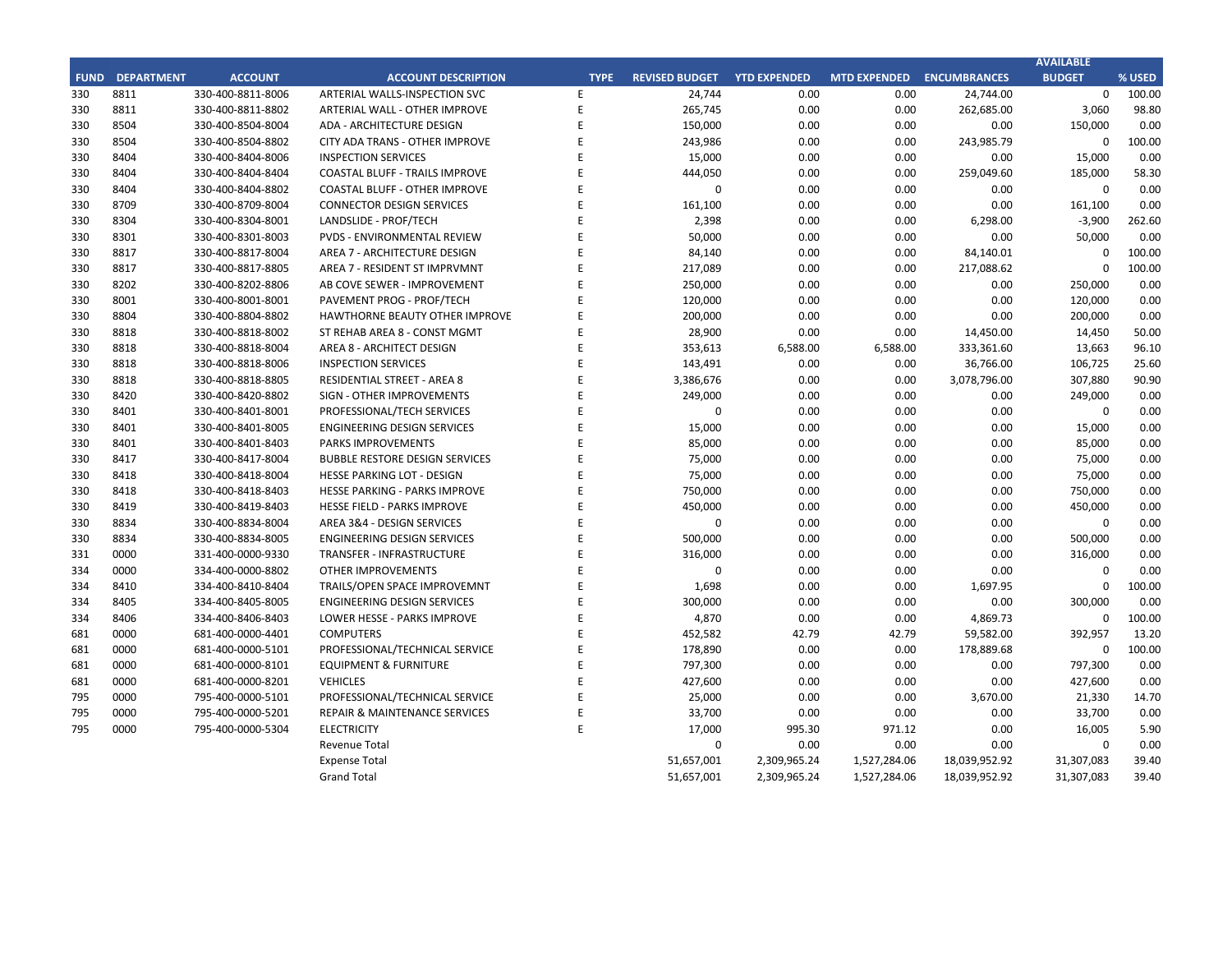| FUND | DEPARTMENT | ACCOUNT | ACCOUNT DESCRIPTION | TYPE | REVISED BUDGET | YTD EXPENDED | MTD EXPENDED | ENCUMBRANCES | AVAILABLE BUDGET | % USED |
|---|---|---|---|---|---|---|---|---|---|---|
| 330 | 8811 | 330-400-8811-8006 | ARTERIAL WALLS-INSPECTION SVC | E | 24,744 | 0.00 | 0.00 | 24,744.00 | 0 | 100.00 |
| 330 | 8811 | 330-400-8811-8802 | ARTERIAL WALL - OTHER IMPROVE | E | 265,745 | 0.00 | 0.00 | 262,685.00 | 3,060 | 98.80 |
| 330 | 8504 | 330-400-8504-8004 | ADA - ARCHITECTURE DESIGN | E | 150,000 | 0.00 | 0.00 | 0.00 | 150,000 | 0.00 |
| 330 | 8504 | 330-400-8504-8802 | CITY ADA TRANS - OTHER IMPROVE | E | 243,986 | 0.00 | 0.00 | 243,985.79 | 0 | 100.00 |
| 330 | 8404 | 330-400-8404-8006 | INSPECTION SERVICES | E | 15,000 | 0.00 | 0.00 | 0.00 | 15,000 | 0.00 |
| 330 | 8404 | 330-400-8404-8404 | COASTAL BLUFF - TRAILS IMPROVE | E | 444,050 | 0.00 | 0.00 | 259,049.60 | 185,000 | 58.30 |
| 330 | 8404 | 330-400-8404-8802 | COASTAL BLUFF - OTHER IMPROVE | E | 0 | 0.00 | 0.00 | 0.00 | 0 | 0.00 |
| 330 | 8709 | 330-400-8709-8004 | CONNECTOR DESIGN SERVICES | E | 161,100 | 0.00 | 0.00 | 0.00 | 161,100 | 0.00 |
| 330 | 8304 | 330-400-8304-8001 | LANDSLIDE - PROF/TECH | E | 2,398 | 0.00 | 0.00 | 6,298.00 | -3,900 | 262.60 |
| 330 | 8301 | 330-400-8301-8003 | PVDS - ENVIRONMENTAL REVIEW | E | 50,000 | 0.00 | 0.00 | 0.00 | 50,000 | 0.00 |
| 330 | 8817 | 330-400-8817-8004 | AREA 7 - ARCHITECTURE DESIGN | E | 84,140 | 0.00 | 0.00 | 84,140.01 | 0 | 100.00 |
| 330 | 8817 | 330-400-8817-8805 | AREA 7 - RESIDENT ST IMPRVMNT | E | 217,089 | 0.00 | 0.00 | 217,088.62 | 0 | 100.00 |
| 330 | 8202 | 330-400-8202-8806 | AB COVE SEWER - IMPROVEMENT | E | 250,000 | 0.00 | 0.00 | 0.00 | 250,000 | 0.00 |
| 330 | 8001 | 330-400-8001-8001 | PAVEMENT PROG - PROF/TECH | E | 120,000 | 0.00 | 0.00 | 0.00 | 120,000 | 0.00 |
| 330 | 8804 | 330-400-8804-8802 | HAWTHORNE BEAUTY OTHER IMPROVE | E | 200,000 | 0.00 | 0.00 | 0.00 | 200,000 | 0.00 |
| 330 | 8818 | 330-400-8818-8002 | ST REHAB AREA 8 - CONST MGMT | E | 28,900 | 0.00 | 0.00 | 14,450.00 | 14,450 | 50.00 |
| 330 | 8818 | 330-400-8818-8004 | AREA 8 - ARCHITECT DESIGN | E | 353,613 | 6,588.00 | 6,588.00 | 333,361.60 | 13,663 | 96.10 |
| 330 | 8818 | 330-400-8818-8006 | INSPECTION SERVICES | E | 143,491 | 0.00 | 0.00 | 36,766.00 | 106,725 | 25.60 |
| 330 | 8818 | 330-400-8818-8805 | RESIDENTIAL STREET - AREA 8 | E | 3,386,676 | 0.00 | 0.00 | 3,078,796.00 | 307,880 | 90.90 |
| 330 | 8420 | 330-400-8420-8802 | SIGN - OTHER IMPROVEMENTS | E | 249,000 | 0.00 | 0.00 | 0.00 | 249,000 | 0.00 |
| 330 | 8401 | 330-400-8401-8001 | PROFESSIONAL/TECH SERVICES | E | 0 | 0.00 | 0.00 | 0.00 | 0 | 0.00 |
| 330 | 8401 | 330-400-8401-8005 | ENGINEERING DESIGN SERVICES | E | 15,000 | 0.00 | 0.00 | 0.00 | 15,000 | 0.00 |
| 330 | 8401 | 330-400-8401-8403 | PARKS IMPROVEMENTS | E | 85,000 | 0.00 | 0.00 | 0.00 | 85,000 | 0.00 |
| 330 | 8417 | 330-400-8417-8004 | BUBBLE RESTORE DESIGN SERVICES | E | 75,000 | 0.00 | 0.00 | 0.00 | 75,000 | 0.00 |
| 330 | 8418 | 330-400-8418-8004 | HESSE PARKING LOT - DESIGN | E | 75,000 | 0.00 | 0.00 | 0.00 | 75,000 | 0.00 |
| 330 | 8418 | 330-400-8418-8403 | HESSE PARKING - PARKS IMPROVE | E | 750,000 | 0.00 | 0.00 | 0.00 | 750,000 | 0.00 |
| 330 | 8419 | 330-400-8419-8403 | HESSE FIELD - PARKS IMPROVE | E | 450,000 | 0.00 | 0.00 | 0.00 | 450,000 | 0.00 |
| 330 | 8834 | 330-400-8834-8004 | AREA 3&4 - DESIGN SERVICES | E | 0 | 0.00 | 0.00 | 0.00 | 0 | 0.00 |
| 330 | 8834 | 330-400-8834-8005 | ENGINEERING DESIGN SERVICES | E | 500,000 | 0.00 | 0.00 | 0.00 | 500,000 | 0.00 |
| 331 | 0000 | 331-400-0000-9330 | TRANSFER - INFRASTRUCTURE | E | 316,000 | 0.00 | 0.00 | 0.00 | 316,000 | 0.00 |
| 334 | 0000 | 334-400-0000-8802 | OTHER IMPROVEMENTS | E | 0 | 0.00 | 0.00 | 0.00 | 0 | 0.00 |
| 334 | 8410 | 334-400-8410-8404 | TRAILS/OPEN SPACE IMPROVEMNT | E | 1,698 | 0.00 | 0.00 | 1,697.95 | 0 | 100.00 |
| 334 | 8405 | 334-400-8405-8005 | ENGINEERING DESIGN SERVICES | E | 300,000 | 0.00 | 0.00 | 0.00 | 300,000 | 0.00 |
| 334 | 8406 | 334-400-8406-8403 | LOWER HESSE - PARKS IMPROVE | E | 4,870 | 0.00 | 0.00 | 4,869.73 | 0 | 100.00 |
| 681 | 0000 | 681-400-0000-4401 | COMPUTERS | E | 452,582 | 42.79 | 42.79 | 59,582.00 | 392,957 | 13.20 |
| 681 | 0000 | 681-400-0000-5101 | PROFESSIONAL/TECHNICAL SERVICE | E | 178,890 | 0.00 | 0.00 | 178,889.68 | 0 | 100.00 |
| 681 | 0000 | 681-400-0000-8101 | EQUIPMENT & FURNITURE | E | 797,300 | 0.00 | 0.00 | 0.00 | 797,300 | 0.00 |
| 681 | 0000 | 681-400-0000-8201 | VEHICLES | E | 427,600 | 0.00 | 0.00 | 0.00 | 427,600 | 0.00 |
| 795 | 0000 | 795-400-0000-5101 | PROFESSIONAL/TECHNICAL SERVICE | E | 25,000 | 0.00 | 0.00 | 3,670.00 | 21,330 | 14.70 |
| 795 | 0000 | 795-400-0000-5201 | REPAIR & MAINTENANCE SERVICES | E | 33,700 | 0.00 | 0.00 | 0.00 | 33,700 | 0.00 |
| 795 | 0000 | 795-400-0000-5304 | ELECTRICITY | E | 17,000 | 995.30 | 971.12 | 0.00 | 16,005 | 5.90 |
| | | | Revenue Total | | 0 | 0.00 | 0.00 | 0.00 | 0 | 0.00 |
| | | | Expense Total | | 51,657,001 | 2,309,965.24 | 1,527,284.06 | 18,039,952.92 | 31,307,083 | 39.40 |
| | | | Grand Total | | 51,657,001 | 2,309,965.24 | 1,527,284.06 | 18,039,952.92 | 31,307,083 | 39.40 |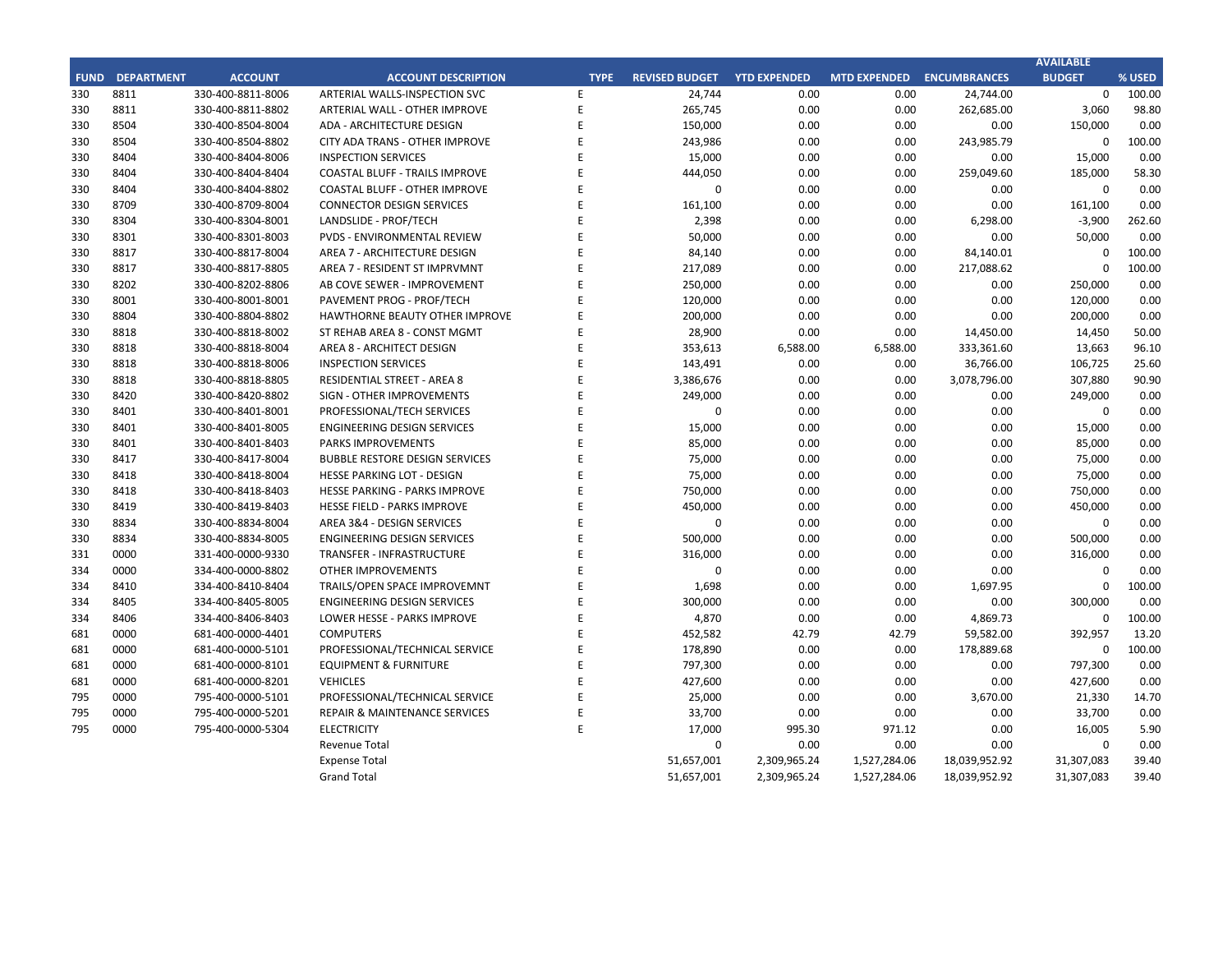| FUND | DEPARTMENT | ACCOUNT | ACCOUNT DESCRIPTION | TYPE | REVISED BUDGET | YTD EXPENDED | MTD EXPENDED | ENCUMBRANCES | AVAILABLE BUDGET | % USED |
|---|---|---|---|---|---|---|---|---|---|---|
| 330 | 8811 | 330-400-8811-8006 | ARTERIAL WALLS-INSPECTION SVC | E | 24,744 | 0.00 | 0.00 | 24,744.00 | 0 | 100.00 |
| 330 | 8811 | 330-400-8811-8802 | ARTERIAL WALL - OTHER IMPROVE | E | 265,745 | 0.00 | 0.00 | 262,685.00 | 3,060 | 98.80 |
| 330 | 8504 | 330-400-8504-8004 | ADA - ARCHITECTURE DESIGN | E | 150,000 | 0.00 | 0.00 | 0.00 | 150,000 | 0.00 |
| 330 | 8504 | 330-400-8504-8802 | CITY ADA TRANS - OTHER IMPROVE | E | 243,986 | 0.00 | 0.00 | 243,985.79 | 0 | 100.00 |
| 330 | 8404 | 330-400-8404-8006 | INSPECTION SERVICES | E | 15,000 | 0.00 | 0.00 | 0.00 | 15,000 | 0.00 |
| 330 | 8404 | 330-400-8404-8404 | COASTAL BLUFF - TRAILS IMPROVE | E | 444,050 | 0.00 | 0.00 | 259,049.60 | 185,000 | 58.30 |
| 330 | 8404 | 330-400-8404-8802 | COASTAL BLUFF - OTHER IMPROVE | E | 0 | 0.00 | 0.00 | 0.00 | 0 | 0.00 |
| 330 | 8709 | 330-400-8709-8004 | CONNECTOR DESIGN SERVICES | E | 161,100 | 0.00 | 0.00 | 0.00 | 161,100 | 0.00 |
| 330 | 8304 | 330-400-8304-8001 | LANDSLIDE - PROF/TECH | E | 2,398 | 0.00 | 0.00 | 6,298.00 | -3,900 | 262.60 |
| 330 | 8301 | 330-400-8301-8003 | PVDS - ENVIRONMENTAL REVIEW | E | 50,000 | 0.00 | 0.00 | 0.00 | 50,000 | 0.00 |
| 330 | 8817 | 330-400-8817-8004 | AREA 7 - ARCHITECTURE DESIGN | E | 84,140 | 0.00 | 0.00 | 84,140.01 | 0 | 100.00 |
| 330 | 8817 | 330-400-8817-8805 | AREA 7 - RESIDENT ST IMPRVMNT | E | 217,089 | 0.00 | 0.00 | 217,088.62 | 0 | 100.00 |
| 330 | 8202 | 330-400-8202-8806 | AB COVE SEWER - IMPROVEMENT | E | 250,000 | 0.00 | 0.00 | 0.00 | 250,000 | 0.00 |
| 330 | 8001 | 330-400-8001-8001 | PAVEMENT PROG - PROF/TECH | E | 120,000 | 0.00 | 0.00 | 0.00 | 120,000 | 0.00 |
| 330 | 8804 | 330-400-8804-8802 | HAWTHORNE BEAUTY OTHER IMPROVE | E | 200,000 | 0.00 | 0.00 | 0.00 | 200,000 | 0.00 |
| 330 | 8818 | 330-400-8818-8002 | ST REHAB AREA 8 - CONST MGMT | E | 28,900 | 0.00 | 0.00 | 14,450.00 | 14,450 | 50.00 |
| 330 | 8818 | 330-400-8818-8004 | AREA 8 - ARCHITECT DESIGN | E | 353,613 | 6,588.00 | 6,588.00 | 333,361.60 | 13,663 | 96.10 |
| 330 | 8818 | 330-400-8818-8006 | INSPECTION SERVICES | E | 143,491 | 0.00 | 0.00 | 36,766.00 | 106,725 | 25.60 |
| 330 | 8818 | 330-400-8818-8805 | RESIDENTIAL STREET - AREA 8 | E | 3,386,676 | 0.00 | 0.00 | 3,078,796.00 | 307,880 | 90.90 |
| 330 | 8420 | 330-400-8420-8802 | SIGN - OTHER IMPROVEMENTS | E | 249,000 | 0.00 | 0.00 | 0.00 | 249,000 | 0.00 |
| 330 | 8401 | 330-400-8401-8001 | PROFESSIONAL/TECH SERVICES | E | 0 | 0.00 | 0.00 | 0.00 | 0 | 0.00 |
| 330 | 8401 | 330-400-8401-8005 | ENGINEERING DESIGN SERVICES | E | 15,000 | 0.00 | 0.00 | 0.00 | 15,000 | 0.00 |
| 330 | 8401 | 330-400-8401-8403 | PARKS IMPROVEMENTS | E | 85,000 | 0.00 | 0.00 | 0.00 | 85,000 | 0.00 |
| 330 | 8417 | 330-400-8417-8004 | BUBBLE RESTORE DESIGN SERVICES | E | 75,000 | 0.00 | 0.00 | 0.00 | 75,000 | 0.00 |
| 330 | 8418 | 330-400-8418-8004 | HESSE PARKING LOT - DESIGN | E | 75,000 | 0.00 | 0.00 | 0.00 | 75,000 | 0.00 |
| 330 | 8418 | 330-400-8418-8403 | HESSE PARKING - PARKS IMPROVE | E | 750,000 | 0.00 | 0.00 | 0.00 | 750,000 | 0.00 |
| 330 | 8419 | 330-400-8419-8403 | HESSE FIELD - PARKS IMPROVE | E | 450,000 | 0.00 | 0.00 | 0.00 | 450,000 | 0.00 |
| 330 | 8834 | 330-400-8834-8004 | AREA 3&4 - DESIGN SERVICES | E | 0 | 0.00 | 0.00 | 0.00 | 0 | 0.00 |
| 330 | 8834 | 330-400-8834-8005 | ENGINEERING DESIGN SERVICES | E | 500,000 | 0.00 | 0.00 | 0.00 | 500,000 | 0.00 |
| 331 | 0000 | 331-400-0000-9330 | TRANSFER - INFRASTRUCTURE | E | 316,000 | 0.00 | 0.00 | 0.00 | 316,000 | 0.00 |
| 334 | 0000 | 334-400-0000-8802 | OTHER IMPROVEMENTS | E | 0 | 0.00 | 0.00 | 0.00 | 0 | 0.00 |
| 334 | 8410 | 334-400-8410-8404 | TRAILS/OPEN SPACE IMPROVEMNT | E | 1,698 | 0.00 | 0.00 | 1,697.95 | 0 | 100.00 |
| 334 | 8405 | 334-400-8405-8005 | ENGINEERING DESIGN SERVICES | E | 300,000 | 0.00 | 0.00 | 0.00 | 300,000 | 0.00 |
| 334 | 8406 | 334-400-8406-8403 | LOWER HESSE - PARKS IMPROVE | E | 4,870 | 0.00 | 0.00 | 4,869.73 | 0 | 100.00 |
| 681 | 0000 | 681-400-0000-4401 | COMPUTERS | E | 452,582 | 42.79 | 42.79 | 59,582.00 | 392,957 | 13.20 |
| 681 | 0000 | 681-400-0000-5101 | PROFESSIONAL/TECHNICAL SERVICE | E | 178,890 | 0.00 | 0.00 | 178,889.68 | 0 | 100.00 |
| 681 | 0000 | 681-400-0000-8101 | EQUIPMENT & FURNITURE | E | 797,300 | 0.00 | 0.00 | 0.00 | 797,300 | 0.00 |
| 681 | 0000 | 681-400-0000-8201 | VEHICLES | E | 427,600 | 0.00 | 0.00 | 0.00 | 427,600 | 0.00 |
| 795 | 0000 | 795-400-0000-5101 | PROFESSIONAL/TECHNICAL SERVICE | E | 25,000 | 0.00 | 0.00 | 3,670.00 | 21,330 | 14.70 |
| 795 | 0000 | 795-400-0000-5201 | REPAIR & MAINTENANCE SERVICES | E | 33,700 | 0.00 | 0.00 | 0.00 | 33,700 | 0.00 |
| 795 | 0000 | 795-400-0000-5304 | ELECTRICITY | E | 17,000 | 995.30 | 971.12 | 0.00 | 16,005 | 5.90 |
| | | | Revenue Total | | 0 | 0.00 | 0.00 | 0.00 | 0 | 0.00 |
| | | | Expense Total | | 51,657,001 | 2,309,965.24 | 1,527,284.06 | 18,039,952.92 | 31,307,083 | 39.40 |
| | | | Grand Total | | 51,657,001 | 2,309,965.24 | 1,527,284.06 | 18,039,952.92 | 31,307,083 | 39.40 |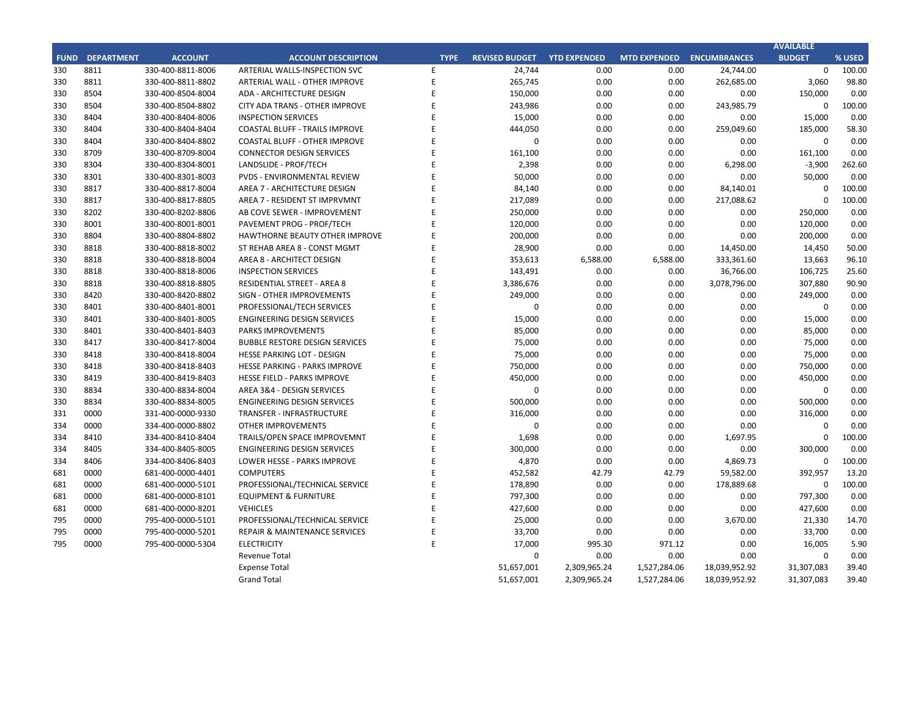| FUND | DEPARTMENT | ACCOUNT | ACCOUNT DESCRIPTION | TYPE | REVISED BUDGET | YTD EXPENDED | MTD EXPENDED | ENCUMBRANCES | AVAILABLE BUDGET | % USED |
|---|---|---|---|---|---|---|---|---|---|---|
| 330 | 8811 | 330-400-8811-8006 | ARTERIAL WALLS-INSPECTION SVC | E | 24,744 | 0.00 | 0.00 | 24,744.00 | 0 | 100.00 |
| 330 | 8811 | 330-400-8811-8802 | ARTERIAL WALL - OTHER IMPROVE | E | 265,745 | 0.00 | 0.00 | 262,685.00 | 3,060 | 98.80 |
| 330 | 8504 | 330-400-8504-8004 | ADA - ARCHITECTURE DESIGN | E | 150,000 | 0.00 | 0.00 | 0.00 | 150,000 | 0.00 |
| 330 | 8504 | 330-400-8504-8802 | CITY ADA TRANS - OTHER IMPROVE | E | 243,986 | 0.00 | 0.00 | 243,985.79 | 0 | 100.00 |
| 330 | 8404 | 330-400-8404-8006 | INSPECTION SERVICES | E | 15,000 | 0.00 | 0.00 | 0.00 | 15,000 | 0.00 |
| 330 | 8404 | 330-400-8404-8404 | COASTAL BLUFF - TRAILS IMPROVE | E | 444,050 | 0.00 | 0.00 | 259,049.60 | 185,000 | 58.30 |
| 330 | 8404 | 330-400-8404-8802 | COASTAL BLUFF - OTHER IMPROVE | E | 0 | 0.00 | 0.00 | 0.00 | 0 | 0.00 |
| 330 | 8709 | 330-400-8709-8004 | CONNECTOR DESIGN SERVICES | E | 161,100 | 0.00 | 0.00 | 0.00 | 161,100 | 0.00 |
| 330 | 8304 | 330-400-8304-8001 | LANDSLIDE - PROF/TECH | E | 2,398 | 0.00 | 0.00 | 6,298.00 | -3,900 | 262.60 |
| 330 | 8301 | 330-400-8301-8003 | PVDS - ENVIRONMENTAL REVIEW | E | 50,000 | 0.00 | 0.00 | 0.00 | 50,000 | 0.00 |
| 330 | 8817 | 330-400-8817-8004 | AREA 7 - ARCHITECTURE DESIGN | E | 84,140 | 0.00 | 0.00 | 84,140.01 | 0 | 100.00 |
| 330 | 8817 | 330-400-8817-8805 | AREA 7 - RESIDENT ST IMPRVMNT | E | 217,089 | 0.00 | 0.00 | 217,088.62 | 0 | 100.00 |
| 330 | 8202 | 330-400-8202-8806 | AB COVE SEWER - IMPROVEMENT | E | 250,000 | 0.00 | 0.00 | 0.00 | 250,000 | 0.00 |
| 330 | 8001 | 330-400-8001-8001 | PAVEMENT PROG - PROF/TECH | E | 120,000 | 0.00 | 0.00 | 0.00 | 120,000 | 0.00 |
| 330 | 8804 | 330-400-8804-8802 | HAWTHORNE BEAUTY OTHER IMPROVE | E | 200,000 | 0.00 | 0.00 | 0.00 | 200,000 | 0.00 |
| 330 | 8818 | 330-400-8818-8002 | ST REHAB AREA 8 - CONST MGMT | E | 28,900 | 0.00 | 0.00 | 14,450.00 | 14,450 | 50.00 |
| 330 | 8818 | 330-400-8818-8004 | AREA 8 - ARCHITECT DESIGN | E | 353,613 | 6,588.00 | 6,588.00 | 333,361.60 | 13,663 | 96.10 |
| 330 | 8818 | 330-400-8818-8006 | INSPECTION SERVICES | E | 143,491 | 0.00 | 0.00 | 36,766.00 | 106,725 | 25.60 |
| 330 | 8818 | 330-400-8818-8805 | RESIDENTIAL STREET - AREA 8 | E | 3,386,676 | 0.00 | 0.00 | 3,078,796.00 | 307,880 | 90.90 |
| 330 | 8420 | 330-400-8420-8802 | SIGN - OTHER IMPROVEMENTS | E | 249,000 | 0.00 | 0.00 | 0.00 | 249,000 | 0.00 |
| 330 | 8401 | 330-400-8401-8001 | PROFESSIONAL/TECH SERVICES | E | 0 | 0.00 | 0.00 | 0.00 | 0 | 0.00 |
| 330 | 8401 | 330-400-8401-8005 | ENGINEERING DESIGN SERVICES | E | 15,000 | 0.00 | 0.00 | 0.00 | 15,000 | 0.00 |
| 330 | 8401 | 330-400-8401-8403 | PARKS IMPROVEMENTS | E | 85,000 | 0.00 | 0.00 | 0.00 | 85,000 | 0.00 |
| 330 | 8417 | 330-400-8417-8004 | BUBBLE RESTORE DESIGN SERVICES | E | 75,000 | 0.00 | 0.00 | 0.00 | 75,000 | 0.00 |
| 330 | 8418 | 330-400-8418-8004 | HESSE PARKING LOT - DESIGN | E | 75,000 | 0.00 | 0.00 | 0.00 | 75,000 | 0.00 |
| 330 | 8418 | 330-400-8418-8403 | HESSE PARKING - PARKS IMPROVE | E | 750,000 | 0.00 | 0.00 | 0.00 | 750,000 | 0.00 |
| 330 | 8419 | 330-400-8419-8403 | HESSE FIELD - PARKS IMPROVE | E | 450,000 | 0.00 | 0.00 | 0.00 | 450,000 | 0.00 |
| 330 | 8834 | 330-400-8834-8004 | AREA 3&4 - DESIGN SERVICES | E | 0 | 0.00 | 0.00 | 0.00 | 0 | 0.00 |
| 330 | 8834 | 330-400-8834-8005 | ENGINEERING DESIGN SERVICES | E | 500,000 | 0.00 | 0.00 | 0.00 | 500,000 | 0.00 |
| 331 | 0000 | 331-400-0000-9330 | TRANSFER - INFRASTRUCTURE | E | 316,000 | 0.00 | 0.00 | 0.00 | 316,000 | 0.00 |
| 334 | 0000 | 334-400-0000-8802 | OTHER IMPROVEMENTS | E | 0 | 0.00 | 0.00 | 0.00 | 0 | 0.00 |
| 334 | 8410 | 334-400-8410-8404 | TRAILS/OPEN SPACE IMPROVEMNT | E | 1,698 | 0.00 | 0.00 | 1,697.95 | 0 | 100.00 |
| 334 | 8405 | 334-400-8405-8005 | ENGINEERING DESIGN SERVICES | E | 300,000 | 0.00 | 0.00 | 0.00 | 300,000 | 0.00 |
| 334 | 8406 | 334-400-8406-8403 | LOWER HESSE - PARKS IMPROVE | E | 4,870 | 0.00 | 0.00 | 4,869.73 | 0 | 100.00 |
| 681 | 0000 | 681-400-0000-4401 | COMPUTERS | E | 452,582 | 42.79 | 42.79 | 59,582.00 | 392,957 | 13.20 |
| 681 | 0000 | 681-400-0000-5101 | PROFESSIONAL/TECHNICAL SERVICE | E | 178,890 | 0.00 | 0.00 | 178,889.68 | 0 | 100.00 |
| 681 | 0000 | 681-400-0000-8101 | EQUIPMENT & FURNITURE | E | 797,300 | 0.00 | 0.00 | 0.00 | 797,300 | 0.00 |
| 681 | 0000 | 681-400-0000-8201 | VEHICLES | E | 427,600 | 0.00 | 0.00 | 0.00 | 427,600 | 0.00 |
| 795 | 0000 | 795-400-0000-5101 | PROFESSIONAL/TECHNICAL SERVICE | E | 25,000 | 0.00 | 0.00 | 3,670.00 | 21,330 | 14.70 |
| 795 | 0000 | 795-400-0000-5201 | REPAIR & MAINTENANCE SERVICES | E | 33,700 | 0.00 | 0.00 | 0.00 | 33,700 | 0.00 |
| 795 | 0000 | 795-400-0000-5304 | ELECTRICITY | E | 17,000 | 995.30 | 971.12 | 0.00 | 16,005 | 5.90 |
| | | | Revenue Total | | 0 | 0.00 | 0.00 | 0.00 | 0 | 0.00 |
| | | | Expense Total | | 51,657,001 | 2,309,965.24 | 1,527,284.06 | 18,039,952.92 | 31,307,083 | 39.40 |
| | | | Grand Total | | 51,657,001 | 2,309,965.24 | 1,527,284.06 | 18,039,952.92 | 31,307,083 | 39.40 |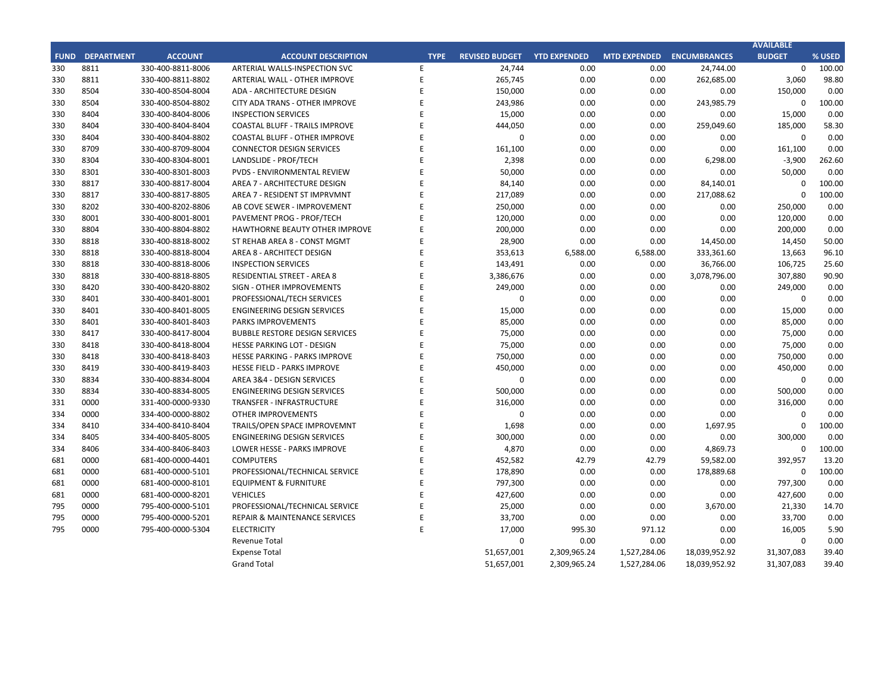| FUND | DEPARTMENT | ACCOUNT | ACCOUNT DESCRIPTION | TYPE | REVISED BUDGET | YTD EXPENDED | MTD EXPENDED | ENCUMBRANCES | AVAILABLE BUDGET | % USED |
|---|---|---|---|---|---|---|---|---|---|---|
| 330 | 8811 | 330-400-8811-8006 | ARTERIAL WALLS-INSPECTION SVC | E | 24,744 | 0.00 | 0.00 | 24,744.00 | 0 | 100.00 |
| 330 | 8811 | 330-400-8811-8802 | ARTERIAL WALL - OTHER IMPROVE | E | 265,745 | 0.00 | 0.00 | 262,685.00 | 3,060 | 98.80 |
| 330 | 8504 | 330-400-8504-8004 | ADA - ARCHITECTURE DESIGN | E | 150,000 | 0.00 | 0.00 | 0.00 | 150,000 | 0.00 |
| 330 | 8504 | 330-400-8504-8802 | CITY ADA TRANS - OTHER IMPROVE | E | 243,986 | 0.00 | 0.00 | 243,985.79 | 0 | 100.00 |
| 330 | 8404 | 330-400-8404-8006 | INSPECTION SERVICES | E | 15,000 | 0.00 | 0.00 | 0.00 | 15,000 | 0.00 |
| 330 | 8404 | 330-400-8404-8404 | COASTAL BLUFF - TRAILS IMPROVE | E | 444,050 | 0.00 | 0.00 | 259,049.60 | 185,000 | 58.30 |
| 330 | 8404 | 330-400-8404-8802 | COASTAL BLUFF - OTHER IMPROVE | E | 0 | 0.00 | 0.00 | 0.00 | 0 | 0.00 |
| 330 | 8709 | 330-400-8709-8004 | CONNECTOR DESIGN SERVICES | E | 161,100 | 0.00 | 0.00 | 0.00 | 161,100 | 0.00 |
| 330 | 8304 | 330-400-8304-8001 | LANDSLIDE - PROF/TECH | E | 2,398 | 0.00 | 0.00 | 6,298.00 | -3,900 | 262.60 |
| 330 | 8301 | 330-400-8301-8003 | PVDS - ENVIRONMENTAL REVIEW | E | 50,000 | 0.00 | 0.00 | 0.00 | 50,000 | 0.00 |
| 330 | 8817 | 330-400-8817-8004 | AREA 7 - ARCHITECTURE DESIGN | E | 84,140 | 0.00 | 0.00 | 84,140.01 | 0 | 100.00 |
| 330 | 8817 | 330-400-8817-8805 | AREA 7 - RESIDENT ST IMPRVMNT | E | 217,089 | 0.00 | 0.00 | 217,088.62 | 0 | 100.00 |
| 330 | 8202 | 330-400-8202-8806 | AB COVE SEWER - IMPROVEMENT | E | 250,000 | 0.00 | 0.00 | 0.00 | 250,000 | 0.00 |
| 330 | 8001 | 330-400-8001-8001 | PAVEMENT PROG - PROF/TECH | E | 120,000 | 0.00 | 0.00 | 0.00 | 120,000 | 0.00 |
| 330 | 8804 | 330-400-8804-8802 | HAWTHORNE BEAUTY OTHER IMPROVE | E | 200,000 | 0.00 | 0.00 | 0.00 | 200,000 | 0.00 |
| 330 | 8818 | 330-400-8818-8002 | ST REHAB AREA 8 - CONST MGMT | E | 28,900 | 0.00 | 0.00 | 14,450.00 | 14,450 | 50.00 |
| 330 | 8818 | 330-400-8818-8004 | AREA 8 - ARCHITECT DESIGN | E | 353,613 | 6,588.00 | 6,588.00 | 333,361.60 | 13,663 | 96.10 |
| 330 | 8818 | 330-400-8818-8006 | INSPECTION SERVICES | E | 143,491 | 0.00 | 0.00 | 36,766.00 | 106,725 | 25.60 |
| 330 | 8818 | 330-400-8818-8805 | RESIDENTIAL STREET - AREA 8 | E | 3,386,676 | 0.00 | 0.00 | 3,078,796.00 | 307,880 | 90.90 |
| 330 | 8420 | 330-400-8420-8802 | SIGN - OTHER IMPROVEMENTS | E | 249,000 | 0.00 | 0.00 | 0.00 | 249,000 | 0.00 |
| 330 | 8401 | 330-400-8401-8001 | PROFESSIONAL/TECH SERVICES | E | 0 | 0.00 | 0.00 | 0.00 | 0 | 0.00 |
| 330 | 8401 | 330-400-8401-8005 | ENGINEERING DESIGN SERVICES | E | 15,000 | 0.00 | 0.00 | 0.00 | 15,000 | 0.00 |
| 330 | 8401 | 330-400-8401-8403 | PARKS IMPROVEMENTS | E | 85,000 | 0.00 | 0.00 | 0.00 | 85,000 | 0.00 |
| 330 | 8417 | 330-400-8417-8004 | BUBBLE RESTORE DESIGN SERVICES | E | 75,000 | 0.00 | 0.00 | 0.00 | 75,000 | 0.00 |
| 330 | 8418 | 330-400-8418-8004 | HESSE PARKING LOT - DESIGN | E | 75,000 | 0.00 | 0.00 | 0.00 | 75,000 | 0.00 |
| 330 | 8418 | 330-400-8418-8403 | HESSE PARKING - PARKS IMPROVE | E | 750,000 | 0.00 | 0.00 | 0.00 | 750,000 | 0.00 |
| 330 | 8419 | 330-400-8419-8403 | HESSE FIELD - PARKS IMPROVE | E | 450,000 | 0.00 | 0.00 | 0.00 | 450,000 | 0.00 |
| 330 | 8834 | 330-400-8834-8004 | AREA 3&4 - DESIGN SERVICES | E | 0 | 0.00 | 0.00 | 0.00 | 0 | 0.00 |
| 330 | 8834 | 330-400-8834-8005 | ENGINEERING DESIGN SERVICES | E | 500,000 | 0.00 | 0.00 | 0.00 | 500,000 | 0.00 |
| 331 | 0000 | 331-400-0000-9330 | TRANSFER - INFRASTRUCTURE | E | 316,000 | 0.00 | 0.00 | 0.00 | 316,000 | 0.00 |
| 334 | 0000 | 334-400-0000-8802 | OTHER IMPROVEMENTS | E | 0 | 0.00 | 0.00 | 0.00 | 0 | 0.00 |
| 334 | 8410 | 334-400-8410-8404 | TRAILS/OPEN SPACE IMPROVEMNT | E | 1,698 | 0.00 | 0.00 | 1,697.95 | 0 | 100.00 |
| 334 | 8405 | 334-400-8405-8005 | ENGINEERING DESIGN SERVICES | E | 300,000 | 0.00 | 0.00 | 0.00 | 300,000 | 0.00 |
| 334 | 8406 | 334-400-8406-8403 | LOWER HESSE - PARKS IMPROVE | E | 4,870 | 0.00 | 0.00 | 4,869.73 | 0 | 100.00 |
| 681 | 0000 | 681-400-0000-4401 | COMPUTERS | E | 452,582 | 42.79 | 42.79 | 59,582.00 | 392,957 | 13.20 |
| 681 | 0000 | 681-400-0000-5101 | PROFESSIONAL/TECHNICAL SERVICE | E | 178,890 | 0.00 | 0.00 | 178,889.68 | 0 | 100.00 |
| 681 | 0000 | 681-400-0000-8101 | EQUIPMENT & FURNITURE | E | 797,300 | 0.00 | 0.00 | 0.00 | 797,300 | 0.00 |
| 681 | 0000 | 681-400-0000-8201 | VEHICLES | E | 427,600 | 0.00 | 0.00 | 0.00 | 427,600 | 0.00 |
| 795 | 0000 | 795-400-0000-5101 | PROFESSIONAL/TECHNICAL SERVICE | E | 25,000 | 0.00 | 0.00 | 3,670.00 | 21,330 | 14.70 |
| 795 | 0000 | 795-400-0000-5201 | REPAIR & MAINTENANCE SERVICES | E | 33,700 | 0.00 | 0.00 | 0.00 | 33,700 | 0.00 |
| 795 | 0000 | 795-400-0000-5304 | ELECTRICITY | E | 17,000 | 995.30 | 971.12 | 0.00 | 16,005 | 5.90 |
| | | | Revenue Total | | 0 | 0.00 | 0.00 | 0.00 | 0 | 0.00 |
| | | | Expense Total | | 51,657,001 | 2,309,965.24 | 1,527,284.06 | 18,039,952.92 | 31,307,083 | 39.40 |
| | | | Grand Total | | 51,657,001 | 2,309,965.24 | 1,527,284.06 | 18,039,952.92 | 31,307,083 | 39.40 |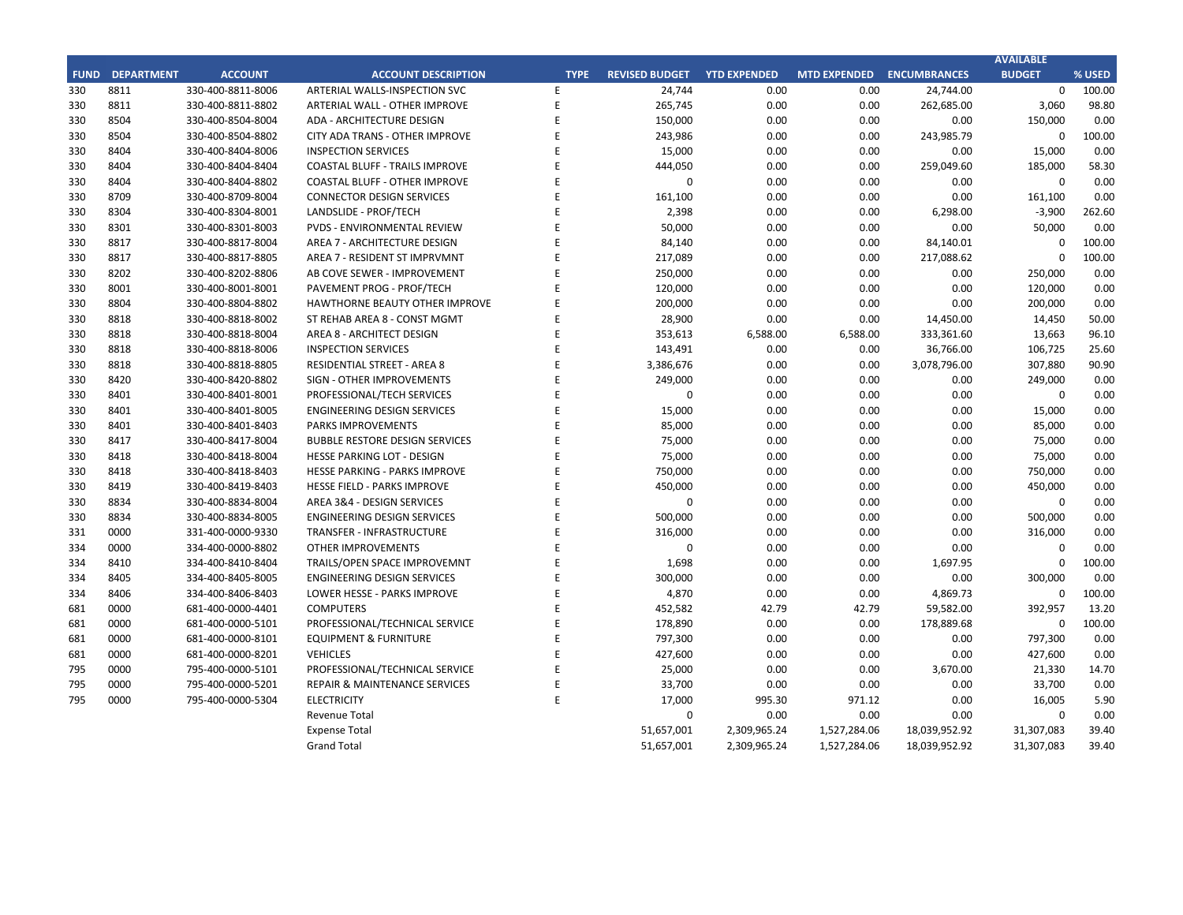| FUND | DEPARTMENT | ACCOUNT | ACCOUNT DESCRIPTION | TYPE | REVISED BUDGET | YTD EXPENDED | MTD EXPENDED | ENCUMBRANCES | AVAILABLE BUDGET | % USED |
|---|---|---|---|---|---|---|---|---|---|---|
| 330 | 8811 | 330-400-8811-8006 | ARTERIAL WALLS-INSPECTION SVC | E | 24,744 | 0.00 | 0.00 | 24,744.00 | 0 | 100.00 |
| 330 | 8811 | 330-400-8811-8802 | ARTERIAL WALL - OTHER IMPROVE | E | 265,745 | 0.00 | 0.00 | 262,685.00 | 3,060 | 98.80 |
| 330 | 8504 | 330-400-8504-8004 | ADA - ARCHITECTURE DESIGN | E | 150,000 | 0.00 | 0.00 | 0.00 | 150,000 | 0.00 |
| 330 | 8504 | 330-400-8504-8802 | CITY ADA TRANS - OTHER IMPROVE | E | 243,986 | 0.00 | 0.00 | 243,985.79 | 0 | 100.00 |
| 330 | 8404 | 330-400-8404-8006 | INSPECTION SERVICES | E | 15,000 | 0.00 | 0.00 | 0.00 | 15,000 | 0.00 |
| 330 | 8404 | 330-400-8404-8404 | COASTAL BLUFF - TRAILS IMPROVE | E | 444,050 | 0.00 | 0.00 | 259,049.60 | 185,000 | 58.30 |
| 330 | 8404 | 330-400-8404-8802 | COASTAL BLUFF - OTHER IMPROVE | E | 0 | 0.00 | 0.00 | 0.00 | 0 | 0.00 |
| 330 | 8709 | 330-400-8709-8004 | CONNECTOR DESIGN SERVICES | E | 161,100 | 0.00 | 0.00 | 0.00 | 161,100 | 0.00 |
| 330 | 8304 | 330-400-8304-8001 | LANDSLIDE - PROF/TECH | E | 2,398 | 0.00 | 0.00 | 6,298.00 | -3,900 | 262.60 |
| 330 | 8301 | 330-400-8301-8003 | PVDS - ENVIRONMENTAL REVIEW | E | 50,000 | 0.00 | 0.00 | 0.00 | 50,000 | 0.00 |
| 330 | 8817 | 330-400-8817-8004 | AREA 7 - ARCHITECTURE DESIGN | E | 84,140 | 0.00 | 0.00 | 84,140.01 | 0 | 100.00 |
| 330 | 8817 | 330-400-8817-8805 | AREA 7 - RESIDENT ST IMPRVMNT | E | 217,089 | 0.00 | 0.00 | 217,088.62 | 0 | 100.00 |
| 330 | 8202 | 330-400-8202-8806 | AB COVE SEWER - IMPROVEMENT | E | 250,000 | 0.00 | 0.00 | 0.00 | 250,000 | 0.00 |
| 330 | 8001 | 330-400-8001-8001 | PAVEMENT PROG - PROF/TECH | E | 120,000 | 0.00 | 0.00 | 0.00 | 120,000 | 0.00 |
| 330 | 8804 | 330-400-8804-8802 | HAWTHORNE BEAUTY OTHER IMPROVE | E | 200,000 | 0.00 | 0.00 | 0.00 | 200,000 | 0.00 |
| 330 | 8818 | 330-400-8818-8002 | ST REHAB AREA 8 - CONST MGMT | E | 28,900 | 0.00 | 0.00 | 14,450.00 | 14,450 | 50.00 |
| 330 | 8818 | 330-400-8818-8004 | AREA 8 - ARCHITECT DESIGN | E | 353,613 | 6,588.00 | 6,588.00 | 333,361.60 | 13,663 | 96.10 |
| 330 | 8818 | 330-400-8818-8006 | INSPECTION SERVICES | E | 143,491 | 0.00 | 0.00 | 36,766.00 | 106,725 | 25.60 |
| 330 | 8818 | 330-400-8818-8805 | RESIDENTIAL STREET - AREA 8 | E | 3,386,676 | 0.00 | 0.00 | 3,078,796.00 | 307,880 | 90.90 |
| 330 | 8420 | 330-400-8420-8802 | SIGN - OTHER IMPROVEMENTS | E | 249,000 | 0.00 | 0.00 | 0.00 | 249,000 | 0.00 |
| 330 | 8401 | 330-400-8401-8001 | PROFESSIONAL/TECH SERVICES | E | 0 | 0.00 | 0.00 | 0.00 | 0 | 0.00 |
| 330 | 8401 | 330-400-8401-8005 | ENGINEERING DESIGN SERVICES | E | 15,000 | 0.00 | 0.00 | 0.00 | 15,000 | 0.00 |
| 330 | 8401 | 330-400-8401-8403 | PARKS IMPROVEMENTS | E | 85,000 | 0.00 | 0.00 | 0.00 | 85,000 | 0.00 |
| 330 | 8417 | 330-400-8417-8004 | BUBBLE RESTORE DESIGN SERVICES | E | 75,000 | 0.00 | 0.00 | 0.00 | 75,000 | 0.00 |
| 330 | 8418 | 330-400-8418-8004 | HESSE PARKING LOT - DESIGN | E | 75,000 | 0.00 | 0.00 | 0.00 | 75,000 | 0.00 |
| 330 | 8418 | 330-400-8418-8403 | HESSE PARKING - PARKS IMPROVE | E | 750,000 | 0.00 | 0.00 | 0.00 | 750,000 | 0.00 |
| 330 | 8419 | 330-400-8419-8403 | HESSE FIELD - PARKS IMPROVE | E | 450,000 | 0.00 | 0.00 | 0.00 | 450,000 | 0.00 |
| 330 | 8834 | 330-400-8834-8004 | AREA 3&4 - DESIGN SERVICES | E | 0 | 0.00 | 0.00 | 0.00 | 0 | 0.00 |
| 330 | 8834 | 330-400-8834-8005 | ENGINEERING DESIGN SERVICES | E | 500,000 | 0.00 | 0.00 | 0.00 | 500,000 | 0.00 |
| 331 | 0000 | 331-400-0000-9330 | TRANSFER - INFRASTRUCTURE | E | 316,000 | 0.00 | 0.00 | 0.00 | 316,000 | 0.00 |
| 334 | 0000 | 334-400-0000-8802 | OTHER IMPROVEMENTS | E | 0 | 0.00 | 0.00 | 0.00 | 0 | 0.00 |
| 334 | 8410 | 334-400-8410-8404 | TRAILS/OPEN SPACE IMPROVEMNT | E | 1,698 | 0.00 | 0.00 | 1,697.95 | 0 | 100.00 |
| 334 | 8405 | 334-400-8405-8005 | ENGINEERING DESIGN SERVICES | E | 300,000 | 0.00 | 0.00 | 0.00 | 300,000 | 0.00 |
| 334 | 8406 | 334-400-8406-8403 | LOWER HESSE - PARKS IMPROVE | E | 4,870 | 0.00 | 0.00 | 4,869.73 | 0 | 100.00 |
| 681 | 0000 | 681-400-0000-4401 | COMPUTERS | E | 452,582 | 42.79 | 42.79 | 59,582.00 | 392,957 | 13.20 |
| 681 | 0000 | 681-400-0000-5101 | PROFESSIONAL/TECHNICAL SERVICE | E | 178,890 | 0.00 | 0.00 | 178,889.68 | 0 | 100.00 |
| 681 | 0000 | 681-400-0000-8101 | EQUIPMENT & FURNITURE | E | 797,300 | 0.00 | 0.00 | 0.00 | 797,300 | 0.00 |
| 681 | 0000 | 681-400-0000-8201 | VEHICLES | E | 427,600 | 0.00 | 0.00 | 0.00 | 427,600 | 0.00 |
| 795 | 0000 | 795-400-0000-5101 | PROFESSIONAL/TECHNICAL SERVICE | E | 25,000 | 0.00 | 0.00 | 3,670.00 | 21,330 | 14.70 |
| 795 | 0000 | 795-400-0000-5201 | REPAIR & MAINTENANCE SERVICES | E | 33,700 | 0.00 | 0.00 | 0.00 | 33,700 | 0.00 |
| 795 | 0000 | 795-400-0000-5304 | ELECTRICITY | E | 17,000 | 995.30 | 971.12 | 0.00 | 16,005 | 5.90 |
| | | | Revenue Total | | 0 | 0.00 | 0.00 | 0.00 | 0 | 0.00 |
| | | | Expense Total | | 51,657,001 | 2,309,965.24 | 1,527,284.06 | 18,039,952.92 | 31,307,083 | 39.40 |
| | | | Grand Total | | 51,657,001 | 2,309,965.24 | 1,527,284.06 | 18,039,952.92 | 31,307,083 | 39.40 |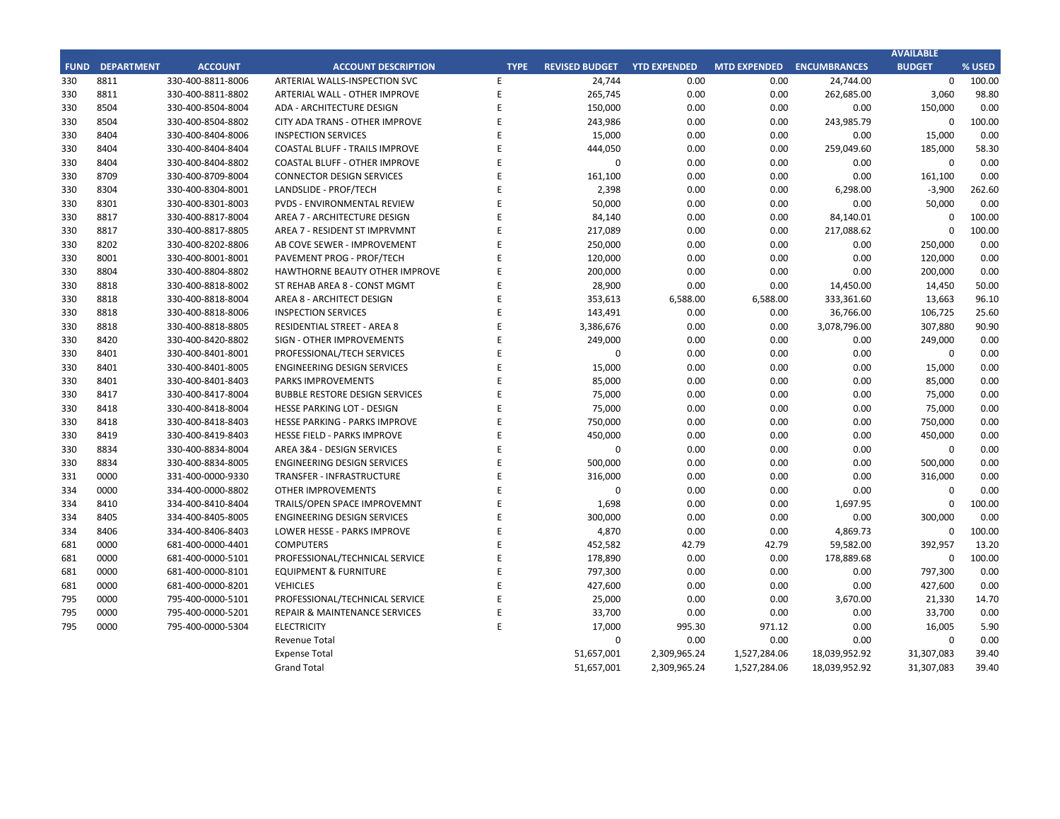| FUND | DEPARTMENT | ACCOUNT | ACCOUNT DESCRIPTION | TYPE | REVISED BUDGET | YTD EXPENDED | MTD EXPENDED | ENCUMBRANCES | AVAILABLE BUDGET | % USED |
|---|---|---|---|---|---|---|---|---|---|---|
| 330 | 8811 | 330-400-8811-8006 | ARTERIAL WALLS-INSPECTION SVC | E | 24,744 | 0.00 | 0.00 | 24,744.00 | 0 | 100.00 |
| 330 | 8811 | 330-400-8811-8802 | ARTERIAL WALL - OTHER IMPROVE | E | 265,745 | 0.00 | 0.00 | 262,685.00 | 3,060 | 98.80 |
| 330 | 8504 | 330-400-8504-8004 | ADA - ARCHITECTURE DESIGN | E | 150,000 | 0.00 | 0.00 | 0.00 | 150,000 | 0.00 |
| 330 | 8504 | 330-400-8504-8802 | CITY ADA TRANS - OTHER IMPROVE | E | 243,986 | 0.00 | 0.00 | 243,985.79 | 0 | 100.00 |
| 330 | 8404 | 330-400-8404-8006 | INSPECTION SERVICES | E | 15,000 | 0.00 | 0.00 | 0.00 | 15,000 | 0.00 |
| 330 | 8404 | 330-400-8404-8404 | COASTAL BLUFF - TRAILS IMPROVE | E | 444,050 | 0.00 | 0.00 | 259,049.60 | 185,000 | 58.30 |
| 330 | 8404 | 330-400-8404-8802 | COASTAL BLUFF - OTHER IMPROVE | E | 0 | 0.00 | 0.00 | 0.00 | 0 | 0.00 |
| 330 | 8709 | 330-400-8709-8004 | CONNECTOR DESIGN SERVICES | E | 161,100 | 0.00 | 0.00 | 0.00 | 161,100 | 0.00 |
| 330 | 8304 | 330-400-8304-8001 | LANDSLIDE - PROF/TECH | E | 2,398 | 0.00 | 0.00 | 6,298.00 | -3,900 | 262.60 |
| 330 | 8301 | 330-400-8301-8003 | PVDS - ENVIRONMENTAL REVIEW | E | 50,000 | 0.00 | 0.00 | 0.00 | 50,000 | 0.00 |
| 330 | 8817 | 330-400-8817-8004 | AREA 7 - ARCHITECTURE DESIGN | E | 84,140 | 0.00 | 0.00 | 84,140.01 | 0 | 100.00 |
| 330 | 8817 | 330-400-8817-8805 | AREA 7 - RESIDENT ST IMPRVMNT | E | 217,089 | 0.00 | 0.00 | 217,088.62 | 0 | 100.00 |
| 330 | 8202 | 330-400-8202-8806 | AB COVE SEWER - IMPROVEMENT | E | 250,000 | 0.00 | 0.00 | 0.00 | 250,000 | 0.00 |
| 330 | 8001 | 330-400-8001-8001 | PAVEMENT PROG - PROF/TECH | E | 120,000 | 0.00 | 0.00 | 0.00 | 120,000 | 0.00 |
| 330 | 8804 | 330-400-8804-8802 | HAWTHORNE BEAUTY OTHER IMPROVE | E | 200,000 | 0.00 | 0.00 | 0.00 | 200,000 | 0.00 |
| 330 | 8818 | 330-400-8818-8002 | ST REHAB AREA 8 - CONST MGMT | E | 28,900 | 0.00 | 0.00 | 14,450.00 | 14,450 | 50.00 |
| 330 | 8818 | 330-400-8818-8004 | AREA 8 - ARCHITECT DESIGN | E | 353,613 | 6,588.00 | 6,588.00 | 333,361.60 | 13,663 | 96.10 |
| 330 | 8818 | 330-400-8818-8006 | INSPECTION SERVICES | E | 143,491 | 0.00 | 0.00 | 36,766.00 | 106,725 | 25.60 |
| 330 | 8818 | 330-400-8818-8805 | RESIDENTIAL STREET - AREA 8 | E | 3,386,676 | 0.00 | 0.00 | 3,078,796.00 | 307,880 | 90.90 |
| 330 | 8420 | 330-400-8420-8802 | SIGN - OTHER IMPROVEMENTS | E | 249,000 | 0.00 | 0.00 | 0.00 | 249,000 | 0.00 |
| 330 | 8401 | 330-400-8401-8001 | PROFESSIONAL/TECH SERVICES | E | 0 | 0.00 | 0.00 | 0.00 | 0 | 0.00 |
| 330 | 8401 | 330-400-8401-8005 | ENGINEERING DESIGN SERVICES | E | 15,000 | 0.00 | 0.00 | 0.00 | 15,000 | 0.00 |
| 330 | 8401 | 330-400-8401-8403 | PARKS IMPROVEMENTS | E | 85,000 | 0.00 | 0.00 | 0.00 | 85,000 | 0.00 |
| 330 | 8417 | 330-400-8417-8004 | BUBBLE RESTORE DESIGN SERVICES | E | 75,000 | 0.00 | 0.00 | 0.00 | 75,000 | 0.00 |
| 330 | 8418 | 330-400-8418-8004 | HESSE PARKING LOT - DESIGN | E | 75,000 | 0.00 | 0.00 | 0.00 | 75,000 | 0.00 |
| 330 | 8418 | 330-400-8418-8403 | HESSE PARKING - PARKS IMPROVE | E | 750,000 | 0.00 | 0.00 | 0.00 | 750,000 | 0.00 |
| 330 | 8419 | 330-400-8419-8403 | HESSE FIELD - PARKS IMPROVE | E | 450,000 | 0.00 | 0.00 | 0.00 | 450,000 | 0.00 |
| 330 | 8834 | 330-400-8834-8004 | AREA 3&4 - DESIGN SERVICES | E | 0 | 0.00 | 0.00 | 0.00 | 0 | 0.00 |
| 330 | 8834 | 330-400-8834-8005 | ENGINEERING DESIGN SERVICES | E | 500,000 | 0.00 | 0.00 | 0.00 | 500,000 | 0.00 |
| 331 | 0000 | 331-400-0000-9330 | TRANSFER - INFRASTRUCTURE | E | 316,000 | 0.00 | 0.00 | 0.00 | 316,000 | 0.00 |
| 334 | 0000 | 334-400-0000-8802 | OTHER IMPROVEMENTS | E | 0 | 0.00 | 0.00 | 0.00 | 0 | 0.00 |
| 334 | 8410 | 334-400-8410-8404 | TRAILS/OPEN SPACE IMPROVEMNT | E | 1,698 | 0.00 | 0.00 | 1,697.95 | 0 | 100.00 |
| 334 | 8405 | 334-400-8405-8005 | ENGINEERING DESIGN SERVICES | E | 300,000 | 0.00 | 0.00 | 0.00 | 300,000 | 0.00 |
| 334 | 8406 | 334-400-8406-8403 | LOWER HESSE - PARKS IMPROVE | E | 4,870 | 0.00 | 0.00 | 4,869.73 | 0 | 100.00 |
| 681 | 0000 | 681-400-0000-4401 | COMPUTERS | E | 452,582 | 42.79 | 42.79 | 59,582.00 | 392,957 | 13.20 |
| 681 | 0000 | 681-400-0000-5101 | PROFESSIONAL/TECHNICAL SERVICE | E | 178,890 | 0.00 | 0.00 | 178,889.68 | 0 | 100.00 |
| 681 | 0000 | 681-400-0000-8101 | EQUIPMENT & FURNITURE | E | 797,300 | 0.00 | 0.00 | 0.00 | 797,300 | 0.00 |
| 681 | 0000 | 681-400-0000-8201 | VEHICLES | E | 427,600 | 0.00 | 0.00 | 0.00 | 427,600 | 0.00 |
| 795 | 0000 | 795-400-0000-5101 | PROFESSIONAL/TECHNICAL SERVICE | E | 25,000 | 0.00 | 0.00 | 3,670.00 | 21,330 | 14.70 |
| 795 | 0000 | 795-400-0000-5201 | REPAIR & MAINTENANCE SERVICES | E | 33,700 | 0.00 | 0.00 | 0.00 | 33,700 | 0.00 |
| 795 | 0000 | 795-400-0000-5304 | ELECTRICITY | E | 17,000 | 995.30 | 971.12 | 0.00 | 16,005 | 5.90 |
| | | | Revenue Total | | 0 | 0.00 | 0.00 | 0.00 | 0 | 0.00 |
| | | | Expense Total | | 51,657,001 | 2,309,965.24 | 1,527,284.06 | 18,039,952.92 | 31,307,083 | 39.40 |
| | | | Grand Total | | 51,657,001 | 2,309,965.24 | 1,527,284.06 | 18,039,952.92 | 31,307,083 | 39.40 |